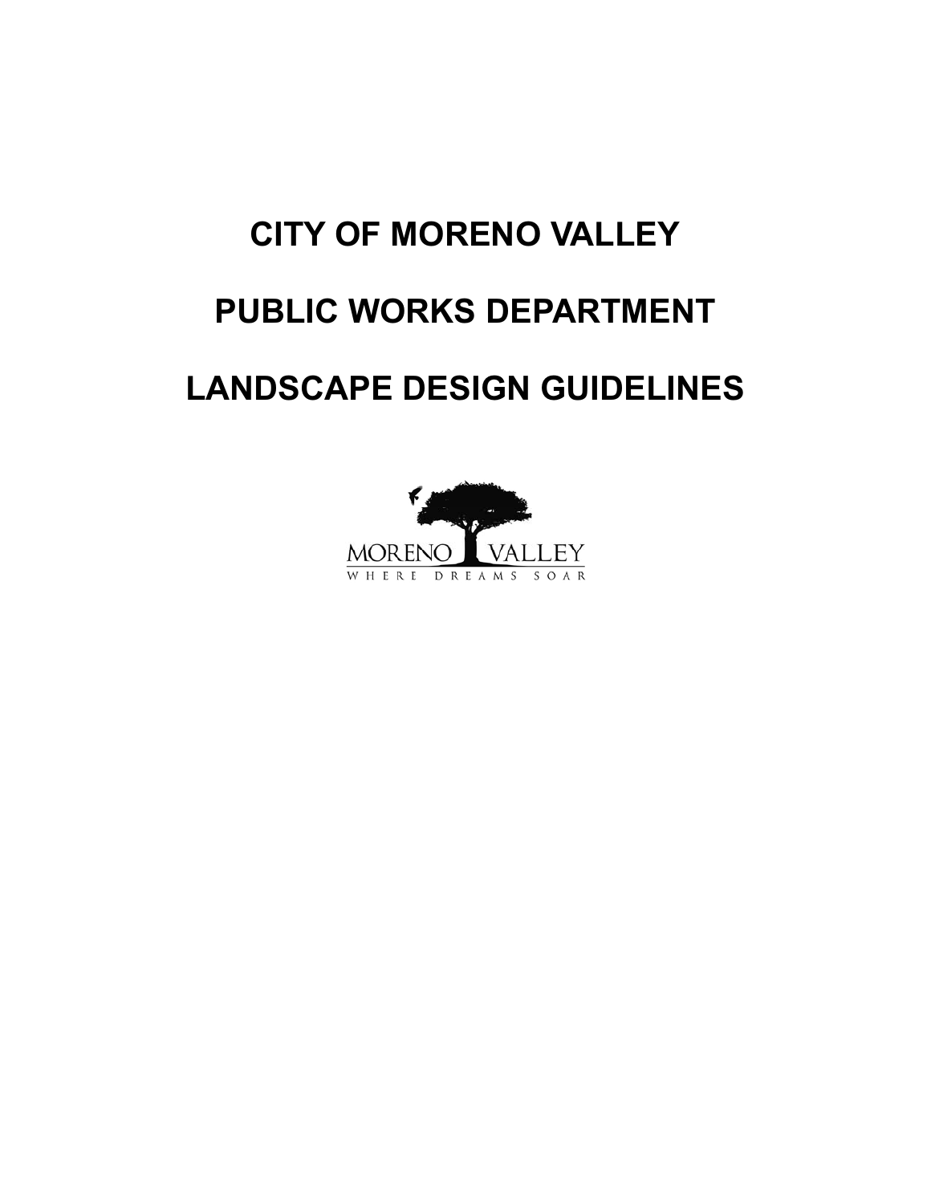# CITY OF MORENO VALLEY

# PUBLIC WORKS DEPARTMENT

# LANDSCAPE DESIGN GUIDELINES

MORENO VALLEY

WHERE DREAMS SOAR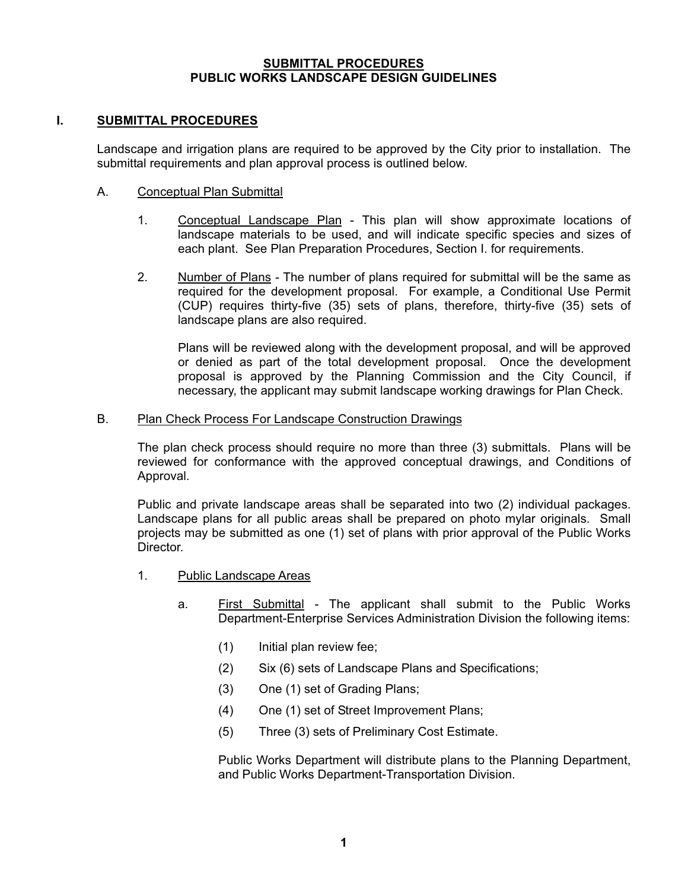# SUBMITTAL PROCEDURES
# PUBLIC WORKS LANDSCAPE DESIGN GUIDELINES

## I. SUBMITTAL PROCEDURES

Landscape and irrigation plans are required to be approved by the City prior to installation. The submittal requirements and plan approval process is outlined below.

### A. Conceptual Plan Submittal

1. Conceptual Landscape Plan - This plan will show approximate locations of landscape materials to be used, and will indicate specific species and sizes of each plant. See Plan Preparation Procedures, Section I. for requirements.

2. Number of Plans - The number of plans required for submittal will be the same as required for the development proposal. For example, a Conditional Use Permit (CUP) requires thirty-five (35) sets of plans, therefore, thirty-five (35) sets of landscape plans are also required.

   Plans will be reviewed along with the development proposal, and will be approved or denied as part of the total development proposal. Once the development proposal is approved by the Planning Commission and the City Council, if necessary, the applicant may submit landscape working drawings for Plan Check.

### B. Plan Check Process For Landscape Construction Drawings

The plan check process should require no more than three (3) submittals. Plans will be reviewed for conformance with the approved conceptual drawings, and Conditions of Approval.

Public and private landscape areas shall be separated into two (2) individual packages. Landscape plans for all public areas shall be prepared on photo mylar originals. Small projects may be submitted as one (1) set of plans with prior approval of the Public Works Director.

1. Public Landscape Areas

   a. First Submittal - The applicant shall submit to the Public Works Department-Enterprise Services Administration Division the following items:

      (1) Initial plan review fee;

      (2) Six (6) sets of Landscape Plans and Specifications;

      (3) One (1) set of Grading Plans;

      (4) One (1) set of Street Improvement Plans;

      (5) Three (3) sets of Preliminary Cost Estimate.

      Public Works Department will distribute plans to the Planning Department, and Public Works Department-Transportation Division.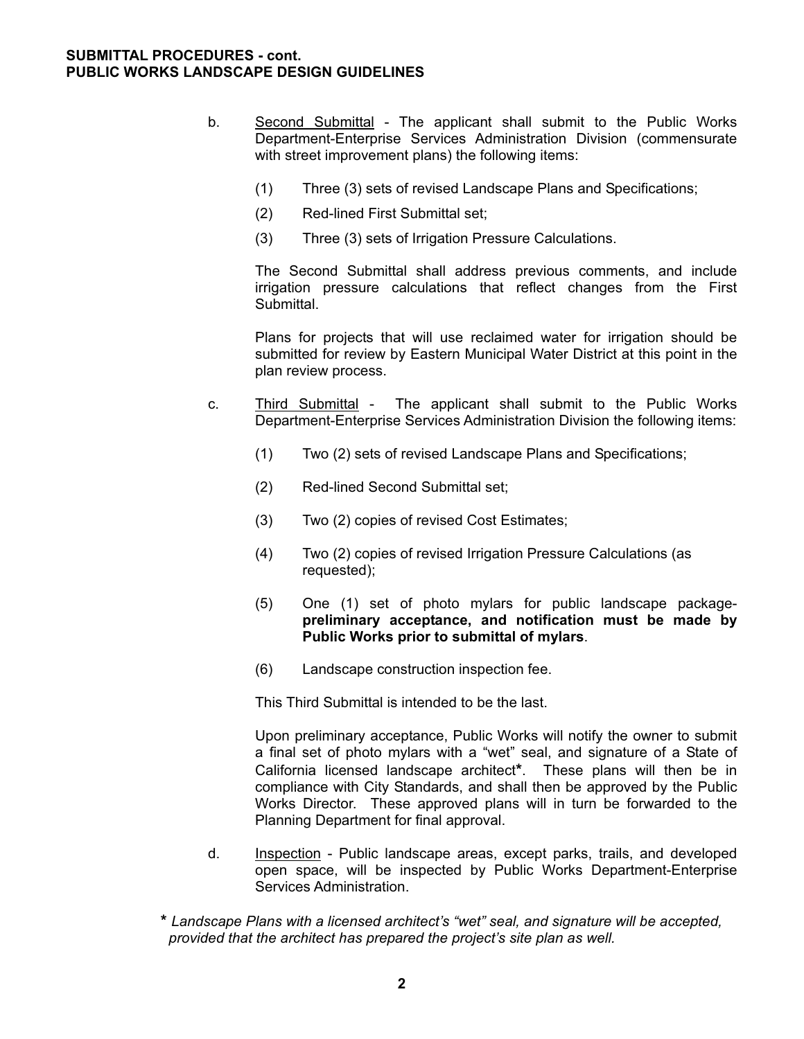**SUBMITTAL PROCEDURES - cont.**
**PUBLIC WORKS LANDSCAPE DESIGN GUIDELINES**

b. Second Submittal - The applicant shall submit to the Public Works Department-Enterprise Services Administration Division (commensurate with street improvement plans) the following items:

(1) Three (3) sets of revised Landscape Plans and Specifications;

(2) Red-lined First Submittal set;

(3) Three (3) sets of Irrigation Pressure Calculations.

The Second Submittal shall address previous comments, and include irrigation pressure calculations that reflect changes from the First Submittal.

Plans for projects that will use reclaimed water for irrigation should be submitted for review by Eastern Municipal Water District at this point in the plan review process.

c. Third Submittal - The applicant shall submit to the Public Works Department-Enterprise Services Administration Division the following items:

(1) Two (2) sets of revised Landscape Plans and Specifications;

(2) Red-lined Second Submittal set;

(3) Two (2) copies of revised Cost Estimates;

(4) Two (2) copies of revised Irrigation Pressure Calculations (as requested);

(5) One (1) set of photo mylars for public landscape package- **preliminary acceptance, and notification must be made by Public Works prior to submittal of mylars**.

(6) Landscape construction inspection fee.

This Third Submittal is intended to be the last.

Upon preliminary acceptance, Public Works will notify the owner to submit a final set of photo mylars with a "wet" seal, and signature of a State of California licensed landscape architect**\***. These plans will then be in compliance with City Standards, and shall then be approved by the Public Works Director. These approved plans will in turn be forwarded to the Planning Department for final approval.

d. Inspection - Public landscape areas, except parks, trails, and developed open space, will be inspected by Public Works Department-Enterprise Services Administration.

**\*** *Landscape Plans with a licensed architect's "wet" seal, and signature will be accepted, provided that the architect has prepared the project's site plan as well.*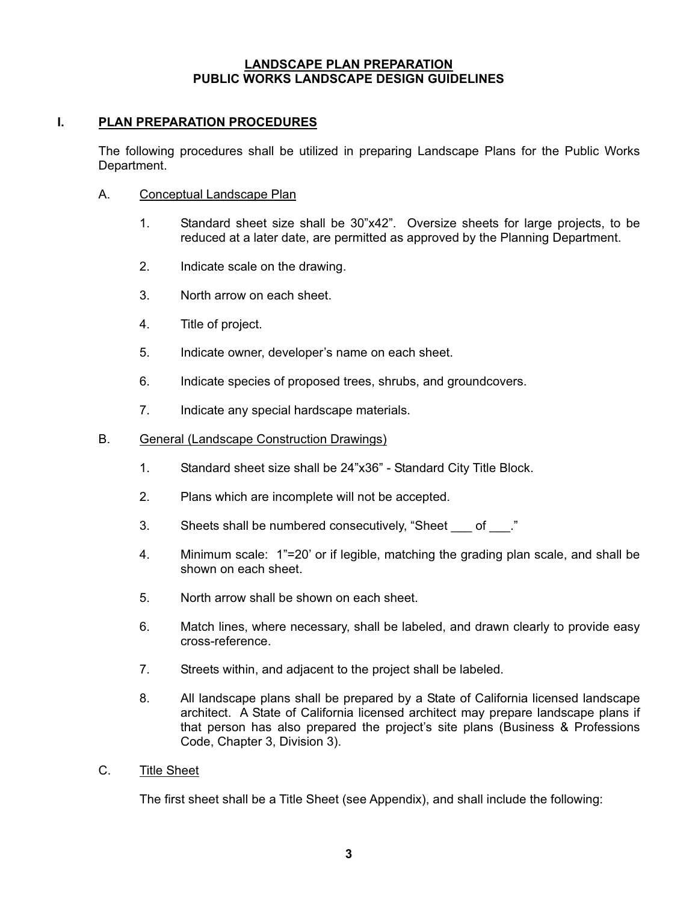# LANDSCAPE PLAN PREPARATION
# PUBLIC WORKS LANDSCAPE DESIGN GUIDELINES

## I. PLAN PREPARATION PROCEDURES

The following procedures shall be utilized in preparing Landscape Plans for the Public Works Department.

### A. Conceptual Landscape Plan

1. Standard sheet size shall be 30"x42". Oversize sheets for large projects, to be reduced at a later date, are permitted as approved by the Planning Department.
2. Indicate scale on the drawing.
3. North arrow on each sheet.
4. Title of project.
5. Indicate owner, developer's name on each sheet.
6. Indicate species of proposed trees, shrubs, and groundcovers.
7. Indicate any special hardscape materials.

### B. General (Landscape Construction Drawings)

1. Standard sheet size shall be 24"x36" - Standard City Title Block.
2. Plans which are incomplete will not be accepted.
3. Sheets shall be numbered consecutively, "Sheet ___ of ___."
4. Minimum scale: 1"=20' or if legible, matching the grading plan scale, and shall be shown on each sheet.
5. North arrow shall be shown on each sheet.
6. Match lines, where necessary, shall be labeled, and drawn clearly to provide easy cross-reference.
7. Streets within, and adjacent to the project shall be labeled.
8. All landscape plans shall be prepared by a State of California licensed landscape architect. A State of California licensed architect may prepare landscape plans if that person has also prepared the project's site plans (Business & Professions Code, Chapter 3, Division 3).

### C. Title Sheet

The first sheet shall be a Title Sheet (see Appendix), and shall include the following: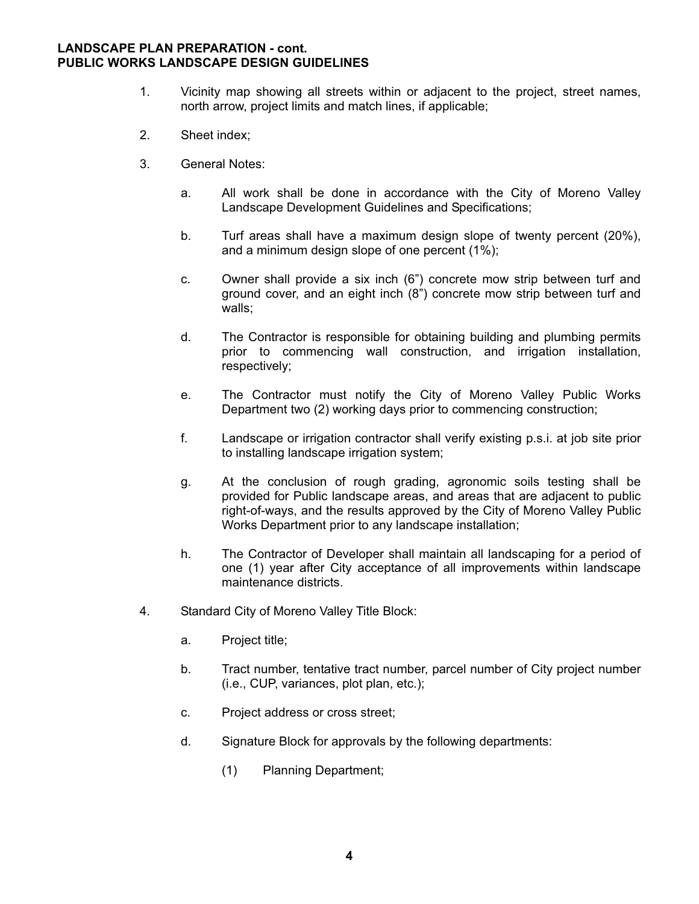**LANDSCAPE PLAN PREPARATION - cont.**
**PUBLIC WORKS LANDSCAPE DESIGN GUIDELINES**

1. Vicinity map showing all streets within or adjacent to the project, street names, north arrow, project limits and match lines, if applicable;

2. Sheet index;

3. General Notes:

   a. All work shall be done in accordance with the City of Moreno Valley Landscape Development Guidelines and Specifications;

   b. Turf areas shall have a maximum design slope of twenty percent (20%), and a minimum design slope of one percent (1%);

   c. Owner shall provide a six inch (6") concrete mow strip between turf and ground cover, and an eight inch (8") concrete mow strip between turf and walls;

   d. The Contractor is responsible for obtaining building and plumbing permits prior to commencing wall construction, and irrigation installation, respectively;

   e. The Contractor must notify the City of Moreno Valley Public Works Department two (2) working days prior to commencing construction;

   f. Landscape or irrigation contractor shall verify existing p.s.i. at job site prior to installing landscape irrigation system;

   g. At the conclusion of rough grading, agronomic soils testing shall be provided for Public landscape areas, and areas that are adjacent to public right-of-ways, and the results approved by the City of Moreno Valley Public Works Department prior to any landscape installation;

   h. The Contractor of Developer shall maintain all landscaping for a period of one (1) year after City acceptance of all improvements within landscape maintenance districts.

4. Standard City of Moreno Valley Title Block:

   a. Project title;

   b. Tract number, tentative tract number, parcel number of City project number (i.e., CUP, variances, plot plan, etc.);

   c. Project address or cross street;

   d. Signature Block for approvals by the following departments:

      (1) Planning Department;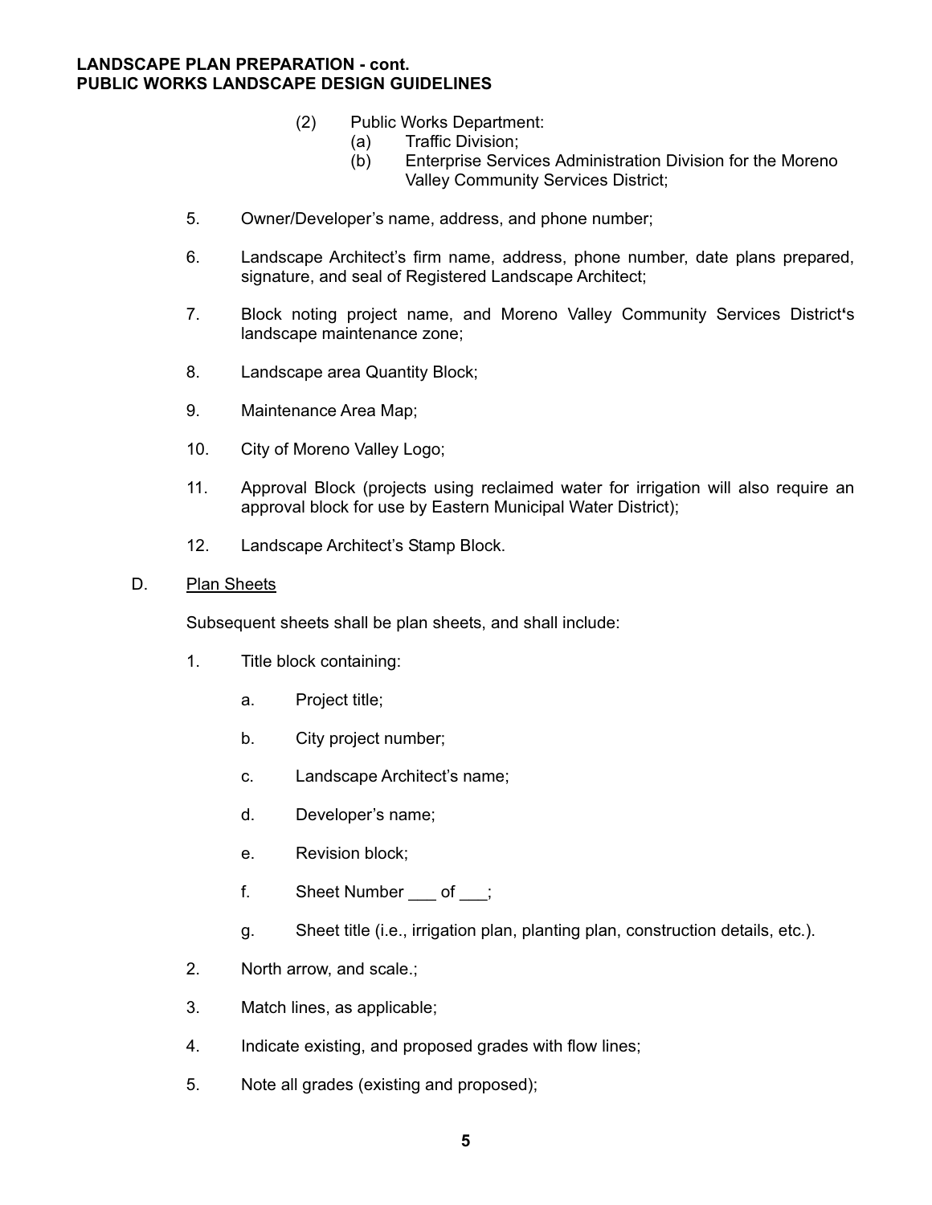(2) Public Works Department:
   (a) Traffic Division;
   (b) Enterprise Services Administration Division for the Moreno Valley Community Services District;

5. Owner/Developer's name, address, and phone number;

6. Landscape Architect's firm name, address, phone number, date plans prepared, signature, and seal of Registered Landscape Architect;

7. Block noting project name, and Moreno Valley Community Services District's landscape maintenance zone;

8. Landscape area Quantity Block;

9. Maintenance Area Map;

10. City of Moreno Valley Logo;

11. Approval Block (projects using reclaimed water for irrigation will also require an approval block for use by Eastern Municipal Water District);

12. Landscape Architect's Stamp Block.

D. <u>Plan Sheets</u>

Subsequent sheets shall be plan sheets, and shall include:

1. Title block containing:

   a. Project title;

   b. City project number;

   c. Landscape Architect's name;

   d. Developer's name;

   e. Revision block;

   f. Sheet Number ___ of ___;

   g. Sheet title (i.e., irrigation plan, planting plan, construction details, etc.).

2. North arrow, and scale.;

3. Match lines, as applicable;

4. Indicate existing, and proposed grades with flow lines;

5. Note all grades (existing and proposed);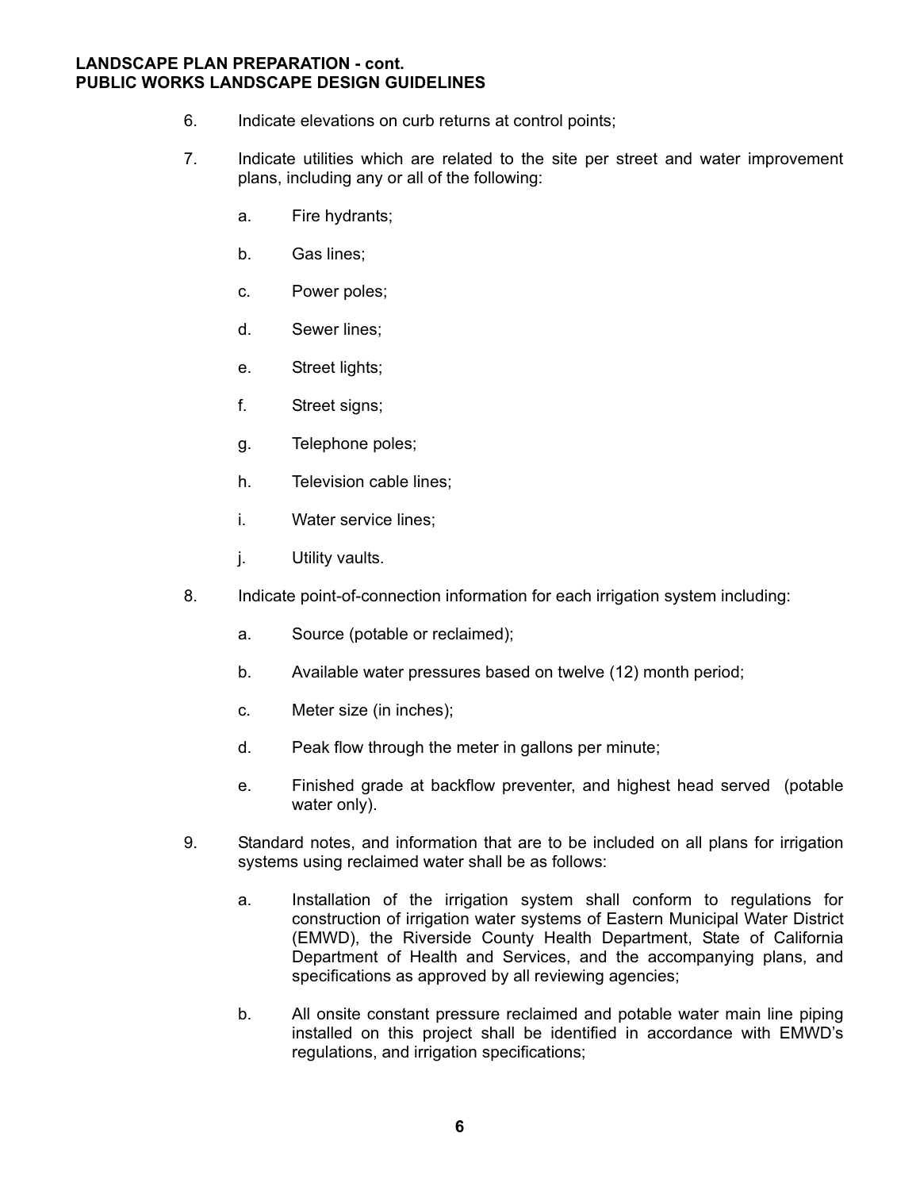6. Indicate elevations on curb returns at control points;

7. Indicate utilities which are related to the site per street and water improvement plans, including any or all of the following:

    a. Fire hydrants;

    b. Gas lines;

    c. Power poles;

    d. Sewer lines;

    e. Street lights;

    f. Street signs;

    g. Telephone poles;

    h. Television cable lines;

    i. Water service lines;

    j. Utility vaults.

8. Indicate point-of-connection information for each irrigation system including:

    a. Source (potable or reclaimed);

    b. Available water pressures based on twelve (12) month period;

    c. Meter size (in inches);

    d. Peak flow through the meter in gallons per minute;

    e. Finished grade at backflow preventer, and highest head served (potable water only).

9. Standard notes, and information that are to be included on all plans for irrigation systems using reclaimed water shall be as follows:

    a. Installation of the irrigation system shall conform to regulations for construction of irrigation water systems of Eastern Municipal Water District (EMWD), the Riverside County Health Department, State of California Department of Health and Services, and the accompanying plans, and specifications as approved by all reviewing agencies;

    b. All onsite constant pressure reclaimed and potable water main line piping installed on this project shall be identified in accordance with EMWD's regulations, and irrigation specifications;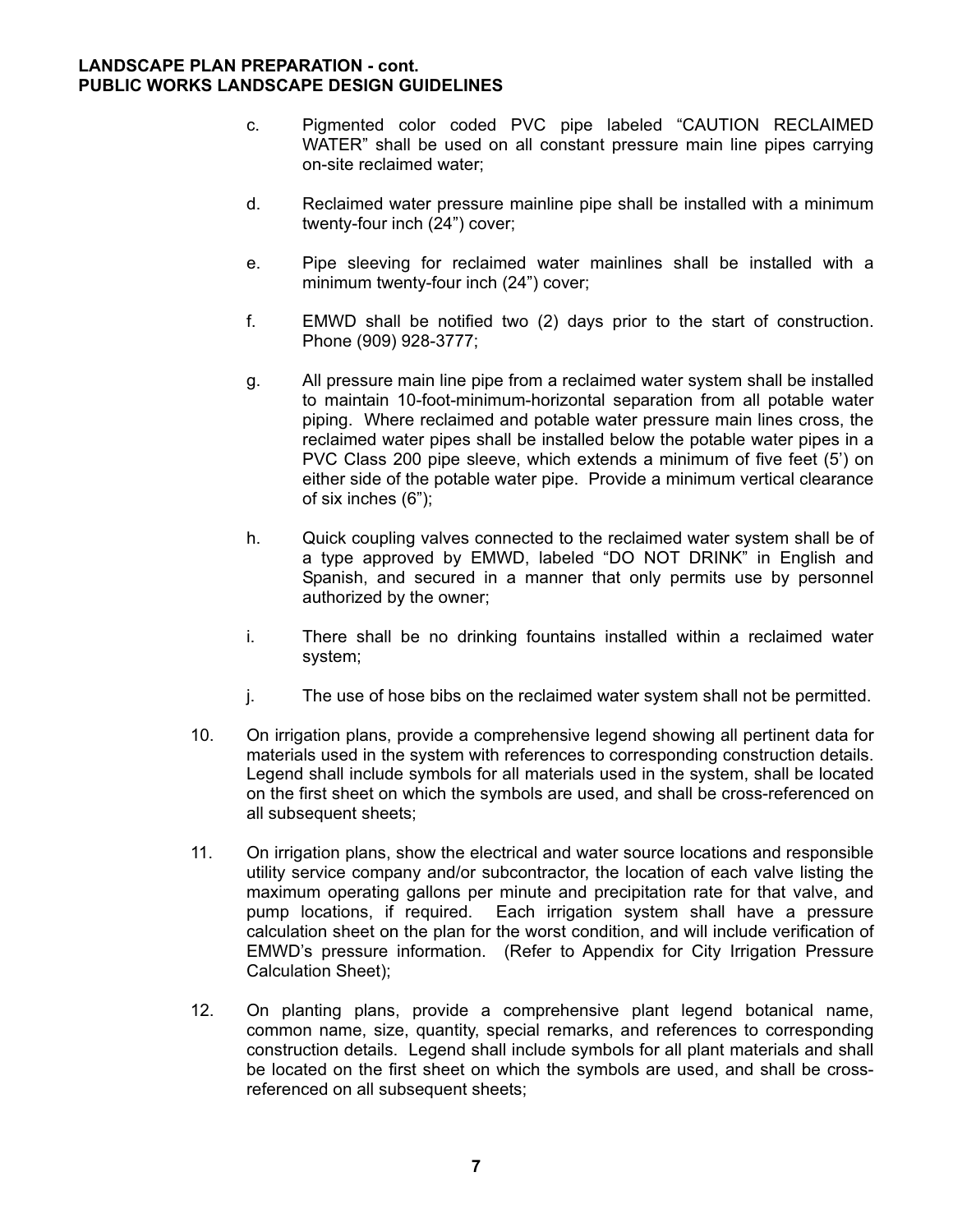c. Pigmented color coded PVC pipe labeled “CAUTION RECLAIMED WATER” shall be used on all constant pressure main line pipes carrying on-site reclaimed water;

d. Reclaimed water pressure mainline pipe shall be installed with a minimum twenty-four inch (24”) cover;

e. Pipe sleeving for reclaimed water mainlines shall be installed with a minimum twenty-four inch (24”) cover;

f. EMWD shall be notified two (2) days prior to the start of construction. Phone (909) 928-3777;

g. All pressure main line pipe from a reclaimed water system shall be installed to maintain 10-foot-minimum-horizontal separation from all potable water piping. Where reclaimed and potable water pressure main lines cross, the reclaimed water pipes shall be installed below the potable water pipes in a PVC Class 200 pipe sleeve, which extends a minimum of five feet (5’) on either side of the potable water pipe. Provide a minimum vertical clearance of six inches (6”);

h. Quick coupling valves connected to the reclaimed water system shall be of a type approved by EMWD, labeled “DO NOT DRINK” in English and Spanish, and secured in a manner that only permits use by personnel authorized by the owner;

i. There shall be no drinking fountains installed within a reclaimed water system;

j. The use of hose bibs on the reclaimed water system shall not be permitted.

10. On irrigation plans, provide a comprehensive legend showing all pertinent data for materials used in the system with references to corresponding construction details. Legend shall include symbols for all materials used in the system, shall be located on the first sheet on which the symbols are used, and shall be cross-referenced on all subsequent sheets;

11. On irrigation plans, show the electrical and water source locations and responsible utility service company and/or subcontractor, the location of each valve listing the maximum operating gallons per minute and precipitation rate for that valve, and pump locations, if required. Each irrigation system shall have a pressure calculation sheet on the plan for the worst condition, and will include verification of EMWD’s pressure information. (Refer to Appendix for City Irrigation Pressure Calculation Sheet);

12. On planting plans, provide a comprehensive plant legend botanical name, common name, size, quantity, special remarks, and references to corresponding construction details. Legend shall include symbols for all plant materials and shall be located on the first sheet on which the symbols are used, and shall be cross-referenced on all subsequent sheets;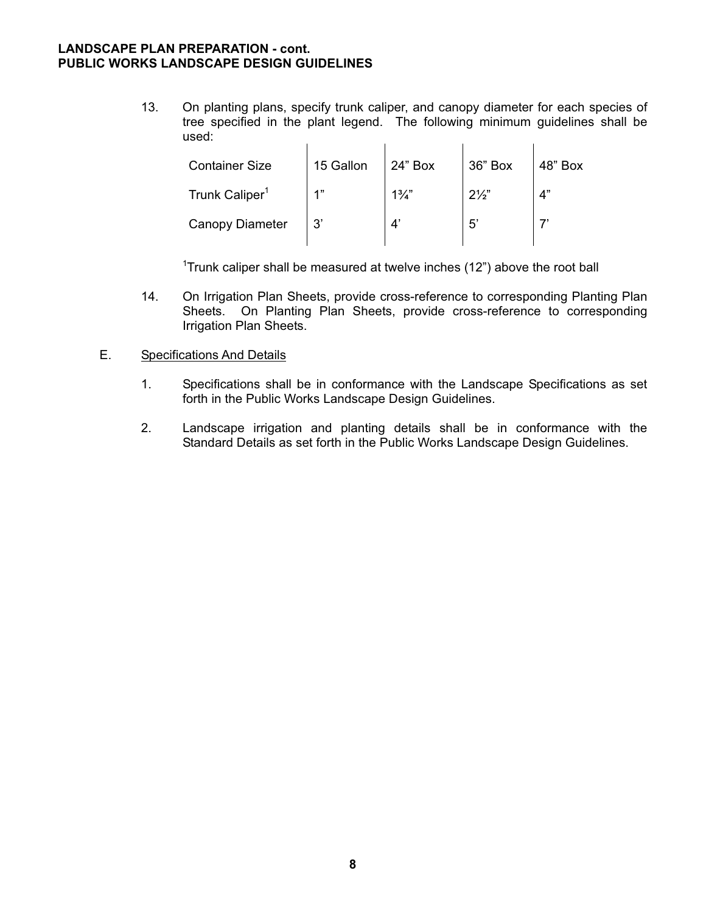13. On planting plans, specify trunk caliper, and canopy diameter for each species of tree specified in the plant legend. The following minimum guidelines shall be used:

| Container Size | 15 Gallon | 24" Box | 36" Box | 48" Box |
|---|---|---|---|---|
| Trunk Caliper[1] | 1" | 1¾" | 2½" | 4" |
| Canopy Diameter | 3' | 4' | 5' | 7' |

[1]Trunk caliper shall be measured at twelve inches (12") above the root ball

14. On Irrigation Plan Sheets, provide cross-reference to corresponding Planting Plan Sheets. On Planting Plan Sheets, provide cross-reference to corresponding Irrigation Plan Sheets.

E. <u>Specifications And Details</u>

1. Specifications shall be in conformance with the Landscape Specifications as set forth in the Public Works Landscape Design Guidelines.

2. Landscape irrigation and planting details shall be in conformance with the Standard Details as set forth in the Public Works Landscape Design Guidelines.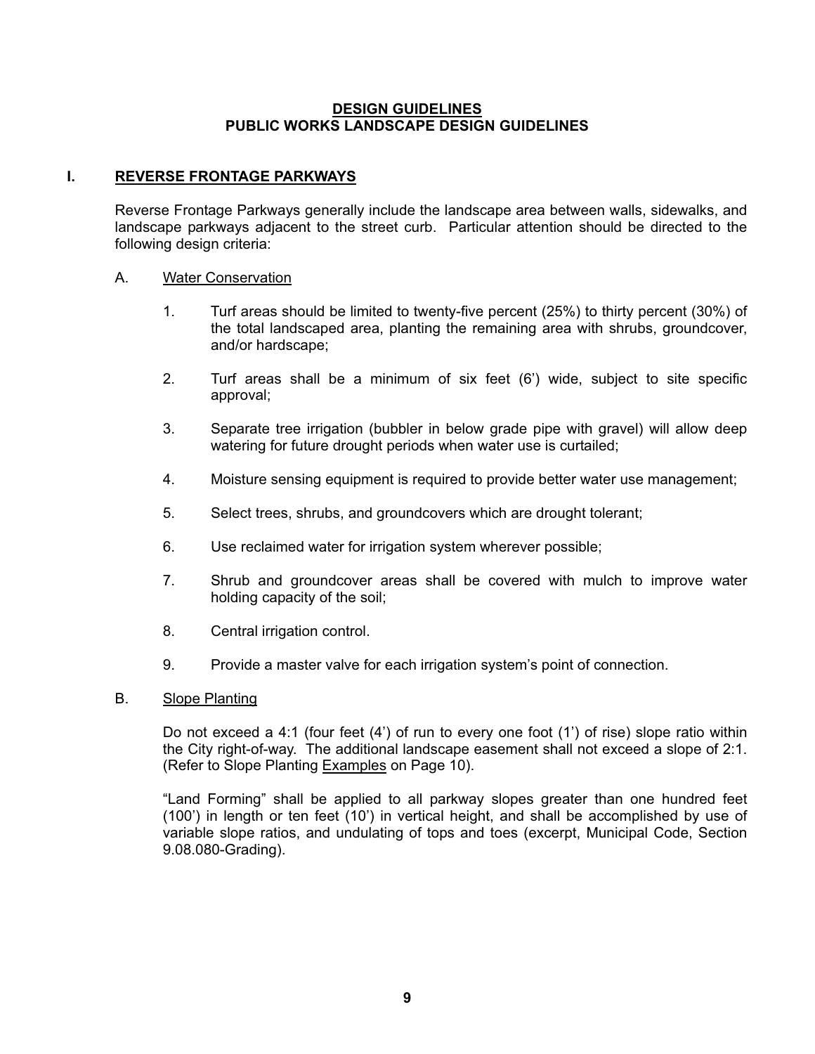# DESIGN GUIDELINES
## PUBLIC WORKS LANDSCAPE DESIGN GUIDELINES

## I. REVERSE FRONTAGE PARKWAYS

Reverse Frontage Parkways generally include the landscape area between walls, sidewalks, and landscape parkways adjacent to the street curb. Particular attention should be directed to the following design criteria:

### A. Water Conservation

1. Turf areas should be limited to twenty-five percent (25%) to thirty percent (30%) of the total landscaped area, planting the remaining area with shrubs, groundcover, and/or hardscape;
2. Turf areas shall be a minimum of six feet (6') wide, subject to site specific approval;
3. Separate tree irrigation (bubbler in below grade pipe with gravel) will allow deep watering for future drought periods when water use is curtailed;
4. Moisture sensing equipment is required to provide better water use management;
5. Select trees, shrubs, and groundcovers which are drought tolerant;
6. Use reclaimed water for irrigation system wherever possible;
7. Shrub and groundcover areas shall be covered with mulch to improve water holding capacity of the soil;
8. Central irrigation control.
9. Provide a master valve for each irrigation system's point of connection.

### B. Slope Planting

Do not exceed a 4:1 (four feet (4') of run to every one foot (1') of rise) slope ratio within the City right-of-way. The additional landscape easement shall not exceed a slope of 2:1. (Refer to Slope Planting Examples on Page 10).

"Land Forming" shall be applied to all parkway slopes greater than one hundred feet (100') in length or ten feet (10') in vertical height, and shall be accomplished by use of variable slope ratios, and undulating of tops and toes (excerpt, Municipal Code, Section 9.08.080-Grading).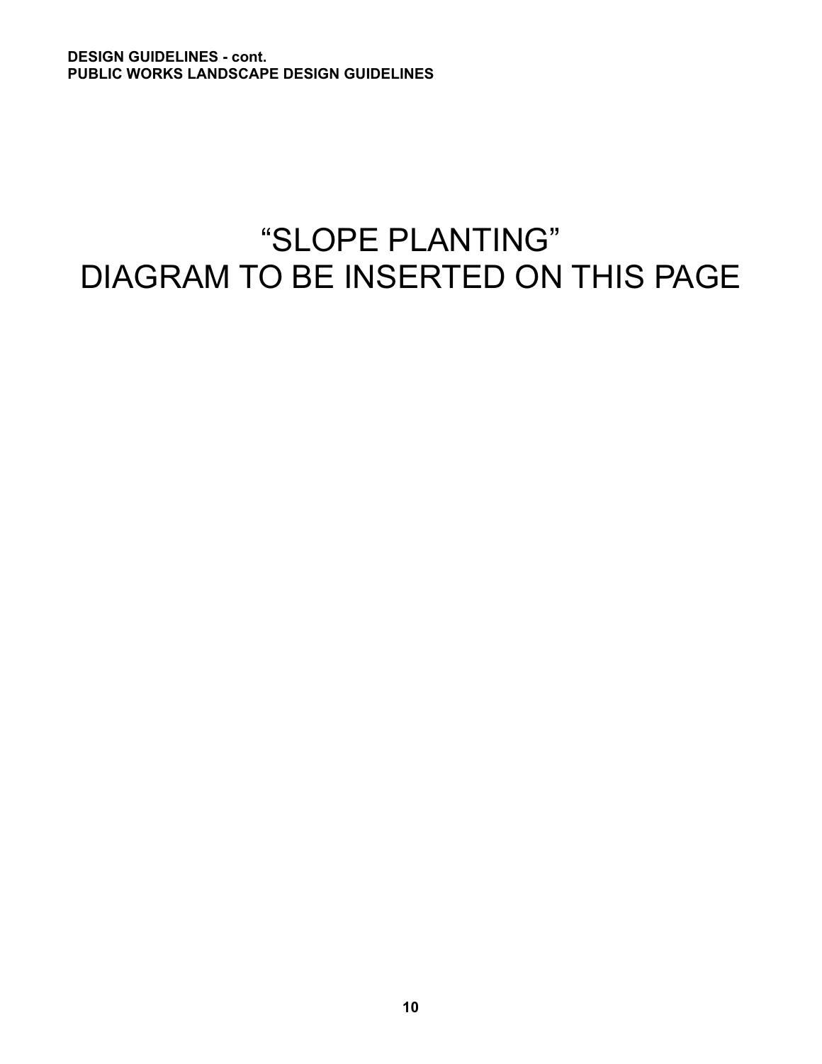“SLOPE PLANTING”
DIAGRAM TO BE INSERTED ON THIS PAGE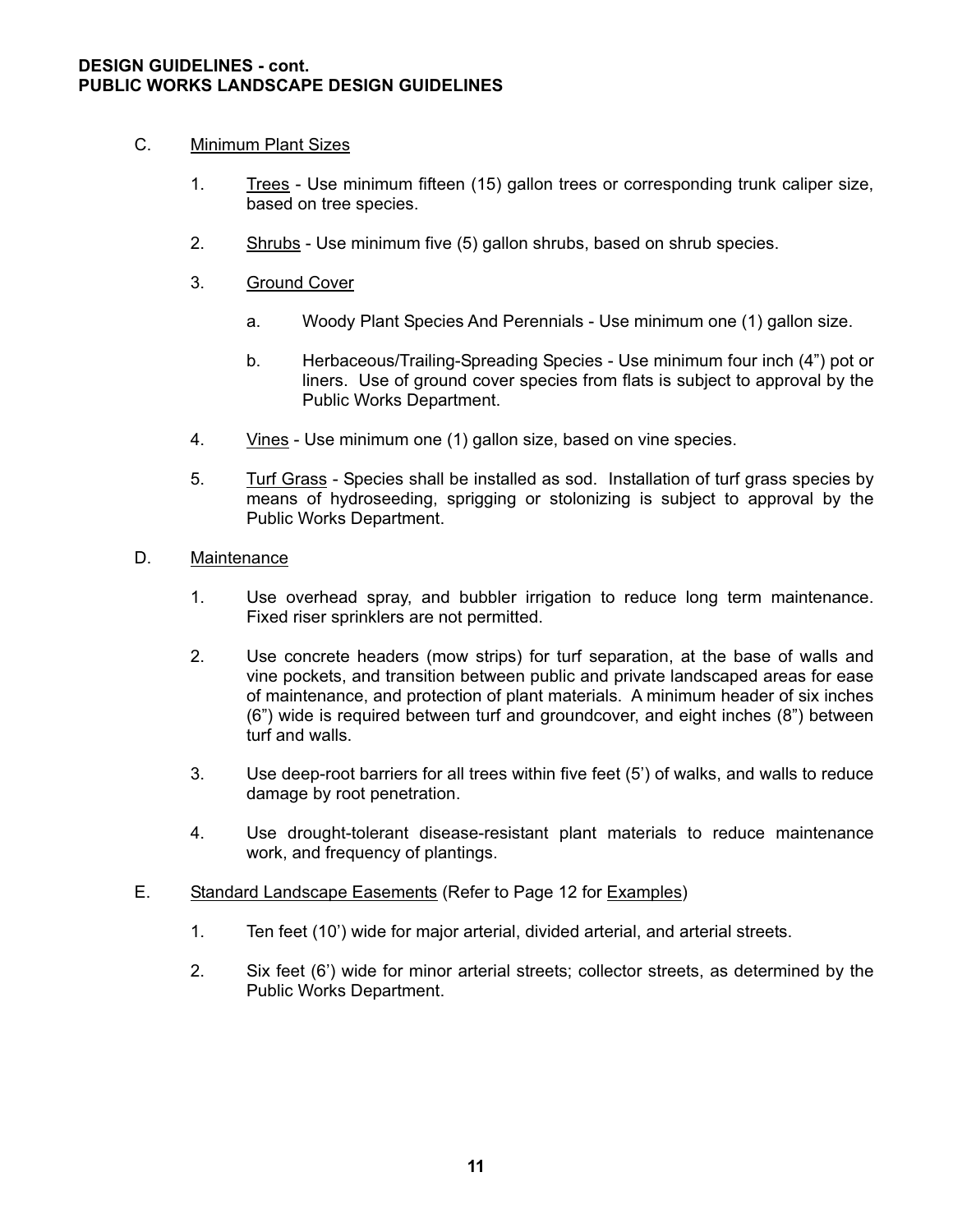**DESIGN GUIDELINES - cont.**
**PUBLIC WORKS LANDSCAPE DESIGN GUIDELINES**

C. Minimum Plant Sizes

1. Trees - Use minimum fifteen (15) gallon trees or corresponding trunk caliper size, based on tree species.

2. Shrubs - Use minimum five (5) gallon shrubs, based on shrub species.

3. Ground Cover

   a. Woody Plant Species And Perennials - Use minimum one (1) gallon size.

   b. Herbaceous/Trailing-Spreading Species - Use minimum four inch (4") pot or liners. Use of ground cover species from flats is subject to approval by the Public Works Department.

4. Vines - Use minimum one (1) gallon size, based on vine species.

5. Turf Grass - Species shall be installed as sod. Installation of turf grass species by means of hydroseeding, sprigging or stolonizing is subject to approval by the Public Works Department.

D. Maintenance

1. Use overhead spray, and bubbler irrigation to reduce long term maintenance. Fixed riser sprinklers are not permitted.

2. Use concrete headers (mow strips) for turf separation, at the base of walls and vine pockets, and transition between public and private landscaped areas for ease of maintenance, and protection of plant materials. A minimum header of six inches (6") wide is required between turf and groundcover, and eight inches (8") between turf and walls.

3. Use deep-root barriers for all trees within five feet (5') of walks, and walls to reduce damage by root penetration.

4. Use drought-tolerant disease-resistant plant materials to reduce maintenance work, and frequency of plantings.

E. Standard Landscape Easements (Refer to Page 12 for Examples)

1. Ten feet (10') wide for major arterial, divided arterial, and arterial streets.

2. Six feet (6') wide for minor arterial streets; collector streets, as determined by the Public Works Department.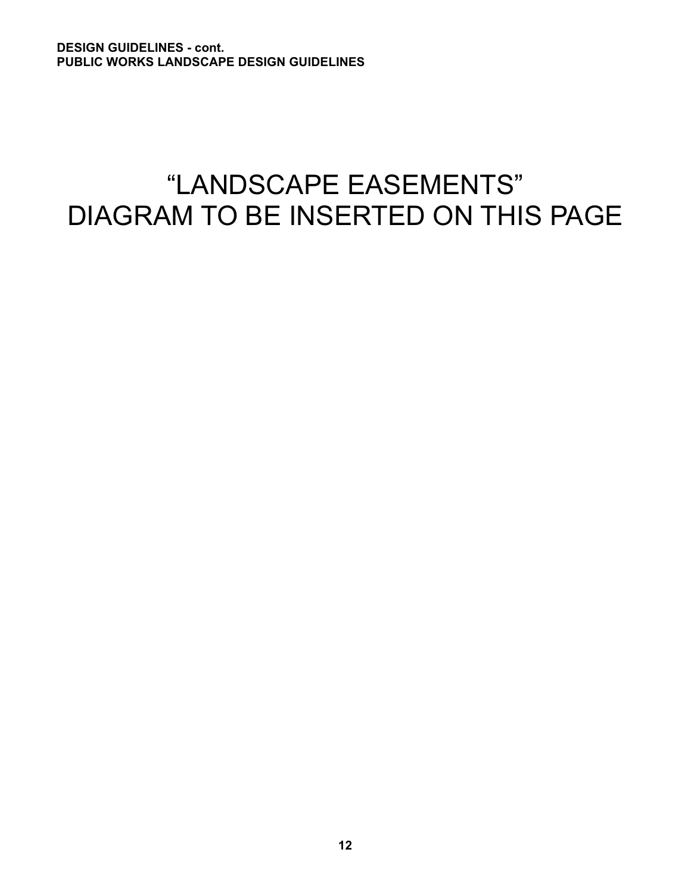“LANDSCAPE EASEMENTS”
DIAGRAM TO BE INSERTED ON THIS PAGE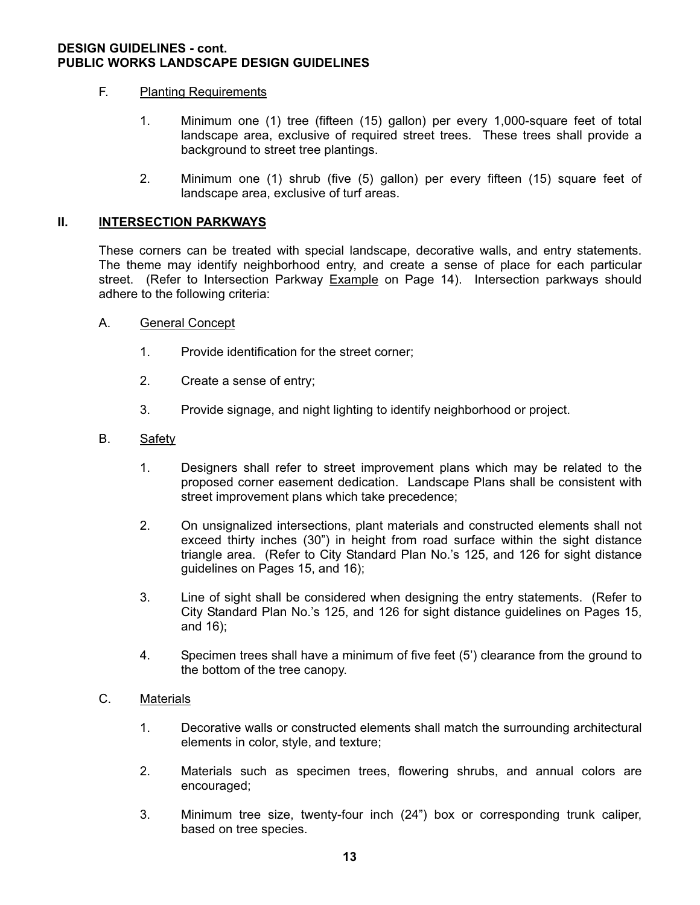**DESIGN GUIDELINES - cont.**
**PUBLIC WORKS LANDSCAPE DESIGN GUIDELINES**

F. <u>Planting Requirements</u>

1. Minimum one (1) tree (fifteen (15) gallon) per every 1,000-square feet of total landscape area, exclusive of required street trees. These trees shall provide a background to street tree plantings.

2. Minimum one (1) shrub (five (5) gallon) per every fifteen (15) square feet of landscape area, exclusive of turf areas.

## II. <u>INTERSECTION PARKWAYS</u>

These corners can be treated with special landscape, decorative walls, and entry statements. The theme may identify neighborhood entry, and create a sense of place for each particular street. (Refer to Intersection Parkway <u>Example</u> on Page 14). Intersection parkways should adhere to the following criteria:

A. <u>General Concept</u>

1. Provide identification for the street corner;

2. Create a sense of entry;

3. Provide signage, and night lighting to identify neighborhood or project.

B. <u>Safety</u>

1. Designers shall refer to street improvement plans which may be related to the proposed corner easement dedication. Landscape Plans shall be consistent with street improvement plans which take precedence;

2. On unsignalized intersections, plant materials and constructed elements shall not exceed thirty inches (30") in height from road surface within the sight distance triangle area. (Refer to City Standard Plan No.'s 125, and 126 for sight distance guidelines on Pages 15, and 16);

3. Line of sight shall be considered when designing the entry statements. (Refer to City Standard Plan No.'s 125, and 126 for sight distance guidelines on Pages 15, and 16);

4. Specimen trees shall have a minimum of five feet (5') clearance from the ground to the bottom of the tree canopy.

C. <u>Materials</u>

1. Decorative walls or constructed elements shall match the surrounding architectural elements in color, style, and texture;

2. Materials such as specimen trees, flowering shrubs, and annual colors are encouraged;

3. Minimum tree size, twenty-four inch (24") box or corresponding trunk caliper, based on tree species.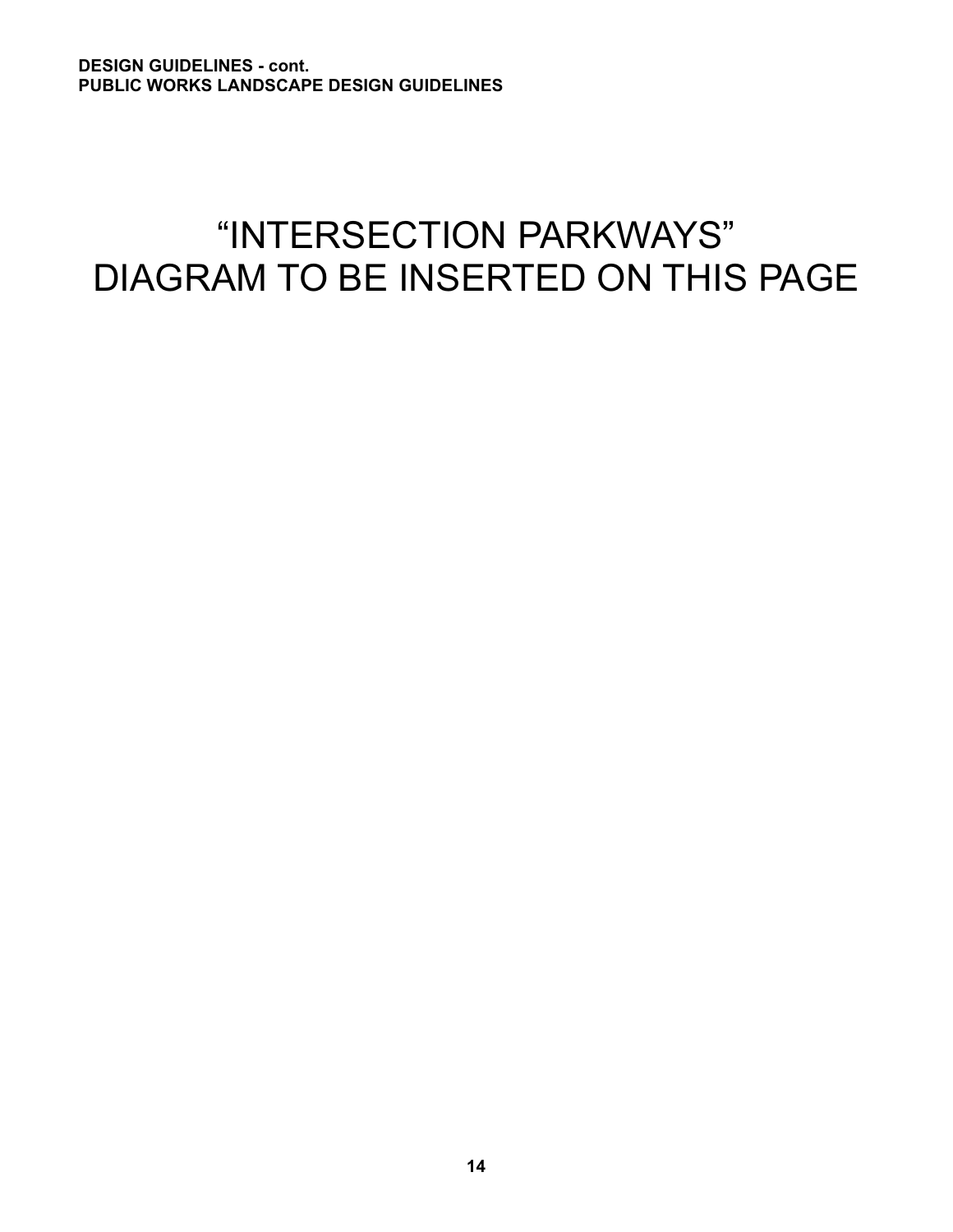“INTERSECTION PARKWAYS”
DIAGRAM TO BE INSERTED ON THIS PAGE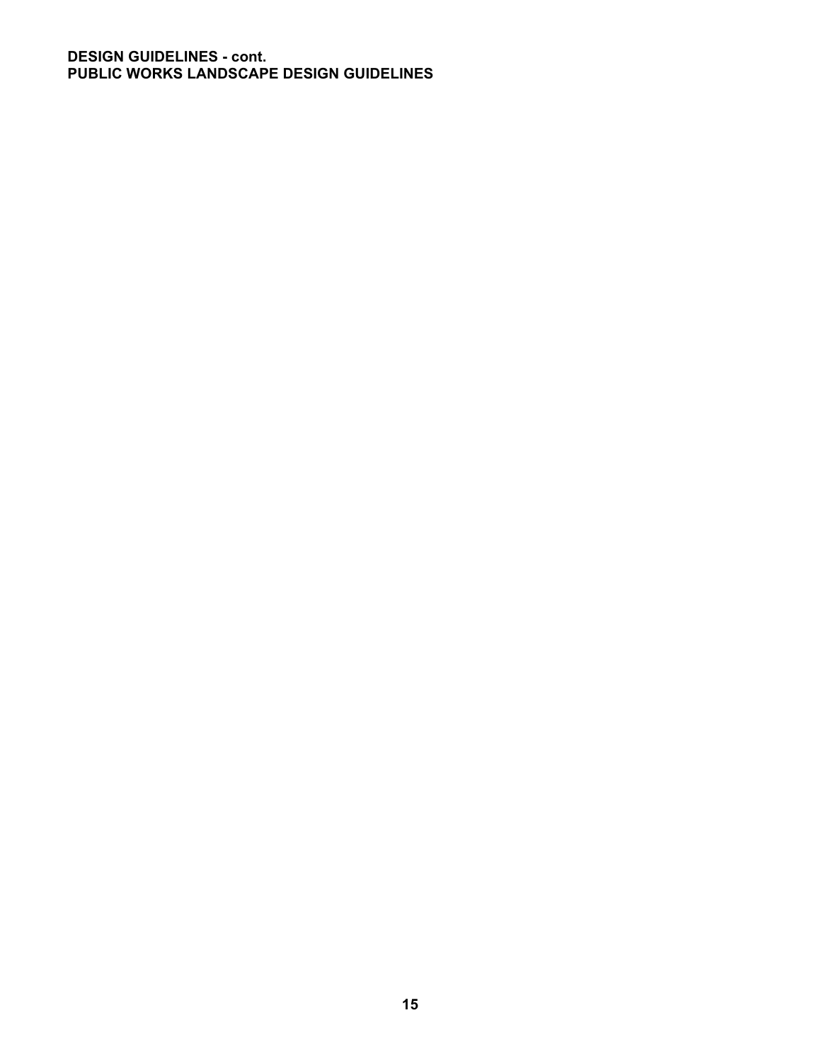**DESIGN GUIDELINES - cont.**
**PUBLIC WORKS LANDSCAPE DESIGN GUIDELINES**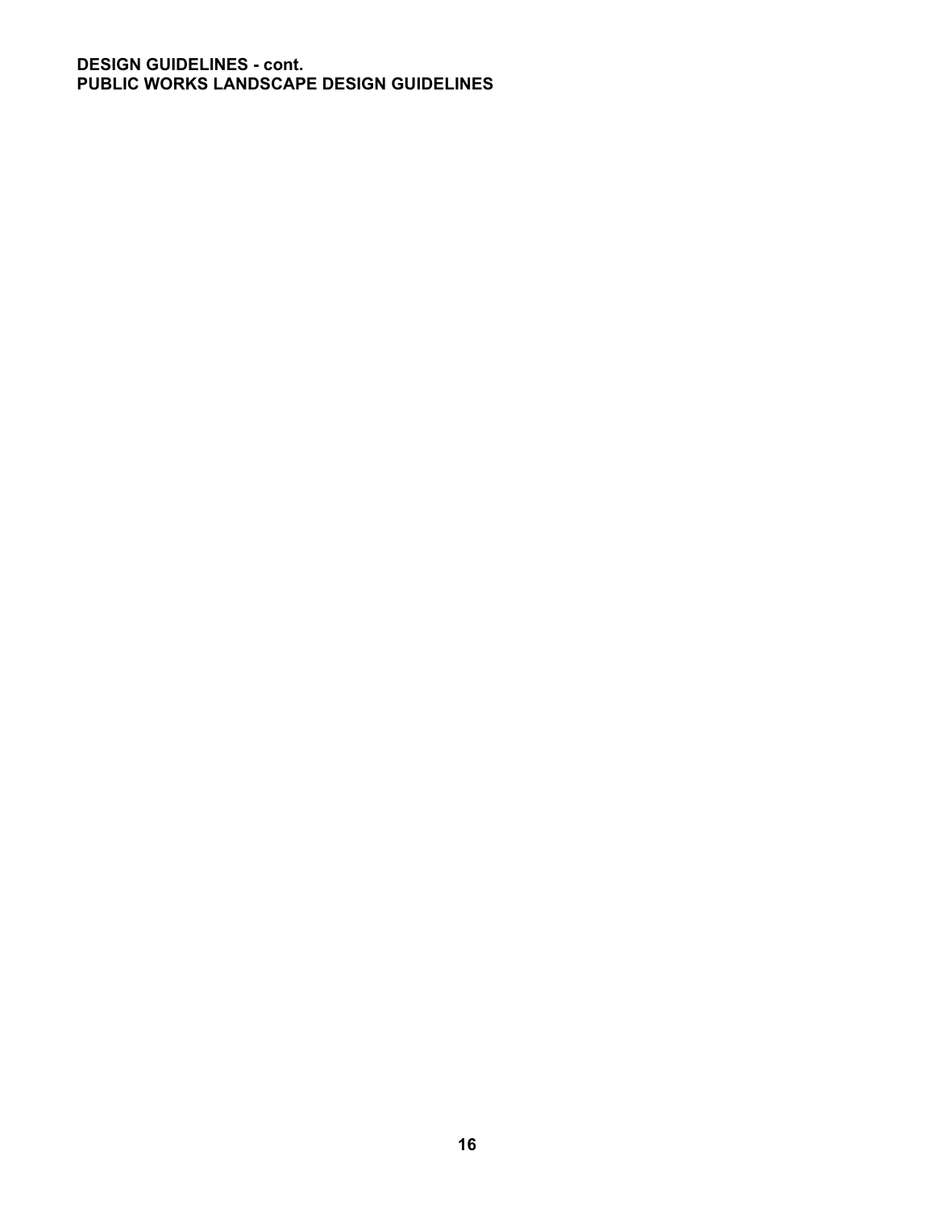**DESIGN GUIDELINES - cont.**
**PUBLIC WORKS LANDSCAPE DESIGN GUIDELINES**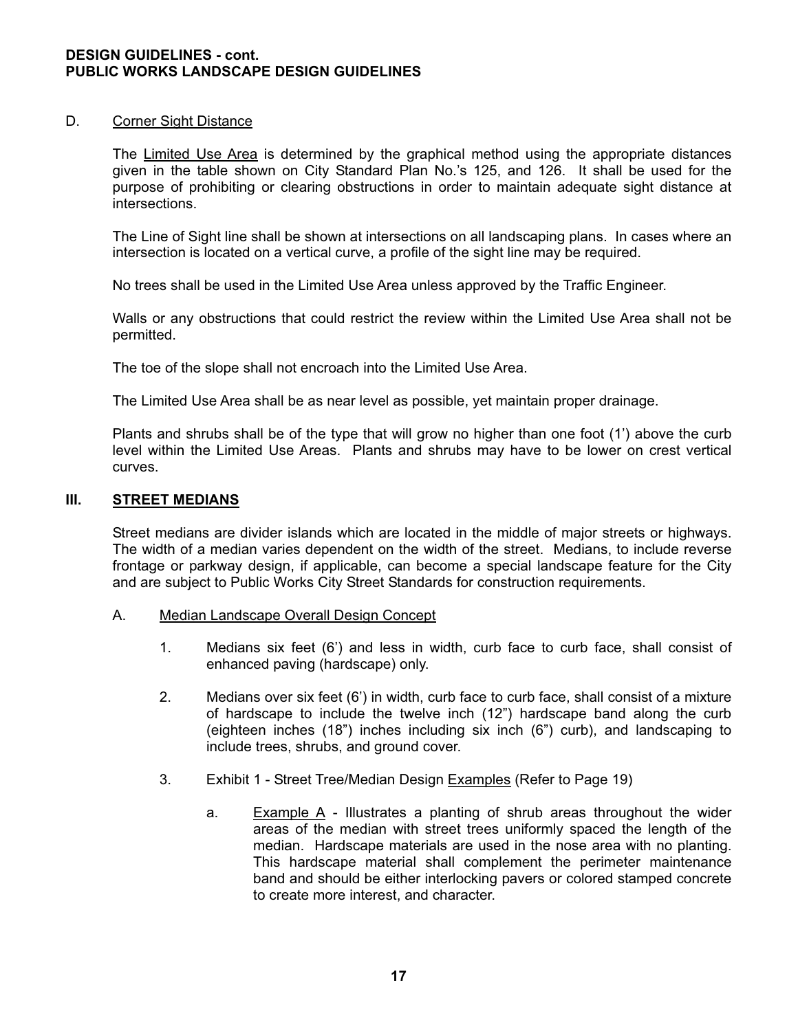D. <u>Corner Sight Distance</u>

The <u>Limited Use Area</u> is determined by the graphical method using the appropriate distances given in the table shown on City Standard Plan No.'s 125, and 126. It shall be used for the purpose of prohibiting or clearing obstructions in order to maintain adequate sight distance at intersections.

The Line of Sight line shall be shown at intersections on all landscaping plans. In cases where an intersection is located on a vertical curve, a profile of the sight line may be required.

No trees shall be used in the Limited Use Area unless approved by the Traffic Engineer.

Walls or any obstructions that could restrict the review within the Limited Use Area shall not be permitted.

The toe of the slope shall not encroach into the Limited Use Area.

The Limited Use Area shall be as near level as possible, yet maintain proper drainage.

Plants and shrubs shall be of the type that will grow no higher than one foot (1') above the curb level within the Limited Use Areas. Plants and shrubs may have to be lower on crest vertical curves.

## III. STREET MEDIANS

Street medians are divider islands which are located in the middle of major streets or highways. The width of a median varies dependent on the width of the street. Medians, to include reverse frontage or parkway design, if applicable, can become a special landscape feature for the City and are subject to Public Works City Street Standards for construction requirements.

A. <u>Median Landscape Overall Design Concept</u>

1. Medians six feet (6') and less in width, curb face to curb face, shall consist of enhanced paving (hardscape) only.

2. Medians over six feet (6') in width, curb face to curb face, shall consist of a mixture of hardscape to include the twelve inch (12") hardscape band along the curb (eighteen inches (18") inches including six inch (6") curb), and landscaping to include trees, shrubs, and ground cover.

3. Exhibit 1 - Street Tree/Median Design <u>Examples</u> (Refer to Page 19)

   a. <u>Example A</u> - Illustrates a planting of shrub areas throughout the wider areas of the median with street trees uniformly spaced the length of the median. Hardscape materials are used in the nose area with no planting. This hardscape material shall complement the perimeter maintenance band and should be either interlocking pavers or colored stamped concrete to create more interest, and character.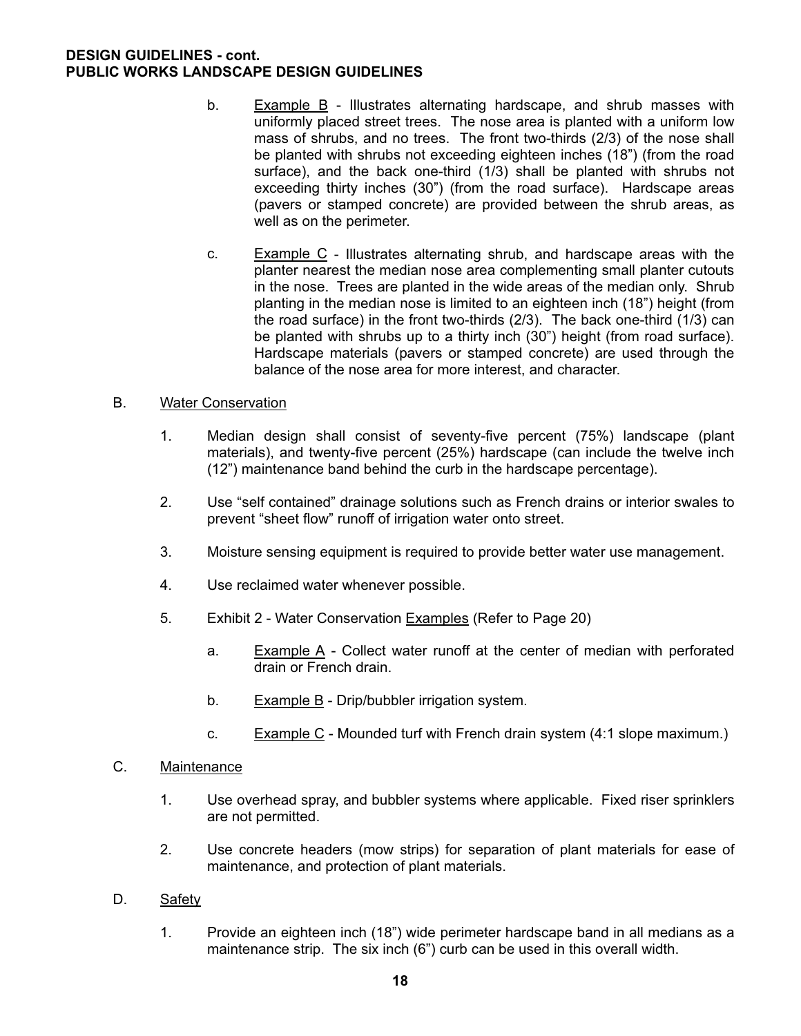b. Example B - Illustrates alternating hardscape, and shrub masses with uniformly placed street trees. The nose area is planted with a uniform low mass of shrubs, and no trees. The front two-thirds (2/3) of the nose shall be planted with shrubs not exceeding eighteen inches (18”) (from the road surface), and the back one-third (1/3) shall be planted with shrubs not exceeding thirty inches (30”) (from the road surface). Hardscape areas (pavers or stamped concrete) are provided between the shrub areas, as well as on the perimeter.

c. Example C - Illustrates alternating shrub, and hardscape areas with the planter nearest the median nose area complementing small planter cutouts in the nose. Trees are planted in the wide areas of the median only. Shrub planting in the median nose is limited to an eighteen inch (18”) height (from the road surface) in the front two-thirds (2/3). The back one-third (1/3) can be planted with shrubs up to a thirty inch (30”) height (from road surface). Hardscape materials (pavers or stamped concrete) are used through the balance of the nose area for more interest, and character.

B. Water Conservation

1. Median design shall consist of seventy-five percent (75%) landscape (plant materials), and twenty-five percent (25%) hardscape (can include the twelve inch (12”) maintenance band behind the curb in the hardscape percentage).

2. Use “self contained” drainage solutions such as French drains or interior swales to prevent “sheet flow” runoff of irrigation water onto street.

3. Moisture sensing equipment is required to provide better water use management.

4. Use reclaimed water whenever possible.

5. Exhibit 2 - Water Conservation Examples (Refer to Page 20)

   a. Example A - Collect water runoff at the center of median with perforated drain or French drain.

   b. Example B - Drip/bubbler irrigation system.

   c. Example C - Mounded turf with French drain system (4:1 slope maximum.)

C. Maintenance

1. Use overhead spray, and bubbler systems where applicable. Fixed riser sprinklers are not permitted.

2. Use concrete headers (mow strips) for separation of plant materials for ease of maintenance, and protection of plant materials.

D. Safety

1. Provide an eighteen inch (18”) wide perimeter hardscape band in all medians as a maintenance strip. The six inch (6”) curb can be used in this overall width.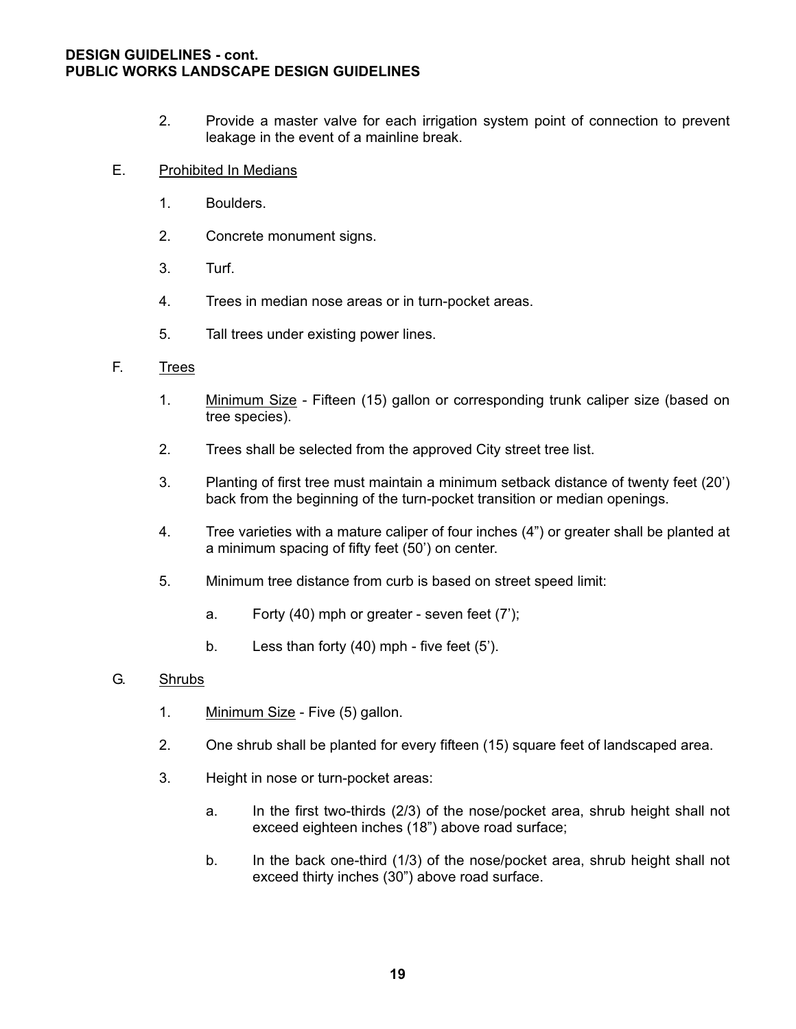2. Provide a master valve for each irrigation system point of connection to prevent leakage in the event of a mainline break.

E. Prohibited In Medians

1. Boulders.

2. Concrete monument signs.

3. Turf.

4. Trees in median nose areas or in turn-pocket areas.

5. Tall trees under existing power lines.

F. Trees

1. Minimum Size - Fifteen (15) gallon or corresponding trunk caliper size (based on tree species).

2. Trees shall be selected from the approved City street tree list.

3. Planting of first tree must maintain a minimum setback distance of twenty feet (20') back from the beginning of the turn-pocket transition or median openings.

4. Tree varieties with a mature caliper of four inches (4") or greater shall be planted at a minimum spacing of fifty feet (50') on center.

5. Minimum tree distance from curb is based on street speed limit:

   a. Forty (40) mph or greater - seven feet (7');

   b. Less than forty (40) mph - five feet (5').

G. Shrubs

1. Minimum Size - Five (5) gallon.

2. One shrub shall be planted for every fifteen (15) square feet of landscaped area.

3. Height in nose or turn-pocket areas:

   a. In the first two-thirds (2/3) of the nose/pocket area, shrub height shall not exceed eighteen inches (18") above road surface;

   b. In the back one-third (1/3) of the nose/pocket area, shrub height shall not exceed thirty inches (30") above road surface.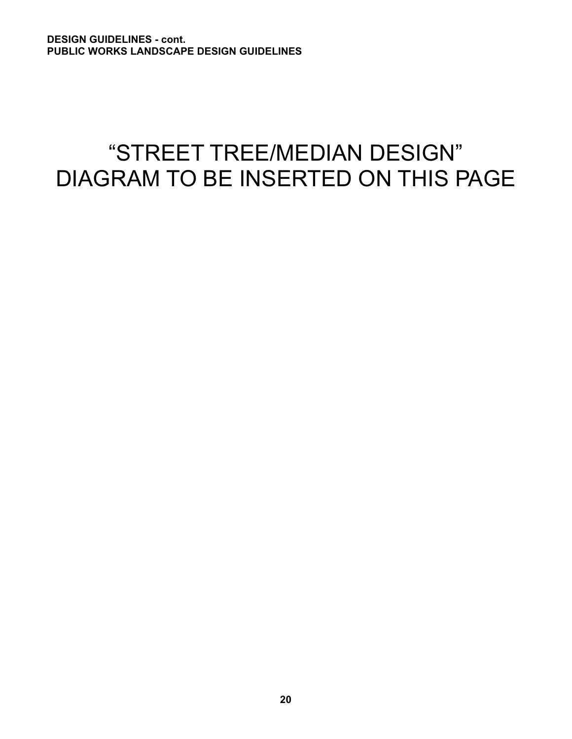“STREET TREE/MEDIAN DESIGN”
DIAGRAM TO BE INSERTED ON THIS PAGE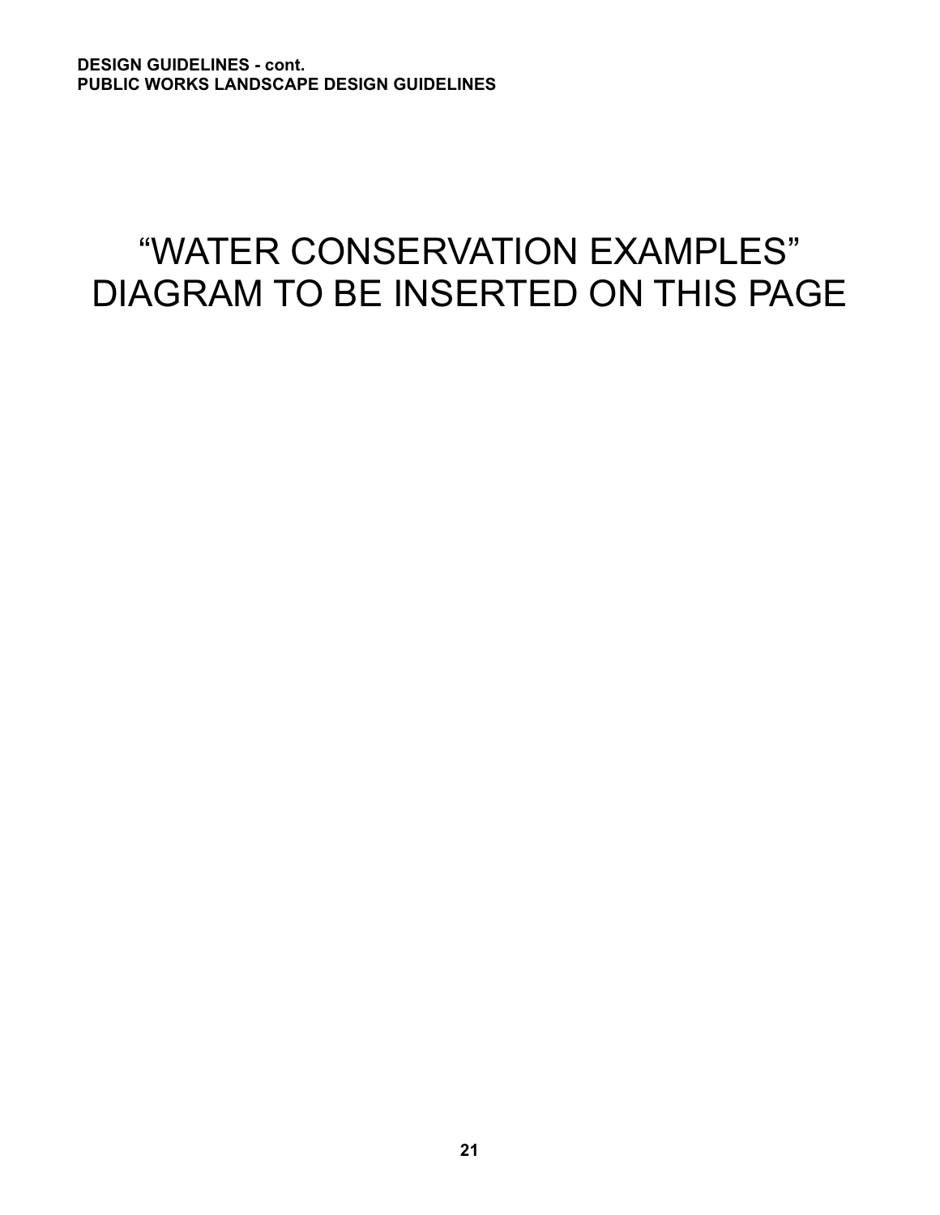“WATER CONSERVATION EXAMPLES” DIAGRAM TO BE INSERTED ON THIS PAGE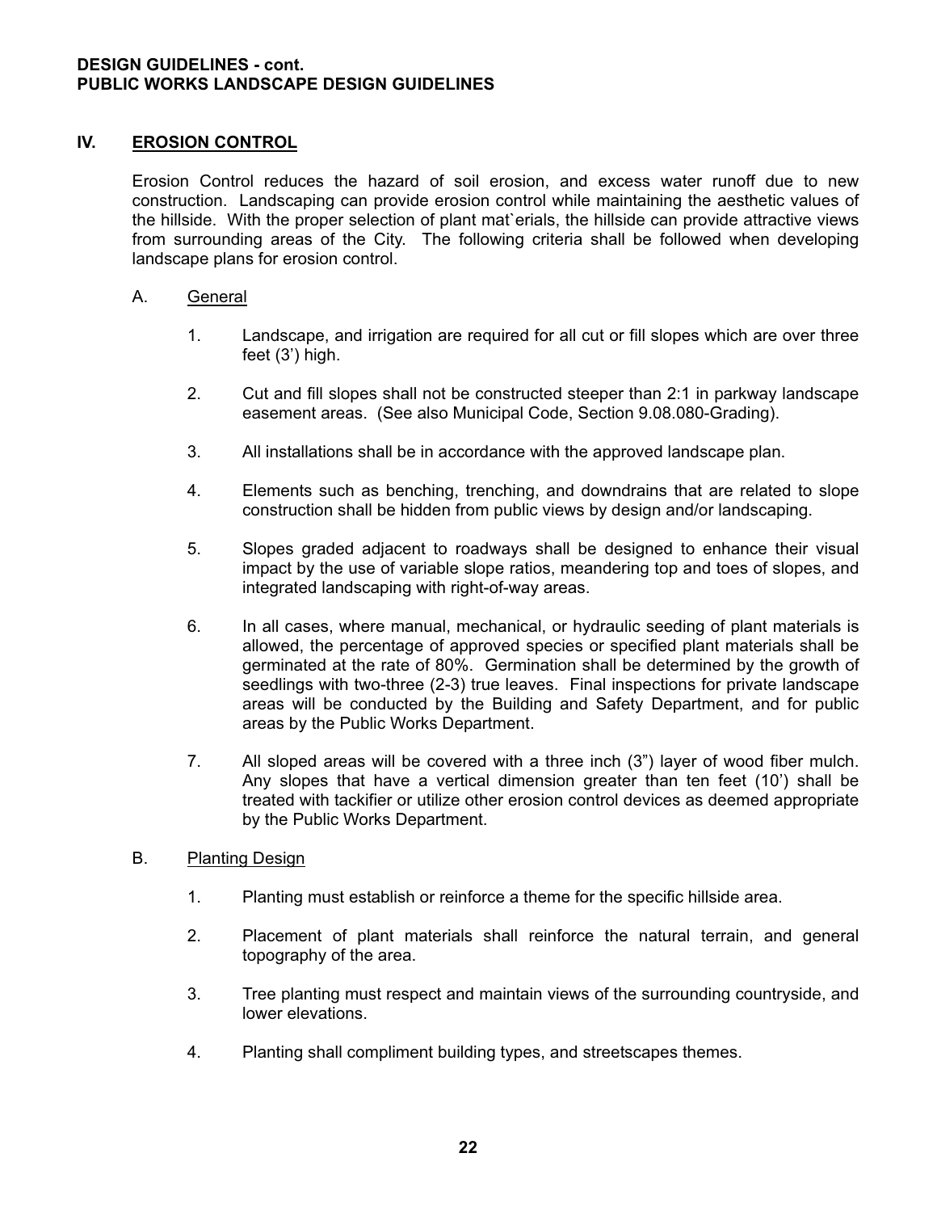**DESIGN GUIDELINES - cont.**
**PUBLIC WORKS LANDSCAPE DESIGN GUIDELINES**

## IV. EROSION CONTROL

Erosion Control reduces the hazard of soil erosion, and excess water runoff due to new construction. Landscaping can provide erosion control while maintaining the aesthetic values of the hillside. With the proper selection of plant mat`erials, the hillside can provide attractive views from surrounding areas of the City. The following criteria shall be followed when developing landscape plans for erosion control.

### A. General

1. Landscape, and irrigation are required for all cut or fill slopes which are over three feet (3') high.

2. Cut and fill slopes shall not be constructed steeper than 2:1 in parkway landscape easement areas. (See also Municipal Code, Section 9.08.080-Grading).

3. All installations shall be in accordance with the approved landscape plan.

4. Elements such as benching, trenching, and downdrains that are related to slope construction shall be hidden from public views by design and/or landscaping.

5. Slopes graded adjacent to roadways shall be designed to enhance their visual impact by the use of variable slope ratios, meandering top and toes of slopes, and integrated landscaping with right-of-way areas.

6. In all cases, where manual, mechanical, or hydraulic seeding of plant materials is allowed, the percentage of approved species or specified plant materials shall be germinated at the rate of 80%. Germination shall be determined by the growth of seedlings with two-three (2-3) true leaves. Final inspections for private landscape areas will be conducted by the Building and Safety Department, and for public areas by the Public Works Department.

7. All sloped areas will be covered with a three inch (3") layer of wood fiber mulch. Any slopes that have a vertical dimension greater than ten feet (10') shall be treated with tackifier or utilize other erosion control devices as deemed appropriate by the Public Works Department.

### B. Planting Design

1. Planting must establish or reinforce a theme for the specific hillside area.

2. Placement of plant materials shall reinforce the natural terrain, and general topography of the area.

3. Tree planting must respect and maintain views of the surrounding countryside, and lower elevations.

4. Planting shall compliment building types, and streetscapes themes.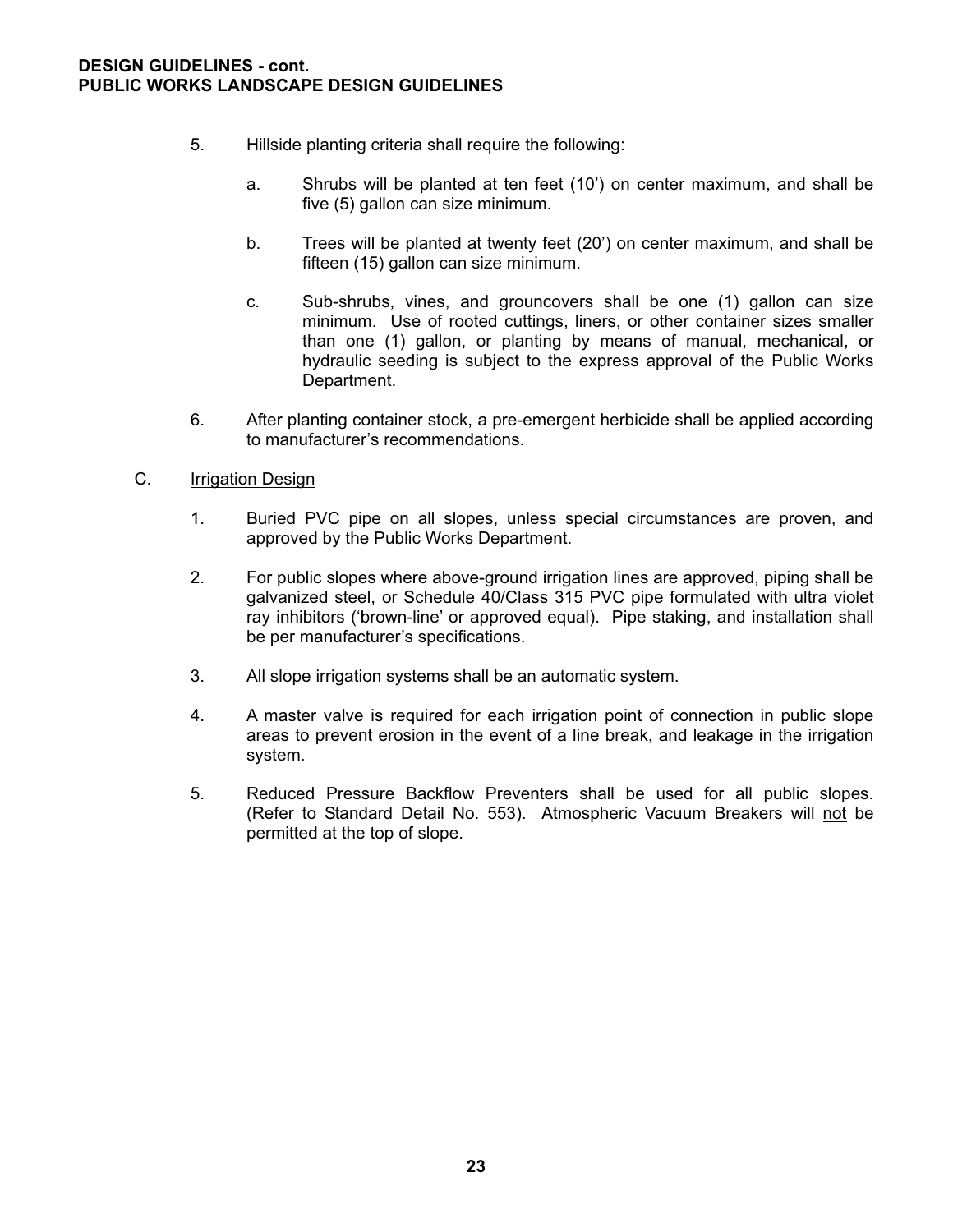5. Hillside planting criteria shall require the following:

   a. Shrubs will be planted at ten feet (10') on center maximum, and shall be five (5) gallon can size minimum.

   b. Trees will be planted at twenty feet (20') on center maximum, and shall be fifteen (15) gallon can size minimum.

   c. Sub-shrubs, vines, and grouncovers shall be one (1) gallon can size minimum. Use of rooted cuttings, liners, or other container sizes smaller than one (1) gallon, or planting by means of manual, mechanical, or hydraulic seeding is subject to the express approval of the Public Works Department.

6. After planting container stock, a pre-emergent herbicide shall be applied according to manufacturer's recommendations.

C. <u>Irrigation Design</u>

1. Buried PVC pipe on all slopes, unless special circumstances are proven, and approved by the Public Works Department.

2. For public slopes where above-ground irrigation lines are approved, piping shall be galvanized steel, or Schedule 40/Class 315 PVC pipe formulated with ultra violet ray inhibitors ('brown-line' or approved equal). Pipe staking, and installation shall be per manufacturer's specifications.

3. All slope irrigation systems shall be an automatic system.

4. A master valve is required for each irrigation point of connection in public slope areas to prevent erosion in the event of a line break, and leakage in the irrigation system.

5. Reduced Pressure Backflow Preventers shall be used for all public slopes. (Refer to Standard Detail No. 553). Atmospheric Vacuum Breakers will <u>not</u> be permitted at the top of slope.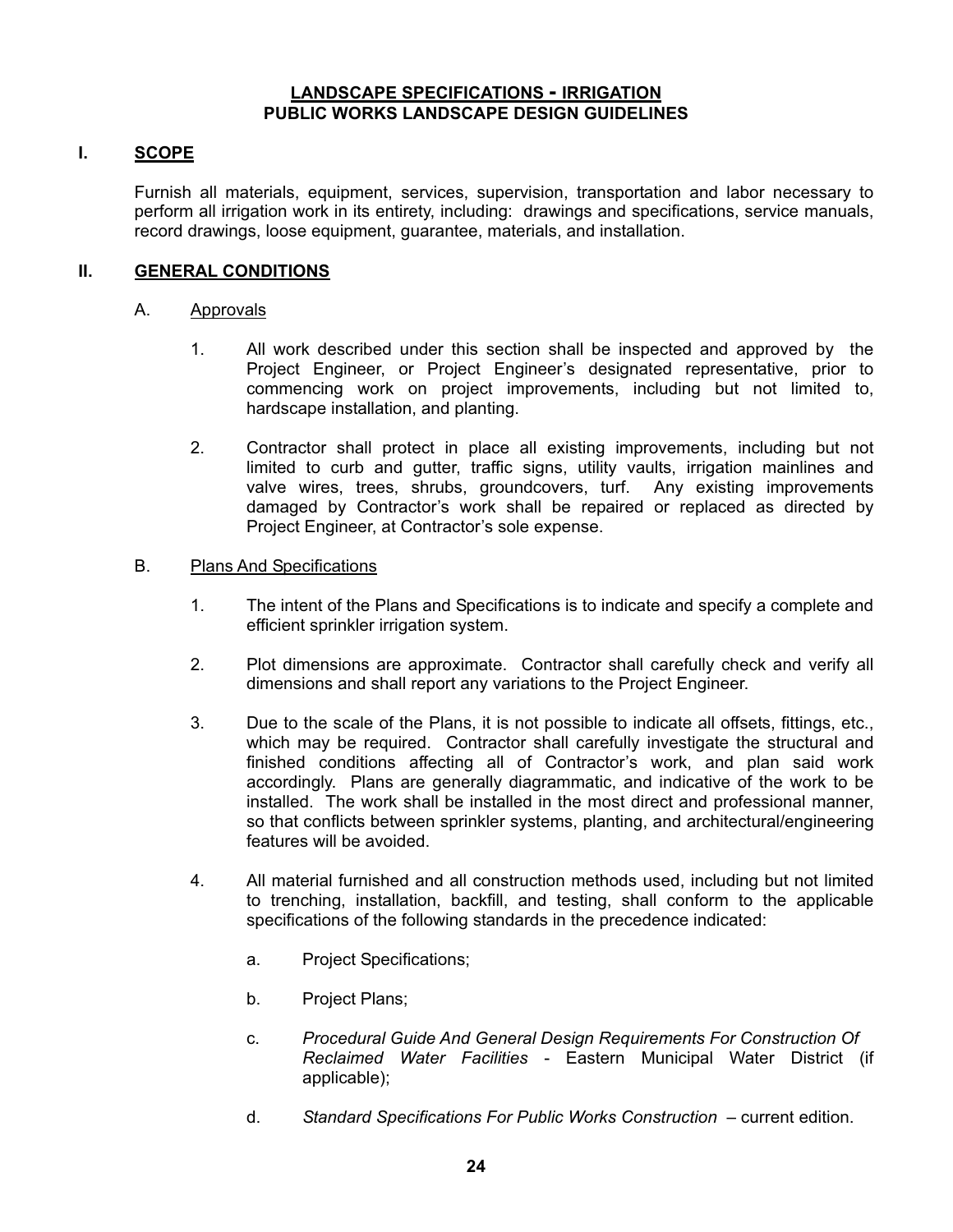# LANDSCAPE SPECIFICATIONS - IRRIGATION
## PUBLIC WORKS LANDSCAPE DESIGN GUIDELINES

## I. SCOPE

Furnish all materials, equipment, services, supervision, transportation and labor necessary to perform all irrigation work in its entirety, including: drawings and specifications, service manuals, record drawings, loose equipment, guarantee, materials, and installation.

## II. GENERAL CONDITIONS

### A. Approvals

1. All work described under this section shall be inspected and approved by the Project Engineer, or Project Engineer's designated representative, prior to commencing work on project improvements, including but not limited to, hardscape installation, and planting.

2. Contractor shall protect in place all existing improvements, including but not limited to curb and gutter, traffic signs, utility vaults, irrigation mainlines and valve wires, trees, shrubs, groundcovers, turf. Any existing improvements damaged by Contractor's work shall be repaired or replaced as directed by Project Engineer, at Contractor's sole expense.

### B. Plans And Specifications

1. The intent of the Plans and Specifications is to indicate and specify a complete and efficient sprinkler irrigation system.

2. Plot dimensions are approximate. Contractor shall carefully check and verify all dimensions and shall report any variations to the Project Engineer.

3. Due to the scale of the Plans, it is not possible to indicate all offsets, fittings, etc., which may be required. Contractor shall carefully investigate the structural and finished conditions affecting all of Contractor's work, and plan said work accordingly. Plans are generally diagrammatic, and indicative of the work to be installed. The work shall be installed in the most direct and professional manner, so that conflicts between sprinkler systems, planting, and architectural/engineering features will be avoided.

4. All material furnished and all construction methods used, including but not limited to trenching, installation, backfill, and testing, shall conform to the applicable specifications of the following standards in the precedence indicated:

   a. Project Specifications;

   b. Project Plans;

   c. *Procedural Guide And General Design Requirements For Construction Of Reclaimed Water Facilities* - Eastern Municipal Water District (if applicable);

   d. *Standard Specifications For Public Works Construction* – current edition.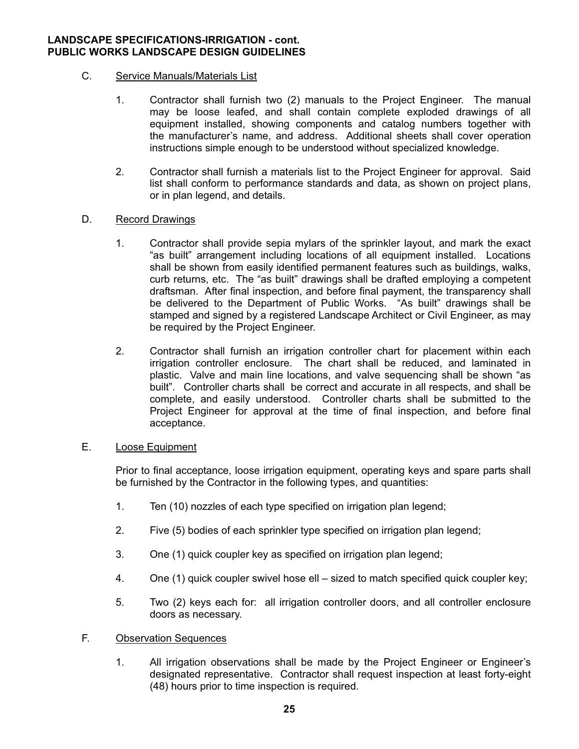C. Service Manuals/Materials List

1. Contractor shall furnish two (2) manuals to the Project Engineer. The manual may be loose leafed, and shall contain complete exploded drawings of all equipment installed, showing components and catalog numbers together with the manufacturer's name, and address. Additional sheets shall cover operation instructions simple enough to be understood without specialized knowledge.

2. Contractor shall furnish a materials list to the Project Engineer for approval. Said list shall conform to performance standards and data, as shown on project plans, or in plan legend, and details.

D. Record Drawings

1. Contractor shall provide sepia mylars of the sprinkler layout, and mark the exact "as built" arrangement including locations of all equipment installed. Locations shall be shown from easily identified permanent features such as buildings, walks, curb returns, etc. The "as built" drawings shall be drafted employing a competent draftsman. After final inspection, and before final payment, the transparency shall be delivered to the Department of Public Works. "As built" drawings shall be stamped and signed by a registered Landscape Architect or Civil Engineer, as may be required by the Project Engineer.

2. Contractor shall furnish an irrigation controller chart for placement within each irrigation controller enclosure. The chart shall be reduced, and laminated in plastic. Valve and main line locations, and valve sequencing shall be shown "as built". Controller charts shall be correct and accurate in all respects, and shall be complete, and easily understood. Controller charts shall be submitted to the Project Engineer for approval at the time of final inspection, and before final acceptance.

E. Loose Equipment

Prior to final acceptance, loose irrigation equipment, operating keys and spare parts shall be furnished by the Contractor in the following types, and quantities:

1. Ten (10) nozzles of each type specified on irrigation plan legend;

2. Five (5) bodies of each sprinkler type specified on irrigation plan legend;

3. One (1) quick coupler key as specified on irrigation plan legend;

4. One (1) quick coupler swivel hose ell – sized to match specified quick coupler key;

5. Two (2) keys each for: all irrigation controller doors, and all controller enclosure doors as necessary.

F. Observation Sequences

1. All irrigation observations shall be made by the Project Engineer or Engineer's designated representative. Contractor shall request inspection at least forty-eight (48) hours prior to time inspection is required.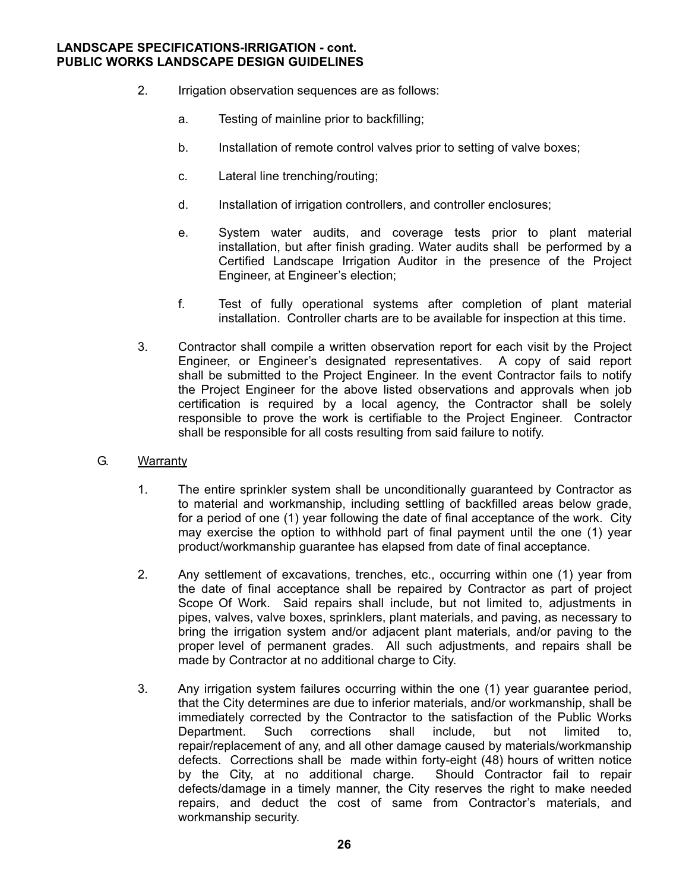2. Irrigation observation sequences are as follows:

   a. Testing of mainline prior to backfilling;

   b. Installation of remote control valves prior to setting of valve boxes;

   c. Lateral line trenching/routing;

   d. Installation of irrigation controllers, and controller enclosures;

   e. System water audits, and coverage tests prior to plant material installation, but after finish grading. Water audits shall be performed by a Certified Landscape Irrigation Auditor in the presence of the Project Engineer, at Engineer's election;

   f. Test of fully operational systems after completion of plant material installation. Controller charts are to be available for inspection at this time.

3. Contractor shall compile a written observation report for each visit by the Project Engineer, or Engineer's designated representatives. A copy of said report shall be submitted to the Project Engineer. In the event Contractor fails to notify the Project Engineer for the above listed observations and approvals when job certification is required by a local agency, the Contractor shall be solely responsible to prove the work is certifiable to the Project Engineer. Contractor shall be responsible for all costs resulting from said failure to notify.

G. <u>Warranty</u>

1. The entire sprinkler system shall be unconditionally guaranteed by Contractor as to material and workmanship, including settling of backfilled areas below grade, for a period of one (1) year following the date of final acceptance of the work. City may exercise the option to withhold part of final payment until the one (1) year product/workmanship guarantee has elapsed from date of final acceptance.

2. Any settlement of excavations, trenches, etc., occurring within one (1) year from the date of final acceptance shall be repaired by Contractor as part of project Scope Of Work. Said repairs shall include, but not limited to, adjustments in pipes, valves, valve boxes, sprinklers, plant materials, and paving, as necessary to bring the irrigation system and/or adjacent plant materials, and/or paving to the proper level of permanent grades. All such adjustments, and repairs shall be made by Contractor at no additional charge to City.

3. Any irrigation system failures occurring within the one (1) year guarantee period, that the City determines are due to inferior materials, and/or workmanship, shall be immediately corrected by the Contractor to the satisfaction of the Public Works Department. Such corrections shall include, but not limited to, repair/replacement of any, and all other damage caused by materials/workmanship defects. Corrections shall be made within forty-eight (48) hours of written notice by the City, at no additional charge. Should Contractor fail to repair defects/damage in a timely manner, the City reserves the right to make needed repairs, and deduct the cost of same from Contractor's materials, and workmanship security.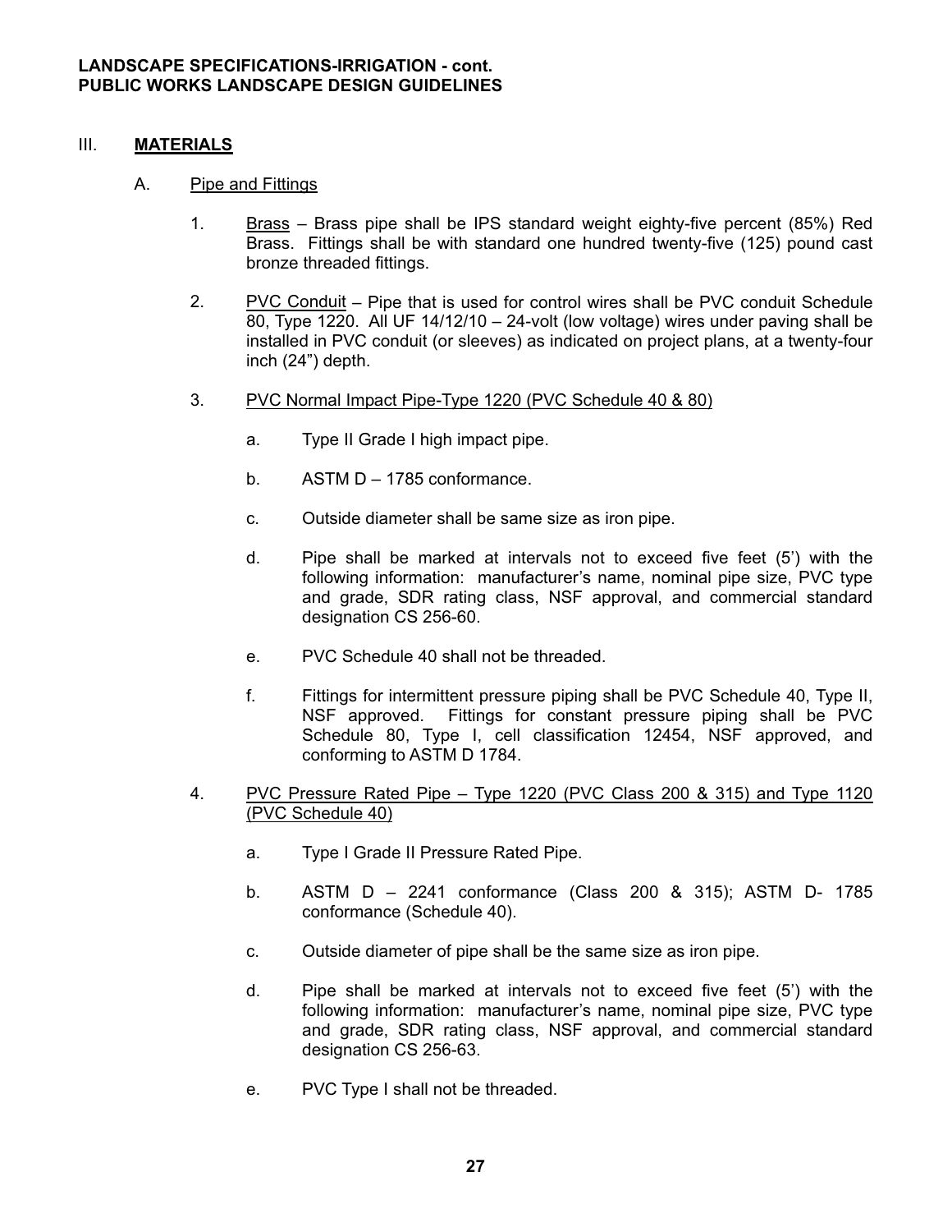## III. **MATERIALS**

### A. Pipe and Fittings

1. Brass – Brass pipe shall be IPS standard weight eighty-five percent (85%) Red Brass. Fittings shall be with standard one hundred twenty-five (125) pound cast bronze threaded fittings.

2. PVC Conduit – Pipe that is used for control wires shall be PVC conduit Schedule 80, Type 1220. All UF 14/12/10 – 24-volt (low voltage) wires under paving shall be installed in PVC conduit (or sleeves) as indicated on project plans, at a twenty-four inch (24") depth.

3. PVC Normal Impact Pipe-Type 1220 (PVC Schedule 40 & 80)

   a. Type II Grade I high impact pipe.

   b. ASTM D – 1785 conformance.

   c. Outside diameter shall be same size as iron pipe.

   d. Pipe shall be marked at intervals not to exceed five feet (5') with the following information: manufacturer's name, nominal pipe size, PVC type and grade, SDR rating class, NSF approval, and commercial standard designation CS 256-60.

   e. PVC Schedule 40 shall not be threaded.

   f. Fittings for intermittent pressure piping shall be PVC Schedule 40, Type II, NSF approved. Fittings for constant pressure piping shall be PVC Schedule 80, Type I, cell classification 12454, NSF approved, and conforming to ASTM D 1784.

4. PVC Pressure Rated Pipe – Type 1220 (PVC Class 200 & 315) and Type 1120 (PVC Schedule 40)

   a. Type I Grade II Pressure Rated Pipe.

   b. ASTM D – 2241 conformance (Class 200 & 315); ASTM D- 1785 conformance (Schedule 40).

   c. Outside diameter of pipe shall be the same size as iron pipe.

   d. Pipe shall be marked at intervals not to exceed five feet (5') with the following information: manufacturer's name, nominal pipe size, PVC type and grade, SDR rating class, NSF approval, and commercial standard designation CS 256-63.

   e. PVC Type I shall not be threaded.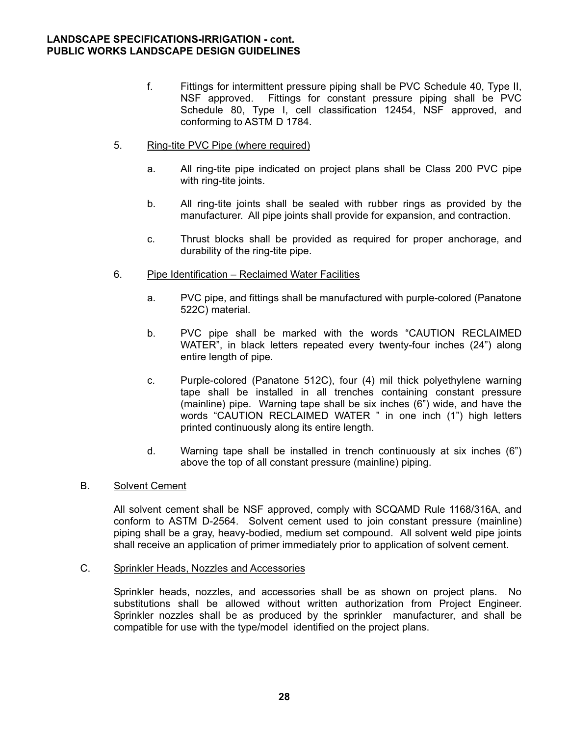f. Fittings for intermittent pressure piping shall be PVC Schedule 40, Type II, NSF approved. Fittings for constant pressure piping shall be PVC Schedule 80, Type I, cell classification 12454, NSF approved, and conforming to ASTM D 1784.

5. Ring-tite PVC Pipe (where required)

   a. All ring-tite pipe indicated on project plans shall be Class 200 PVC pipe with ring-tite joints.

   b. All ring-tite joints shall be sealed with rubber rings as provided by the manufacturer. All pipe joints shall provide for expansion, and contraction.

   c. Thrust blocks shall be provided as required for proper anchorage, and durability of the ring-tite pipe.

6. Pipe Identification – Reclaimed Water Facilities

   a. PVC pipe, and fittings shall be manufactured with purple-colored (Panatone 522C) material.

   b. PVC pipe shall be marked with the words "CAUTION RECLAIMED WATER", in black letters repeated every twenty-four inches (24") along entire length of pipe.

   c. Purple-colored (Panatone 512C), four (4) mil thick polyethylene warning tape shall be installed in all trenches containing constant pressure (mainline) pipe. Warning tape shall be six inches (6") wide, and have the words "CAUTION RECLAIMED WATER " in one inch (1") high letters printed continuously along its entire length.

   d. Warning tape shall be installed in trench continuously at six inches (6") above the top of all constant pressure (mainline) piping.

B. Solvent Cement

All solvent cement shall be NSF approved, comply with SCQAMD Rule 1168/316A, and conform to ASTM D-2564. Solvent cement used to join constant pressure (mainline) piping shall be a gray, heavy-bodied, medium set compound. All solvent weld pipe joints shall receive an application of primer immediately prior to application of solvent cement.

C. Sprinkler Heads, Nozzles and Accessories

Sprinkler heads, nozzles, and accessories shall be as shown on project plans. No substitutions shall be allowed without written authorization from Project Engineer. Sprinkler nozzles shall be as produced by the sprinkler manufacturer, and shall be compatible for use with the type/model identified on the project plans.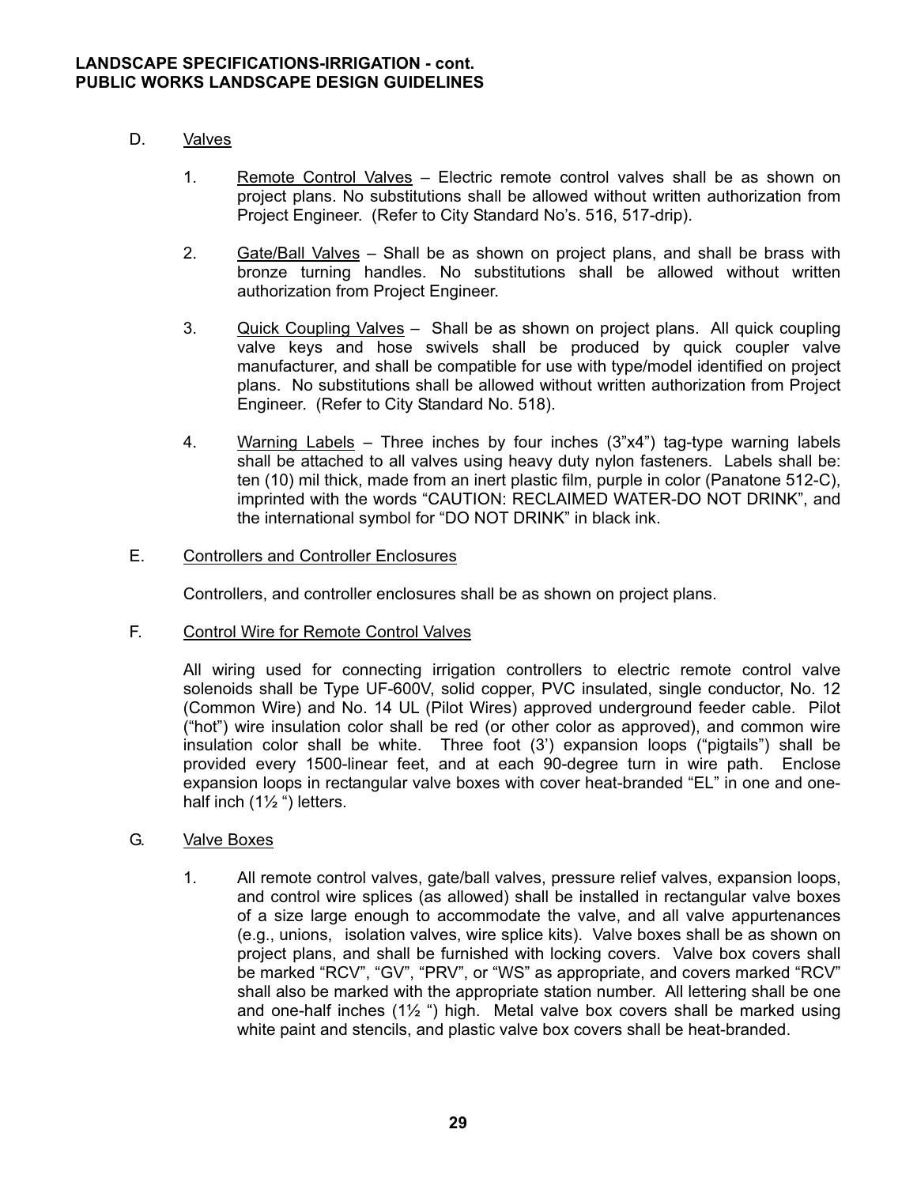D. Valves

1. Remote Control Valves – Electric remote control valves shall be as shown on project plans. No substitutions shall be allowed without written authorization from Project Engineer. (Refer to City Standard No's. 516, 517-drip).

2. Gate/Ball Valves – Shall be as shown on project plans, and shall be brass with bronze turning handles. No substitutions shall be allowed without written authorization from Project Engineer.

3. Quick Coupling Valves – Shall be as shown on project plans. All quick coupling valve keys and hose swivels shall be produced by quick coupler valve manufacturer, and shall be compatible for use with type/model identified on project plans. No substitutions shall be allowed without written authorization from Project Engineer. (Refer to City Standard No. 518).

4. Warning Labels – Three inches by four inches (3"x4") tag-type warning labels shall be attached to all valves using heavy duty nylon fasteners. Labels shall be: ten (10) mil thick, made from an inert plastic film, purple in color (Panatone 512-C), imprinted with the words "CAUTION: RECLAIMED WATER-DO NOT DRINK", and the international symbol for "DO NOT DRINK" in black ink.

E. Controllers and Controller Enclosures

Controllers, and controller enclosures shall be as shown on project plans.

F. Control Wire for Remote Control Valves

All wiring used for connecting irrigation controllers to electric remote control valve solenoids shall be Type UF-600V, solid copper, PVC insulated, single conductor, No. 12 (Common Wire) and No. 14 UL (Pilot Wires) approved underground feeder cable. Pilot ("hot") wire insulation color shall be red (or other color as approved), and common wire insulation color shall be white. Three foot (3') expansion loops ("pigtails") shall be provided every 1500-linear feet, and at each 90-degree turn in wire path. Enclose expansion loops in rectangular valve boxes with cover heat-branded "EL" in one and one-half inch (1½ ") letters.

G. Valve Boxes

1. All remote control valves, gate/ball valves, pressure relief valves, expansion loops, and control wire splices (as allowed) shall be installed in rectangular valve boxes of a size large enough to accommodate the valve, and all valve appurtenances (e.g., unions, isolation valves, wire splice kits). Valve boxes shall be as shown on project plans, and shall be furnished with locking covers. Valve box covers shall be marked "RCV", "GV", "PRV", or "WS" as appropriate, and covers marked "RCV" shall also be marked with the appropriate station number. All lettering shall be one and one-half inches (1½ ") high. Metal valve box covers shall be marked using white paint and stencils, and plastic valve box covers shall be heat-branded.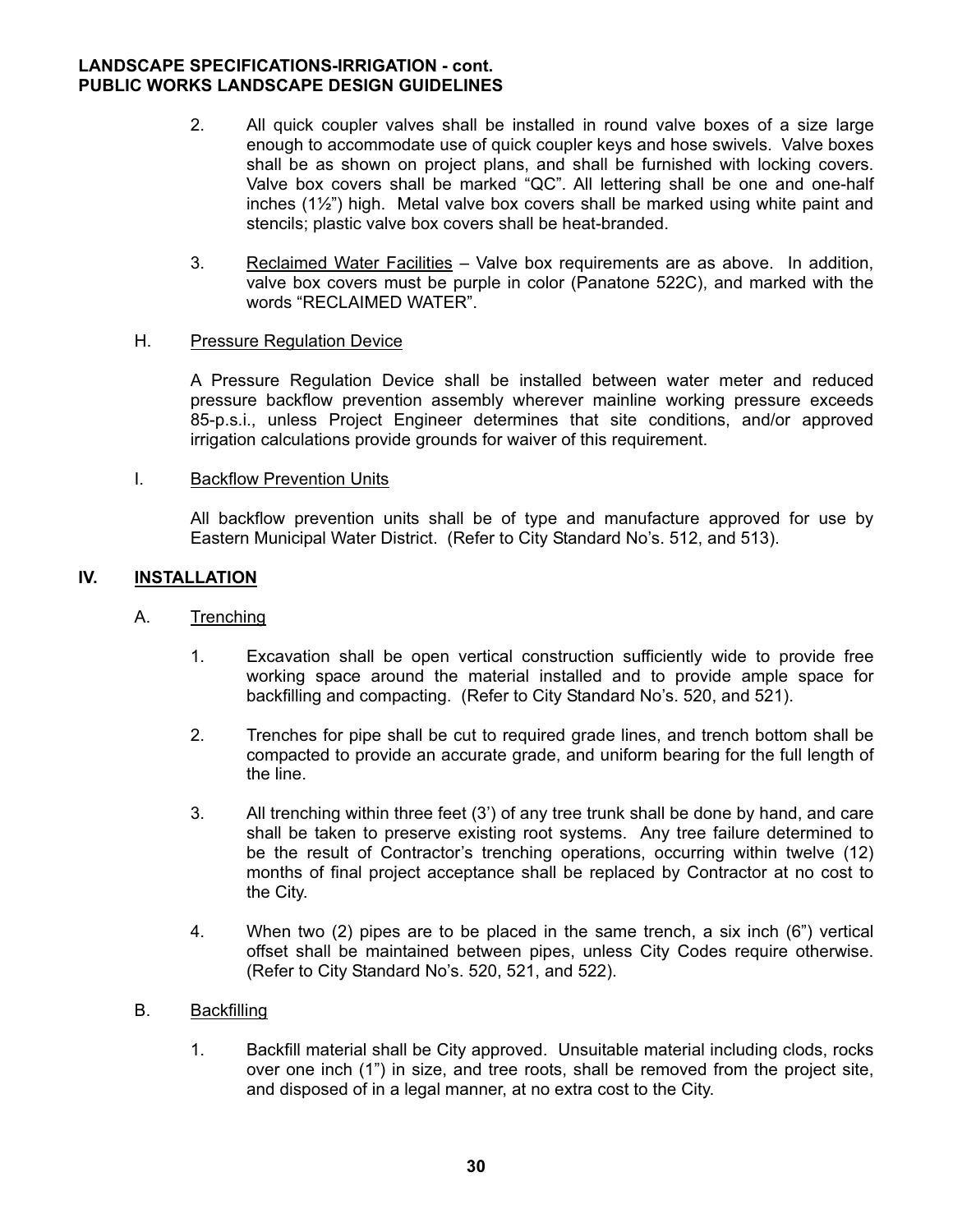2. All quick coupler valves shall be installed in round valve boxes of a size large enough to accommodate use of quick coupler keys and hose swivels. Valve boxes shall be as shown on project plans, and shall be furnished with locking covers. Valve box covers shall be marked "QC". All lettering shall be one and one-half inches (1½") high. Metal valve box covers shall be marked using white paint and stencils; plastic valve box covers shall be heat-branded.

3. Reclaimed Water Facilities – Valve box requirements are as above. In addition, valve box covers must be purple in color (Panatone 522C), and marked with the words "RECLAIMED WATER".

H. Pressure Regulation Device

A Pressure Regulation Device shall be installed between water meter and reduced pressure backflow prevention assembly wherever mainline working pressure exceeds 85-p.s.i., unless Project Engineer determines that site conditions, and/or approved irrigation calculations provide grounds for waiver of this requirement.

I. Backflow Prevention Units

All backflow prevention units shall be of type and manufacture approved for use by Eastern Municipal Water District. (Refer to City Standard No's. 512, and 513).

## IV. INSTALLATION

A. Trenching

1. Excavation shall be open vertical construction sufficiently wide to provide free working space around the material installed and to provide ample space for backfilling and compacting. (Refer to City Standard No's. 520, and 521).

2. Trenches for pipe shall be cut to required grade lines, and trench bottom shall be compacted to provide an accurate grade, and uniform bearing for the full length of the line.

3. All trenching within three feet (3') of any tree trunk shall be done by hand, and care shall be taken to preserve existing root systems. Any tree failure determined to be the result of Contractor's trenching operations, occurring within twelve (12) months of final project acceptance shall be replaced by Contractor at no cost to the City.

4. When two (2) pipes are to be placed in the same trench, a six inch (6") vertical offset shall be maintained between pipes, unless City Codes require otherwise. (Refer to City Standard No's. 520, 521, and 522).

B. Backfilling

1. Backfill material shall be City approved. Unsuitable material including clods, rocks over one inch (1") in size, and tree roots, shall be removed from the project site, and disposed of in a legal manner, at no extra cost to the City.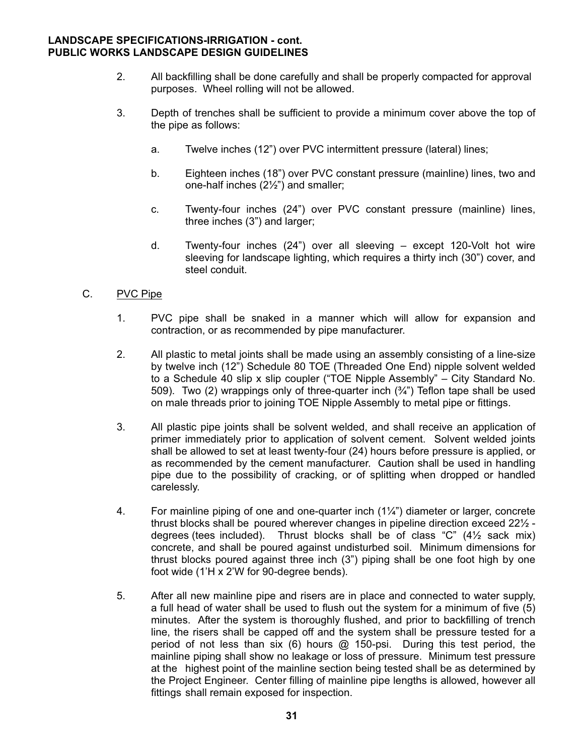2. All backfilling shall be done carefully and shall be properly compacted for approval purposes. Wheel rolling will not be allowed.

3. Depth of trenches shall be sufficient to provide a minimum cover above the top of the pipe as follows:

   a. Twelve inches (12") over PVC intermittent pressure (lateral) lines;

   b. Eighteen inches (18") over PVC constant pressure (mainline) lines, two and one-half inches (2½") and smaller;

   c. Twenty-four inches (24") over PVC constant pressure (mainline) lines, three inches (3") and larger;

   d. Twenty-four inches (24") over all sleeving – except 120-Volt hot wire sleeving for landscape lighting, which requires a thirty inch (30") cover, and steel conduit.

C. <u>PVC Pipe</u>

1. PVC pipe shall be snaked in a manner which will allow for expansion and contraction, or as recommended by pipe manufacturer.

2. All plastic to metal joints shall be made using an assembly consisting of a line-size by twelve inch (12") Schedule 80 TOE (Threaded One End) nipple solvent welded to a Schedule 40 slip x slip coupler ("TOE Nipple Assembly" – City Standard No. 509). Two (2) wrappings only of three-quarter inch (¾") Teflon tape shall be used on male threads prior to joining TOE Nipple Assembly to metal pipe or fittings.

3. All plastic pipe joints shall be solvent welded, and shall receive an application of primer immediately prior to application of solvent cement. Solvent welded joints shall be allowed to set at least twenty-four (24) hours before pressure is applied, or as recommended by the cement manufacturer. Caution shall be used in handling pipe due to the possibility of cracking, or of splitting when dropped or handled carelessly.

4. For mainline piping of one and one-quarter inch (1¼") diameter or larger, concrete thrust blocks shall be poured wherever changes in pipeline direction exceed 22½ - degrees (tees included). Thrust blocks shall be of class "C" (4½ sack mix) concrete, and shall be poured against undisturbed soil. Minimum dimensions for thrust blocks poured against three inch (3") piping shall be one foot high by one foot wide (1'H x 2'W for 90-degree bends).

5. After all new mainline pipe and risers are in place and connected to water supply, a full head of water shall be used to flush out the system for a minimum of five (5) minutes. After the system is thoroughly flushed, and prior to backfilling of trench line, the risers shall be capped off and the system shall be pressure tested for a period of not less than six (6) hours @ 150-psi. During this test period, the mainline piping shall show no leakage or loss of pressure. Minimum test pressure at the highest point of the mainline section being tested shall be as determined by the Project Engineer. Center filling of mainline pipe lengths is allowed, however all fittings shall remain exposed for inspection.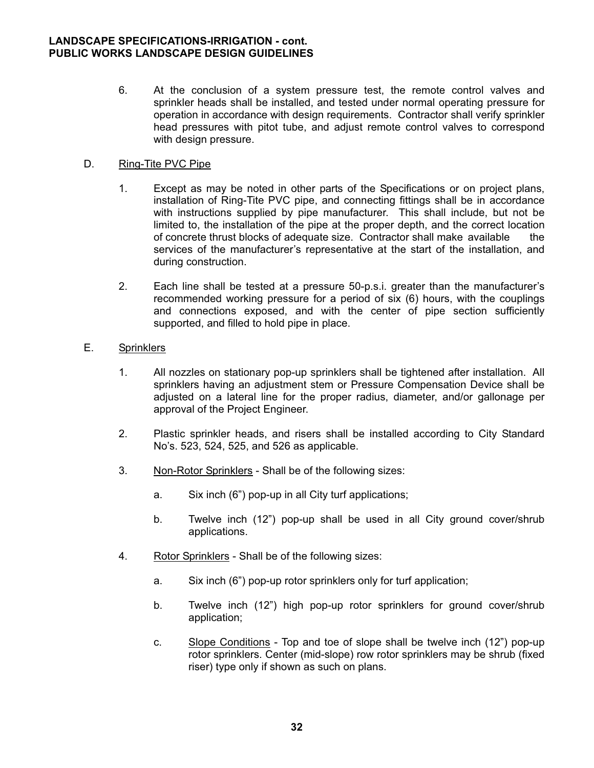6. At the conclusion of a system pressure test, the remote control valves and sprinkler heads shall be installed, and tested under normal operating pressure for operation in accordance with design requirements. Contractor shall verify sprinkler head pressures with pitot tube, and adjust remote control valves to correspond with design pressure.

D. Ring-Tite PVC Pipe

1. Except as may be noted in other parts of the Specifications or on project plans, installation of Ring-Tite PVC pipe, and connecting fittings shall be in accordance with instructions supplied by pipe manufacturer. This shall include, but not be limited to, the installation of the pipe at the proper depth, and the correct location of concrete thrust blocks of adequate size. Contractor shall make available the services of the manufacturer's representative at the start of the installation, and during construction.

2. Each line shall be tested at a pressure 50-p.s.i. greater than the manufacturer's recommended working pressure for a period of six (6) hours, with the couplings and connections exposed, and with the center of pipe section sufficiently supported, and filled to hold pipe in place.

E. Sprinklers

1. All nozzles on stationary pop-up sprinklers shall be tightened after installation. All sprinklers having an adjustment stem or Pressure Compensation Device shall be adjusted on a lateral line for the proper radius, diameter, and/or gallonage per approval of the Project Engineer.

2. Plastic sprinkler heads, and risers shall be installed according to City Standard No's. 523, 524, 525, and 526 as applicable.

3. Non-Rotor Sprinklers - Shall be of the following sizes:

   a. Six inch (6") pop-up in all City turf applications;

   b. Twelve inch (12") pop-up shall be used in all City ground cover/shrub applications.

4. Rotor Sprinklers - Shall be of the following sizes:

   a. Six inch (6") pop-up rotor sprinklers only for turf application;

   b. Twelve inch (12") high pop-up rotor sprinklers for ground cover/shrub application;

   c. Slope Conditions - Top and toe of slope shall be twelve inch (12") pop-up rotor sprinklers. Center (mid-slope) row rotor sprinklers may be shrub (fixed riser) type only if shown as such on plans.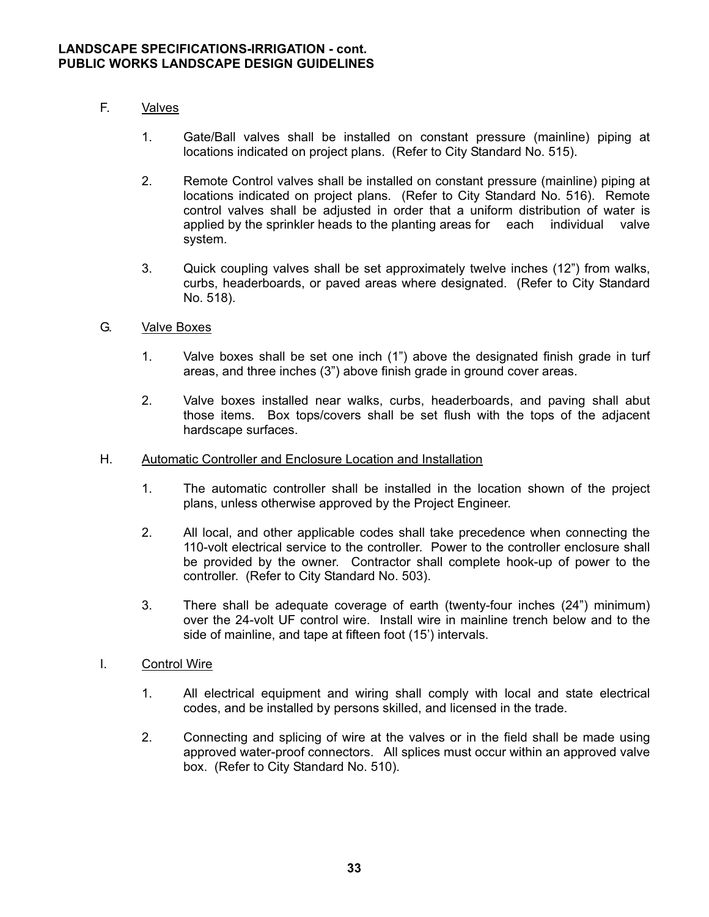F. Valves

1. Gate/Ball valves shall be installed on constant pressure (mainline) piping at locations indicated on project plans. (Refer to City Standard No. 515).

2. Remote Control valves shall be installed on constant pressure (mainline) piping at locations indicated on project plans. (Refer to City Standard No. 516). Remote control valves shall be adjusted in order that a uniform distribution of water is applied by the sprinkler heads to the planting areas for each individual valve system.

3. Quick coupling valves shall be set approximately twelve inches (12") from walks, curbs, headerboards, or paved areas where designated. (Refer to City Standard No. 518).

G. Valve Boxes

1. Valve boxes shall be set one inch (1") above the designated finish grade in turf areas, and three inches (3") above finish grade in ground cover areas.

2. Valve boxes installed near walks, curbs, headerboards, and paving shall abut those items. Box tops/covers shall be set flush with the tops of the adjacent hardscape surfaces.

H. Automatic Controller and Enclosure Location and Installation

1. The automatic controller shall be installed in the location shown of the project plans, unless otherwise approved by the Project Engineer.

2. All local, and other applicable codes shall take precedence when connecting the 110-volt electrical service to the controller. Power to the controller enclosure shall be provided by the owner. Contractor shall complete hook-up of power to the controller. (Refer to City Standard No. 503).

3. There shall be adequate coverage of earth (twenty-four inches (24") minimum) over the 24-volt UF control wire. Install wire in mainline trench below and to the side of mainline, and tape at fifteen foot (15') intervals.

I. Control Wire

1. All electrical equipment and wiring shall comply with local and state electrical codes, and be installed by persons skilled, and licensed in the trade.

2. Connecting and splicing of wire at the valves or in the field shall be made using approved water-proof connectors. All splices must occur within an approved valve box. (Refer to City Standard No. 510).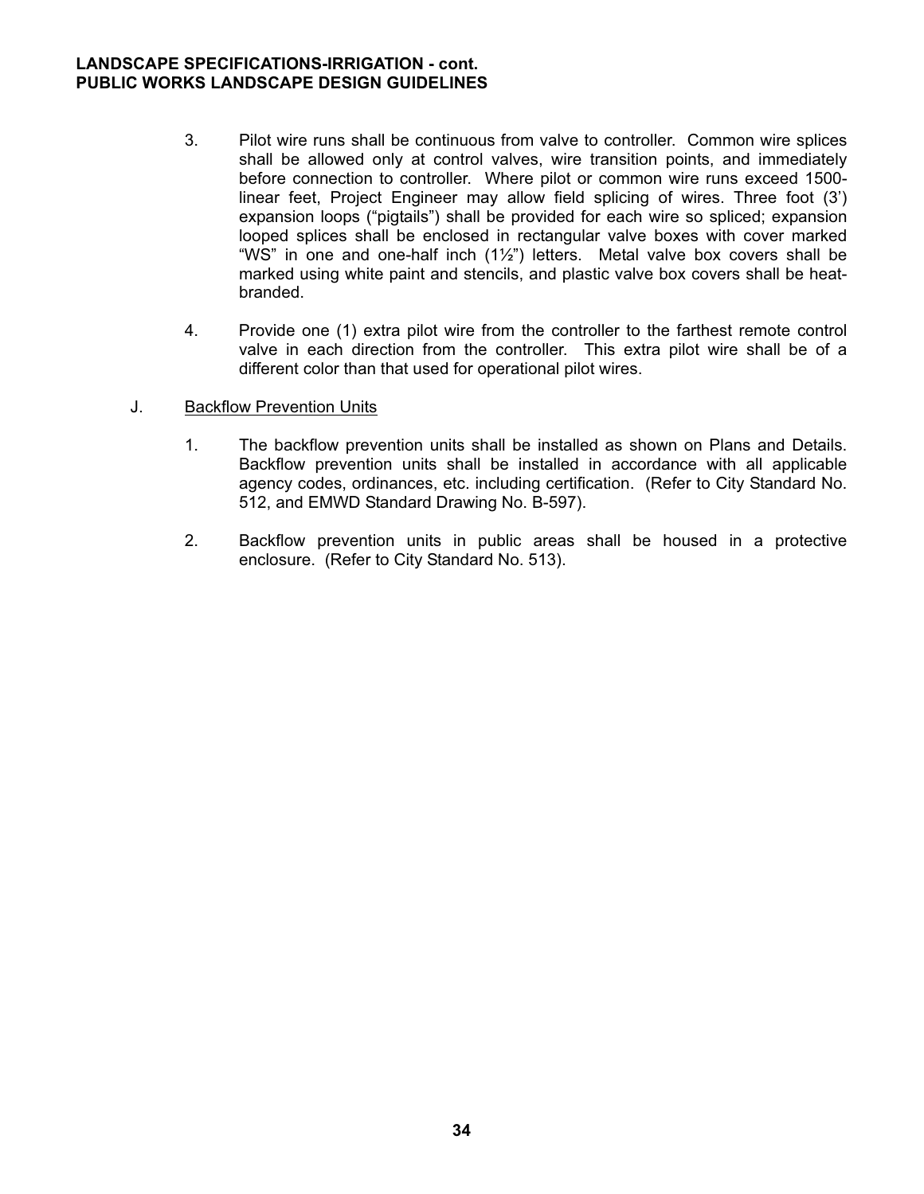3. Pilot wire runs shall be continuous from valve to controller. Common wire splices shall be allowed only at control valves, wire transition points, and immediately before connection to controller. Where pilot or common wire runs exceed 1500-linear feet, Project Engineer may allow field splicing of wires. Three foot (3') expansion loops ("pigtails") shall be provided for each wire so spliced; expansion looped splices shall be enclosed in rectangular valve boxes with cover marked "WS" in one and one-half inch (1½") letters. Metal valve box covers shall be marked using white paint and stencils, and plastic valve box covers shall be heat-branded.

4. Provide one (1) extra pilot wire from the controller to the farthest remote control valve in each direction from the controller. This extra pilot wire shall be of a different color than that used for operational pilot wires.

J. Backflow Prevention Units

1. The backflow prevention units shall be installed as shown on Plans and Details. Backflow prevention units shall be installed in accordance with all applicable agency codes, ordinances, etc. including certification. (Refer to City Standard No. 512, and EMWD Standard Drawing No. B-597).

2. Backflow prevention units in public areas shall be housed in a protective enclosure. (Refer to City Standard No. 513).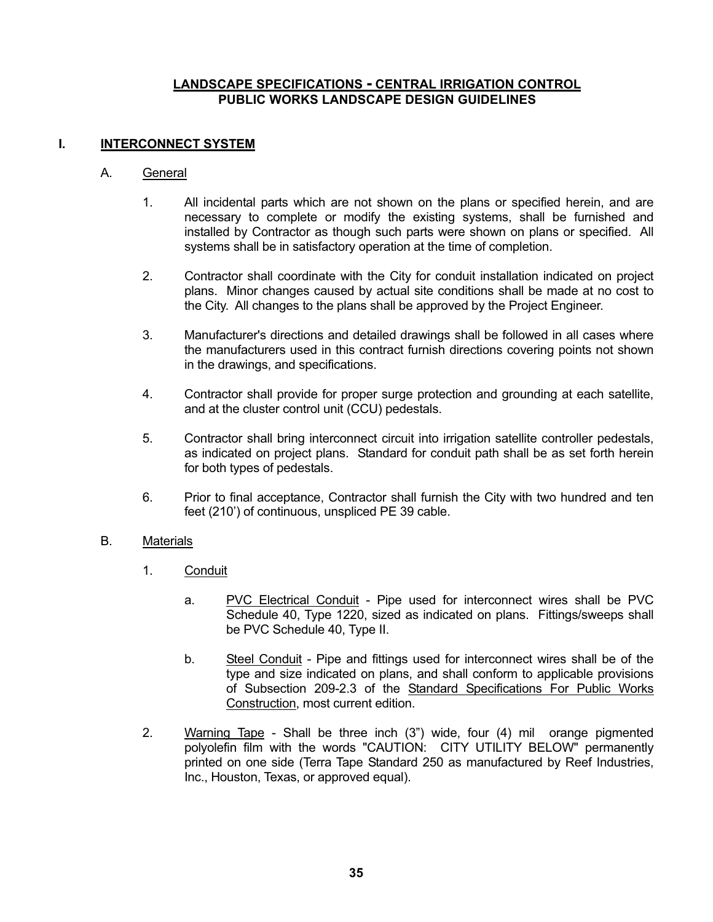## LANDSCAPE SPECIFICATIONS - CENTRAL IRRIGATION CONTROL
## PUBLIC WORKS LANDSCAPE DESIGN GUIDELINES

### I. INTERCONNECT SYSTEM

#### A. General

1. All incidental parts which are not shown on the plans or specified herein, and are necessary to complete or modify the existing systems, shall be furnished and installed by Contractor as though such parts were shown on plans or specified. All systems shall be in satisfactory operation at the time of completion.

2. Contractor shall coordinate with the City for conduit installation indicated on project plans. Minor changes caused by actual site conditions shall be made at no cost to the City. All changes to the plans shall be approved by the Project Engineer.

3. Manufacturer's directions and detailed drawings shall be followed in all cases where the manufacturers used in this contract furnish directions covering points not shown in the drawings, and specifications.

4. Contractor shall provide for proper surge protection and grounding at each satellite, and at the cluster control unit (CCU) pedestals.

5. Contractor shall bring interconnect circuit into irrigation satellite controller pedestals, as indicated on project plans. Standard for conduit path shall be as set forth herein for both types of pedestals.

6. Prior to final acceptance, Contractor shall furnish the City with two hundred and ten feet (210') of continuous, unspliced PE 39 cable.

#### B. Materials

1. Conduit

   a. PVC Electrical Conduit - Pipe used for interconnect wires shall be PVC Schedule 40, Type 1220, sized as indicated on plans. Fittings/sweeps shall be PVC Schedule 40, Type II.

   b. Steel Conduit - Pipe and fittings used for interconnect wires shall be of the type and size indicated on plans, and shall conform to applicable provisions of Subsection 209-2.3 of the Standard Specifications For Public Works Construction, most current edition.

2. Warning Tape - Shall be three inch (3") wide, four (4) mil orange pigmented polyolefin film with the words "CAUTION: CITY UTILITY BELOW" permanently printed on one side (Terra Tape Standard 250 as manufactured by Reef Industries, Inc., Houston, Texas, or approved equal).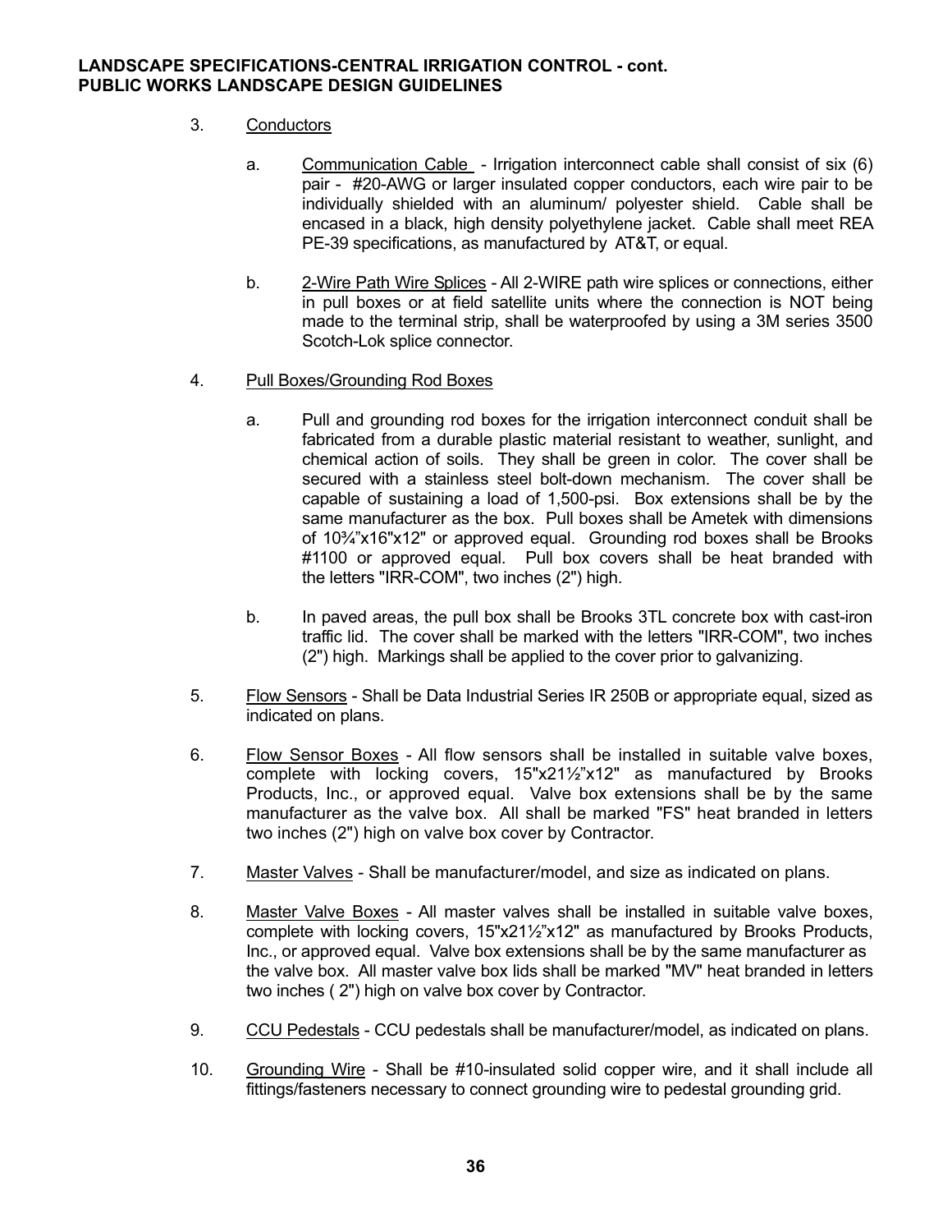**LANDSCAPE SPECIFICATIONS-CENTRAL IRRIGATION CONTROL - cont.**
**PUBLIC WORKS LANDSCAPE DESIGN GUIDELINES**

3. Conductors

   a. Communication Cable - Irrigation interconnect cable shall consist of six (6) pair - #20-AWG or larger insulated copper conductors, each wire pair to be individually shielded with an aluminum/ polyester shield. Cable shall be encased in a black, high density polyethylene jacket. Cable shall meet REA PE-39 specifications, as manufactured by AT&T, or equal.

   b. 2-Wire Path Wire Splices - All 2-WIRE path wire splices or connections, either in pull boxes or at field satellite units where the connection is NOT being made to the terminal strip, shall be waterproofed by using a 3M series 3500 Scotch-Lok splice connector.

4. Pull Boxes/Grounding Rod Boxes

   a. Pull and grounding rod boxes for the irrigation interconnect conduit shall be fabricated from a durable plastic material resistant to weather, sunlight, and chemical action of soils. They shall be green in color. The cover shall be secured with a stainless steel bolt-down mechanism. The cover shall be capable of sustaining a load of 1,500-psi. Box extensions shall be by the same manufacturer as the box. Pull boxes shall be Ametek with dimensions of 10¾"x16"x12" or approved equal. Grounding rod boxes shall be Brooks #1100 or approved equal. Pull box covers shall be heat branded with the letters "IRR-COM", two inches (2") high.

   b. In paved areas, the pull box shall be Brooks 3TL concrete box with cast-iron traffic lid. The cover shall be marked with the letters "IRR-COM", two inches (2") high. Markings shall be applied to the cover prior to galvanizing.

5. Flow Sensors - Shall be Data Industrial Series IR 250B or appropriate equal, sized as indicated on plans.

6. Flow Sensor Boxes - All flow sensors shall be installed in suitable valve boxes, complete with locking covers, 15"x21½"x12" as manufactured by Brooks Products, Inc., or approved equal. Valve box extensions shall be by the same manufacturer as the valve box. All shall be marked "FS" heat branded in letters two inches (2") high on valve box cover by Contractor.

7. Master Valves - Shall be manufacturer/model, and size as indicated on plans.

8. Master Valve Boxes - All master valves shall be installed in suitable valve boxes, complete with locking covers, 15"x21½"x12" as manufactured by Brooks Products, Inc., or approved equal. Valve box extensions shall be by the same manufacturer as the valve box. All master valve box lids shall be marked "MV" heat branded in letters two inches ( 2") high on valve box cover by Contractor.

9. CCU Pedestals - CCU pedestals shall be manufacturer/model, as indicated on plans.

10. Grounding Wire - Shall be #10-insulated solid copper wire, and it shall include all fittings/fasteners necessary to connect grounding wire to pedestal grounding grid.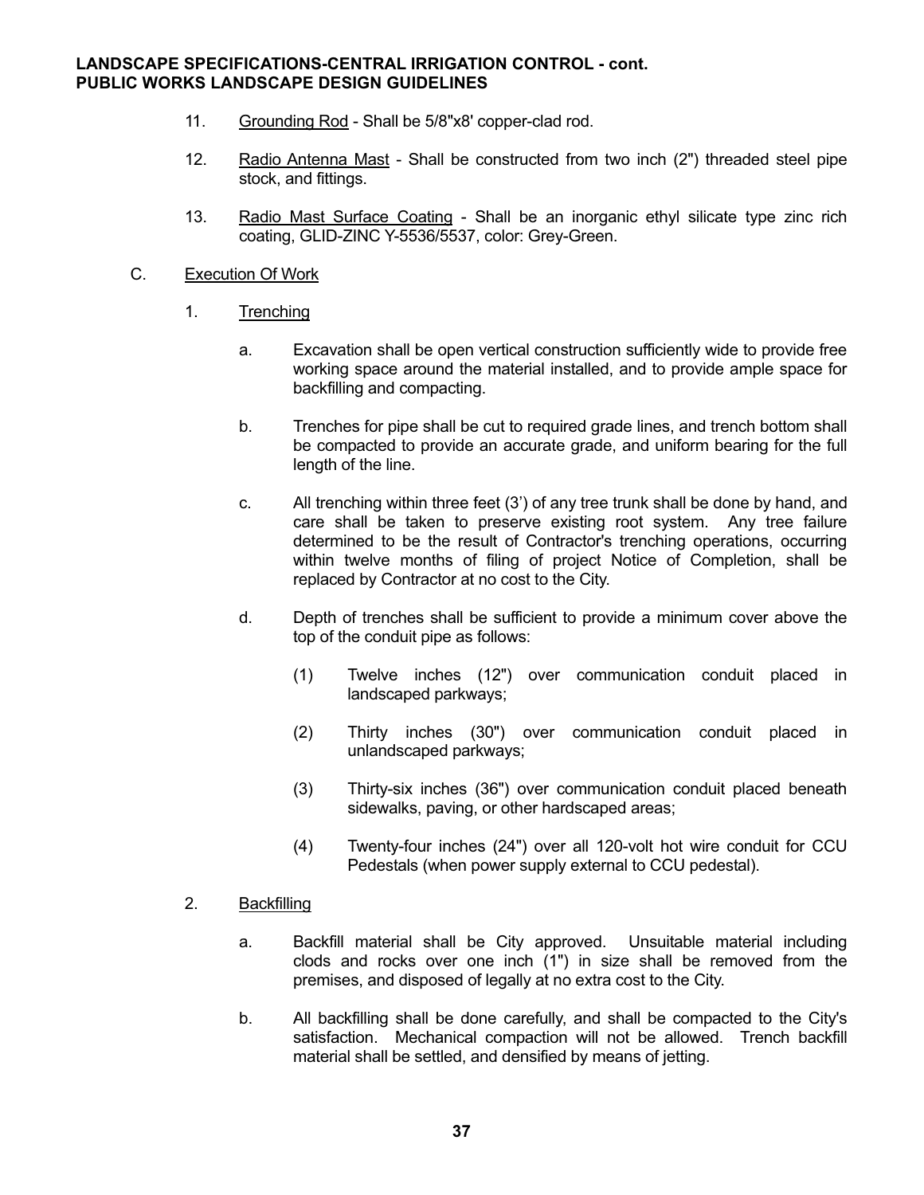11. Grounding Rod - Shall be 5/8"x8' copper-clad rod.

12. Radio Antenna Mast - Shall be constructed from two inch (2") threaded steel pipe stock, and fittings.

13. Radio Mast Surface Coating - Shall be an inorganic ethyl silicate type zinc rich coating, GLID-ZINC Y-5536/5537, color: Grey-Green.

C. Execution Of Work

1. Trenching

a. Excavation shall be open vertical construction sufficiently wide to provide free working space around the material installed, and to provide ample space for backfilling and compacting.

b. Trenches for pipe shall be cut to required grade lines, and trench bottom shall be compacted to provide an accurate grade, and uniform bearing for the full length of the line.

c. All trenching within three feet (3') of any tree trunk shall be done by hand, and care shall be taken to preserve existing root system. Any tree failure determined to be the result of Contractor's trenching operations, occurring within twelve months of filing of project Notice of Completion, shall be replaced by Contractor at no cost to the City.

d. Depth of trenches shall be sufficient to provide a minimum cover above the top of the conduit pipe as follows:

(1) Twelve inches (12") over communication conduit placed in landscaped parkways;

(2) Thirty inches (30") over communication conduit placed in unlandscaped parkways;

(3) Thirty-six inches (36") over communication conduit placed beneath sidewalks, paving, or other hardscaped areas;

(4) Twenty-four inches (24") over all 120-volt hot wire conduit for CCU Pedestals (when power supply external to CCU pedestal).

2. Backfilling

a. Backfill material shall be City approved. Unsuitable material including clods and rocks over one inch (1") in size shall be removed from the premises, and disposed of legally at no extra cost to the City.

b. All backfilling shall be done carefully, and shall be compacted to the City's satisfaction. Mechanical compaction will not be allowed. Trench backfill material shall be settled, and densified by means of jetting.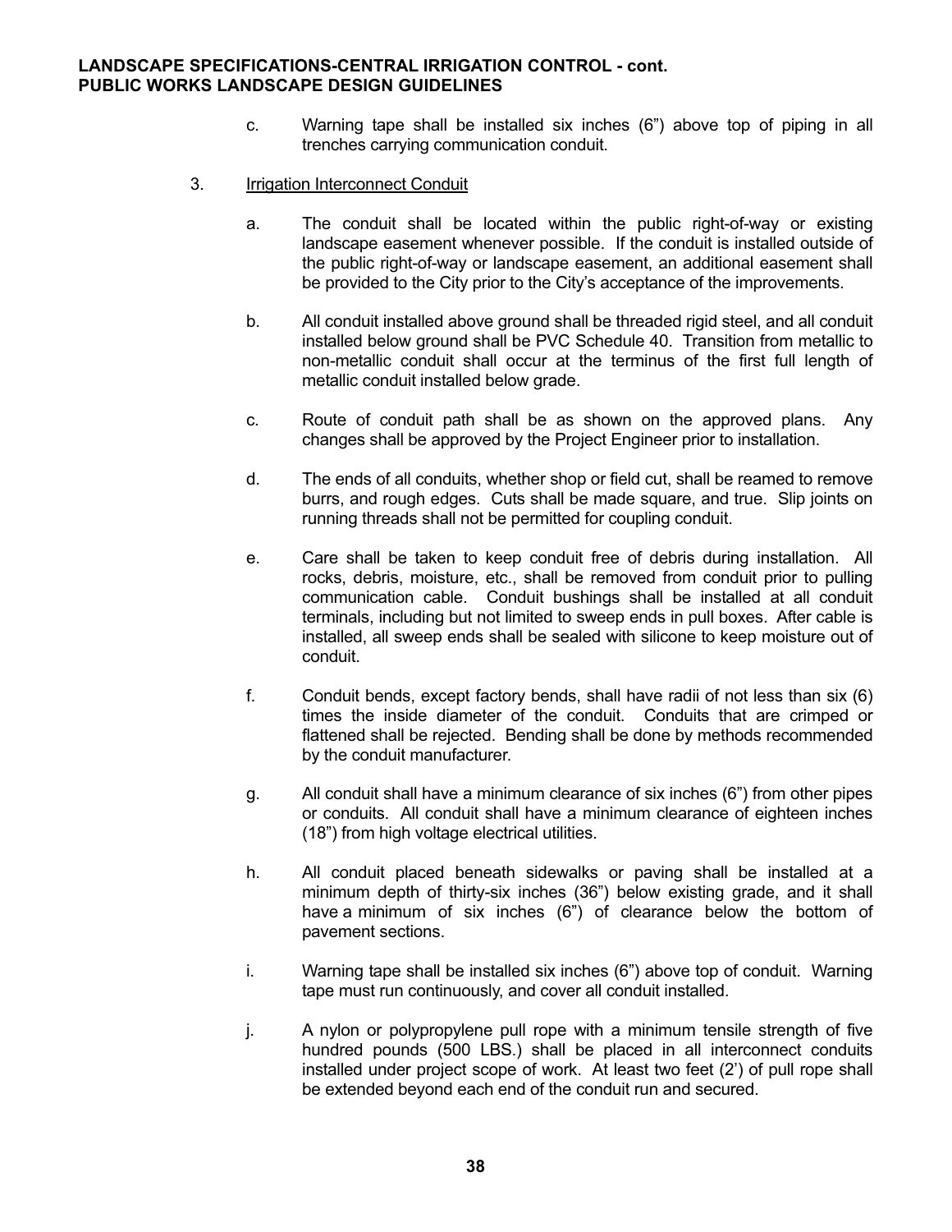c. Warning tape shall be installed six inches (6") above top of piping in all trenches carrying communication conduit.

3. Irrigation Interconnect Conduit

   a. The conduit shall be located within the public right-of-way or existing landscape easement whenever possible. If the conduit is installed outside of the public right-of-way or landscape easement, an additional easement shall be provided to the City prior to the City's acceptance of the improvements.

   b. All conduit installed above ground shall be threaded rigid steel, and all conduit installed below ground shall be PVC Schedule 40. Transition from metallic to non-metallic conduit shall occur at the terminus of the first full length of metallic conduit installed below grade.

   c. Route of conduit path shall be as shown on the approved plans. Any changes shall be approved by the Project Engineer prior to installation.

   d. The ends of all conduits, whether shop or field cut, shall be reamed to remove burrs, and rough edges. Cuts shall be made square, and true. Slip joints on running threads shall not be permitted for coupling conduit.

   e. Care shall be taken to keep conduit free of debris during installation. All rocks, debris, moisture, etc., shall be removed from conduit prior to pulling communication cable. Conduit bushings shall be installed at all conduit terminals, including but not limited to sweep ends in pull boxes. After cable is installed, all sweep ends shall be sealed with silicone to keep moisture out of conduit.

   f. Conduit bends, except factory bends, shall have radii of not less than six (6) times the inside diameter of the conduit. Conduits that are crimped or flattened shall be rejected. Bending shall be done by methods recommended by the conduit manufacturer.

   g. All conduit shall have a minimum clearance of six inches (6") from other pipes or conduits. All conduit shall have a minimum clearance of eighteen inches (18") from high voltage electrical utilities.

   h. All conduit placed beneath sidewalks or paving shall be installed at a minimum depth of thirty-six inches (36") below existing grade, and it shall have a minimum of six inches (6") of clearance below the bottom of pavement sections.

   i. Warning tape shall be installed six inches (6") above top of conduit. Warning tape must run continuously, and cover all conduit installed.

   j. A nylon or polypropylene pull rope with a minimum tensile strength of five hundred pounds (500 LBS.) shall be placed in all interconnect conduits installed under project scope of work. At least two feet (2') of pull rope shall be extended beyond each end of the conduit run and secured.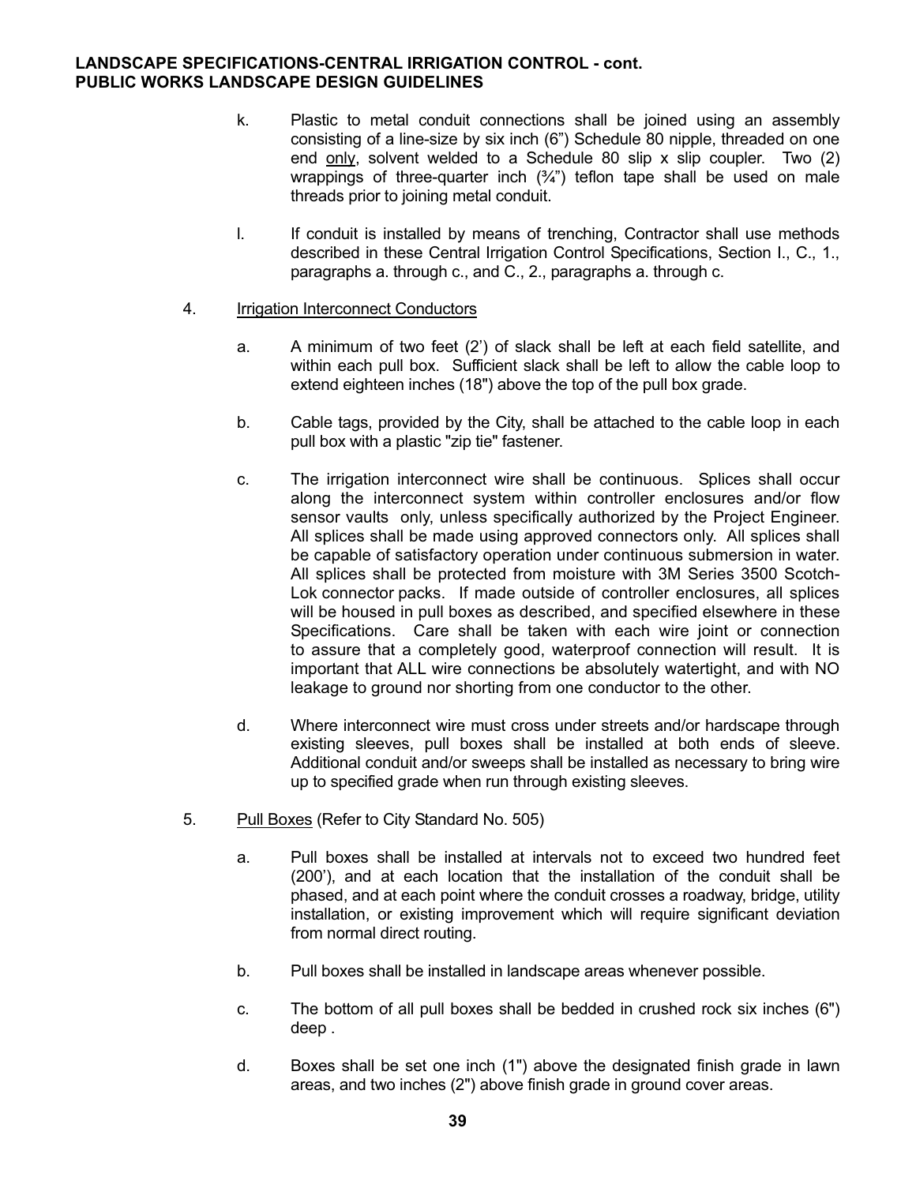k. Plastic to metal conduit connections shall be joined using an assembly consisting of a line-size by six inch (6”) Schedule 80 nipple, threaded on one end only, solvent welded to a Schedule 80 slip x slip coupler. Two (2) wrappings of three-quarter inch (¾”) teflon tape shall be used on male threads prior to joining metal conduit.

l. If conduit is installed by means of trenching, Contractor shall use methods described in these Central Irrigation Control Specifications, Section I., C., 1., paragraphs a. through c., and C., 2., paragraphs a. through c.

4. Irrigation Interconnect Conductors

a. A minimum of two feet (2’) of slack shall be left at each field satellite, and within each pull box. Sufficient slack shall be left to allow the cable loop to extend eighteen inches (18") above the top of the pull box grade.

b. Cable tags, provided by the City, shall be attached to the cable loop in each pull box with a plastic "zip tie" fastener.

c. The irrigation interconnect wire shall be continuous. Splices shall occur along the interconnect system within controller enclosures and/or flow sensor vaults only, unless specifically authorized by the Project Engineer. All splices shall be made using approved connectors only. All splices shall be capable of satisfactory operation under continuous submersion in water. All splices shall be protected from moisture with 3M Series 3500 Scotch-Lok connector packs. If made outside of controller enclosures, all splices will be housed in pull boxes as described, and specified elsewhere in these Specifications. Care shall be taken with each wire joint or connection to assure that a completely good, waterproof connection will result. It is important that ALL wire connections be absolutely watertight, and with NO leakage to ground nor shorting from one conductor to the other.

d. Where interconnect wire must cross under streets and/or hardscape through existing sleeves, pull boxes shall be installed at both ends of sleeve. Additional conduit and/or sweeps shall be installed as necessary to bring wire up to specified grade when run through existing sleeves.

5. Pull Boxes (Refer to City Standard No. 505)

a. Pull boxes shall be installed at intervals not to exceed two hundred feet (200’), and at each location that the installation of the conduit shall be phased, and at each point where the conduit crosses a roadway, bridge, utility installation, or existing improvement which will require significant deviation from normal direct routing.

b. Pull boxes shall be installed in landscape areas whenever possible.

c. The bottom of all pull boxes shall be bedded in crushed rock six inches (6") deep .

d. Boxes shall be set one inch (1") above the designated finish grade in lawn areas, and two inches (2") above finish grade in ground cover areas.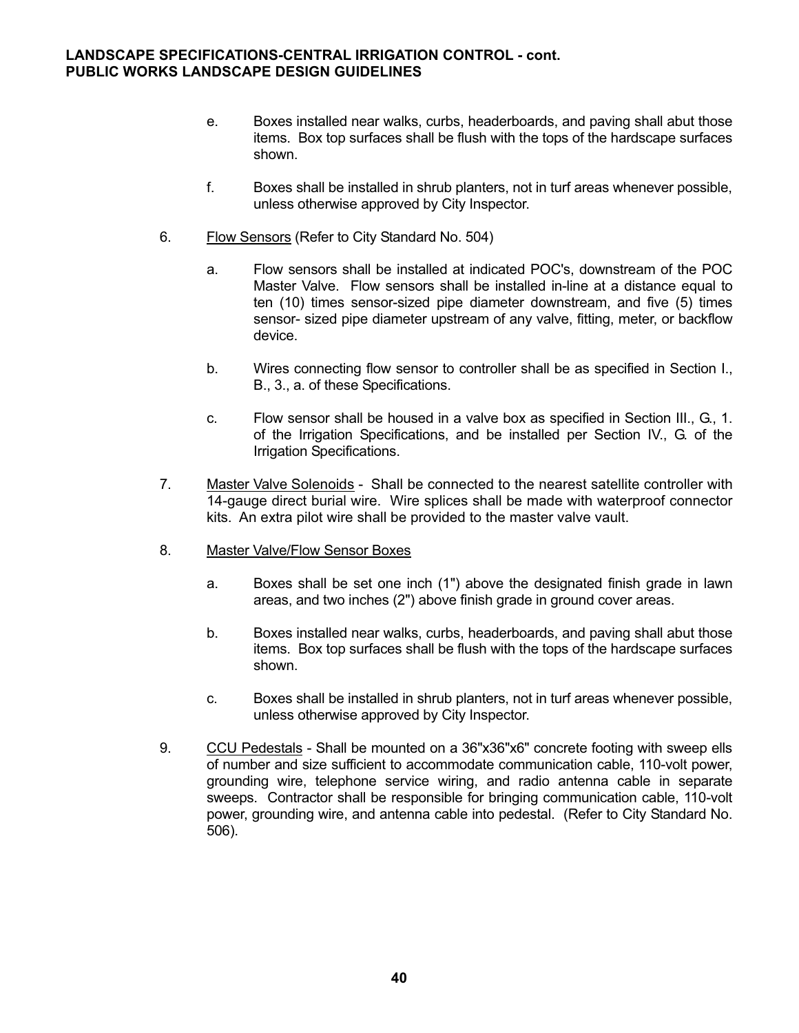e. Boxes installed near walks, curbs, headerboards, and paving shall abut those items. Box top surfaces shall be flush with the tops of the hardscape surfaces shown.

f. Boxes shall be installed in shrub planters, not in turf areas whenever possible, unless otherwise approved by City Inspector.

6. <u>Flow Sensors</u> (Refer to City Standard No. 504)

   a. Flow sensors shall be installed at indicated POC's, downstream of the POC Master Valve. Flow sensors shall be installed in-line at a distance equal to ten (10) times sensor-sized pipe diameter downstream, and five (5) times sensor- sized pipe diameter upstream of any valve, fitting, meter, or backflow device.

   b. Wires connecting flow sensor to controller shall be as specified in Section I., B., 3., a. of these Specifications.

   c. Flow sensor shall be housed in a valve box as specified in Section III., G., 1. of the Irrigation Specifications, and be installed per Section IV., G. of the Irrigation Specifications.

7. <u>Master Valve Solenoids</u> - Shall be connected to the nearest satellite controller with 14-gauge direct burial wire. Wire splices shall be made with waterproof connector kits. An extra pilot wire shall be provided to the master valve vault.

8. <u>Master Valve/Flow Sensor Boxes</u>

   a. Boxes shall be set one inch (1") above the designated finish grade in lawn areas, and two inches (2") above finish grade in ground cover areas.

   b. Boxes installed near walks, curbs, headerboards, and paving shall abut those items. Box top surfaces shall be flush with the tops of the hardscape surfaces shown.

   c. Boxes shall be installed in shrub planters, not in turf areas whenever possible, unless otherwise approved by City Inspector.

9. <u>CCU Pedestals</u> - Shall be mounted on a 36"x36"x6" concrete footing with sweep ells of number and size sufficient to accommodate communication cable, 110-volt power, grounding wire, telephone service wiring, and radio antenna cable in separate sweeps. Contractor shall be responsible for bringing communication cable, 110-volt power, grounding wire, and antenna cable into pedestal. (Refer to City Standard No. 506).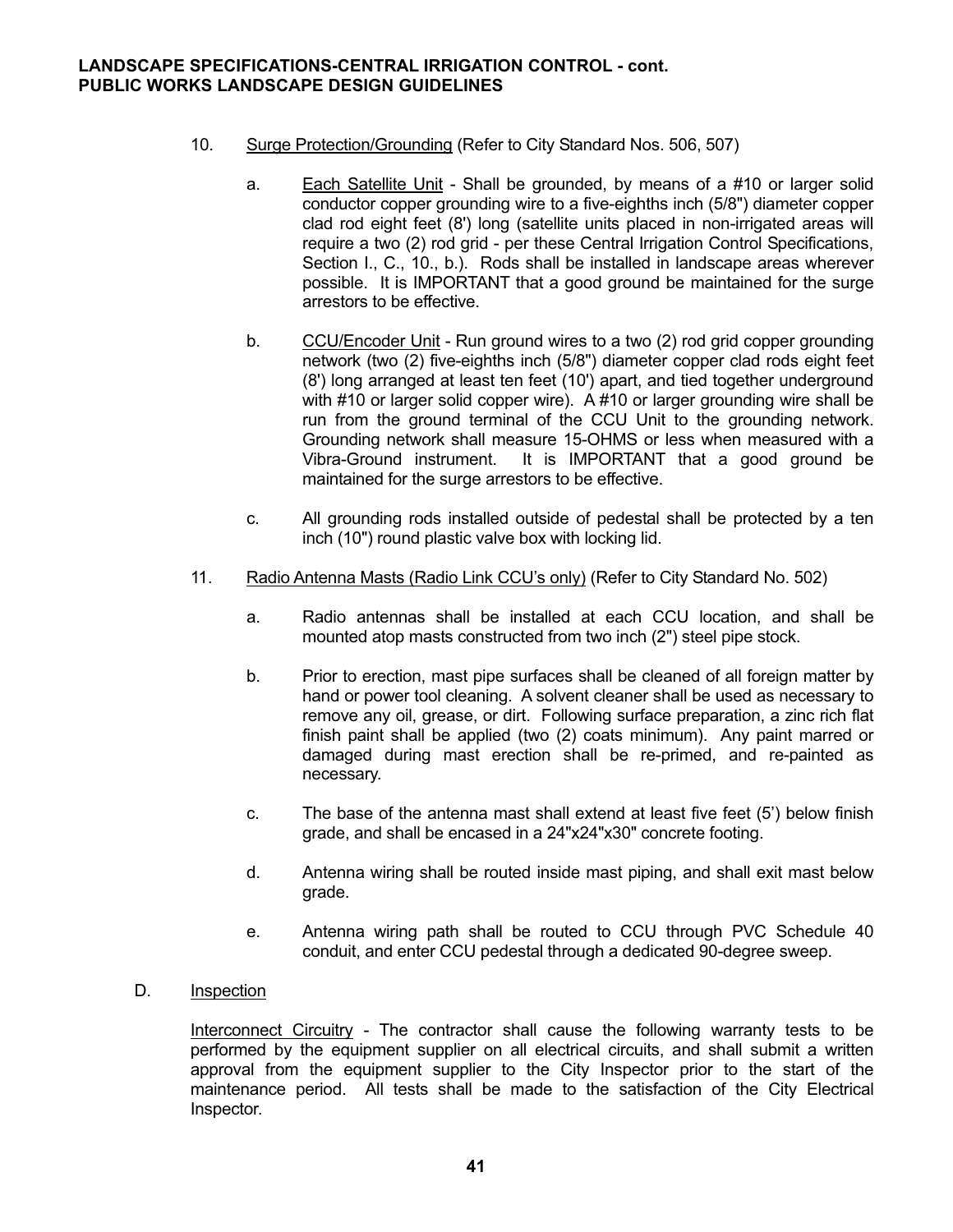10. Surge Protection/Grounding (Refer to City Standard Nos. 506, 507)

    a. Each Satellite Unit - Shall be grounded, by means of a #10 or larger solid conductor copper grounding wire to a five-eighths inch (5/8") diameter copper clad rod eight feet (8') long (satellite units placed in non-irrigated areas will require a two (2) rod grid - per these Central Irrigation Control Specifications, Section I., C., 10., b.). Rods shall be installed in landscape areas wherever possible. It is IMPORTANT that a good ground be maintained for the surge arrestors to be effective.

    b. CCU/Encoder Unit - Run ground wires to a two (2) rod grid copper grounding network (two (2) five-eighths inch (5/8") diameter copper clad rods eight feet (8') long arranged at least ten feet (10') apart, and tied together underground with #10 or larger solid copper wire). A #10 or larger grounding wire shall be run from the ground terminal of the CCU Unit to the grounding network. Grounding network shall measure 15-OHMS or less when measured with a Vibra-Ground instrument. It is IMPORTANT that a good ground be maintained for the surge arrestors to be effective.

    c. All grounding rods installed outside of pedestal shall be protected by a ten inch (10") round plastic valve box with locking lid.

11. Radio Antenna Masts (Radio Link CCU's only) (Refer to City Standard No. 502)

    a. Radio antennas shall be installed at each CCU location, and shall be mounted atop masts constructed from two inch (2") steel pipe stock.

    b. Prior to erection, mast pipe surfaces shall be cleaned of all foreign matter by hand or power tool cleaning. A solvent cleaner shall be used as necessary to remove any oil, grease, or dirt. Following surface preparation, a zinc rich flat finish paint shall be applied (two (2) coats minimum). Any paint marred or damaged during mast erection shall be re-primed, and re-painted as necessary.

    c. The base of the antenna mast shall extend at least five feet (5') below finish grade, and shall be encased in a 24"x24"x30" concrete footing.

    d. Antenna wiring shall be routed inside mast piping, and shall exit mast below grade.

    e. Antenna wiring path shall be routed to CCU through PVC Schedule 40 conduit, and enter CCU pedestal through a dedicated 90-degree sweep.

D. Inspection

Interconnect Circuitry - The contractor shall cause the following warranty tests to be performed by the equipment supplier on all electrical circuits, and shall submit a written approval from the equipment supplier to the City Inspector prior to the start of the maintenance period. All tests shall be made to the satisfaction of the City Electrical Inspector.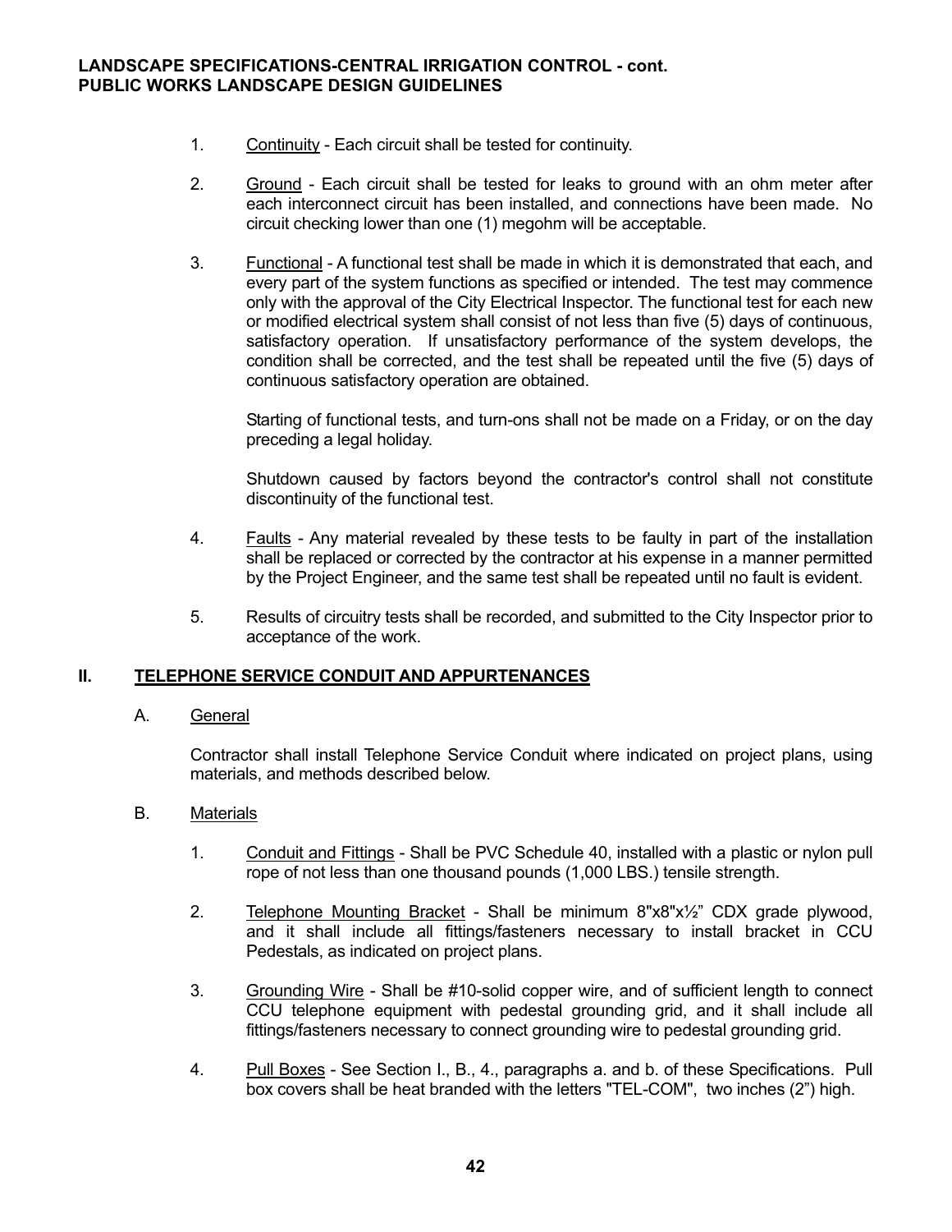1. Continuity - Each circuit shall be tested for continuity.

2. Ground - Each circuit shall be tested for leaks to ground with an ohm meter after each interconnect circuit has been installed, and connections have been made. No circuit checking lower than one (1) megohm will be acceptable.

3. Functional - A functional test shall be made in which it is demonstrated that each, and every part of the system functions as specified or intended. The test may commence only with the approval of the City Electrical Inspector. The functional test for each new or modified electrical system shall consist of not less than five (5) days of continuous, satisfactory operation. If unsatisfactory performance of the system develops, the condition shall be corrected, and the test shall be repeated until the five (5) days of continuous satisfactory operation are obtained.

   Starting of functional tests, and turn-ons shall not be made on a Friday, or on the day preceding a legal holiday.

   Shutdown caused by factors beyond the contractor's control shall not constitute discontinuity of the functional test.

4. Faults - Any material revealed by these tests to be faulty in part of the installation shall be replaced or corrected by the contractor at his expense in a manner permitted by the Project Engineer, and the same test shall be repeated until no fault is evident.

5. Results of circuitry tests shall be recorded, and submitted to the City Inspector prior to acceptance of the work.

## II. TELEPHONE SERVICE CONDUIT AND APPURTENANCES

### A. General

Contractor shall install Telephone Service Conduit where indicated on project plans, using materials, and methods described below.

### B. Materials

1. Conduit and Fittings - Shall be PVC Schedule 40, installed with a plastic or nylon pull rope of not less than one thousand pounds (1,000 LBS.) tensile strength.

2. Telephone Mounting Bracket - Shall be minimum 8"x8"x½" CDX grade plywood, and it shall include all fittings/fasteners necessary to install bracket in CCU Pedestals, as indicated on project plans.

3. Grounding Wire - Shall be #10-solid copper wire, and of sufficient length to connect CCU telephone equipment with pedestal grounding grid, and it shall include all fittings/fasteners necessary to connect grounding wire to pedestal grounding grid.

4. Pull Boxes - See Section I., B., 4., paragraphs a. and b. of these Specifications. Pull box covers shall be heat branded with the letters "TEL-COM", two inches (2") high.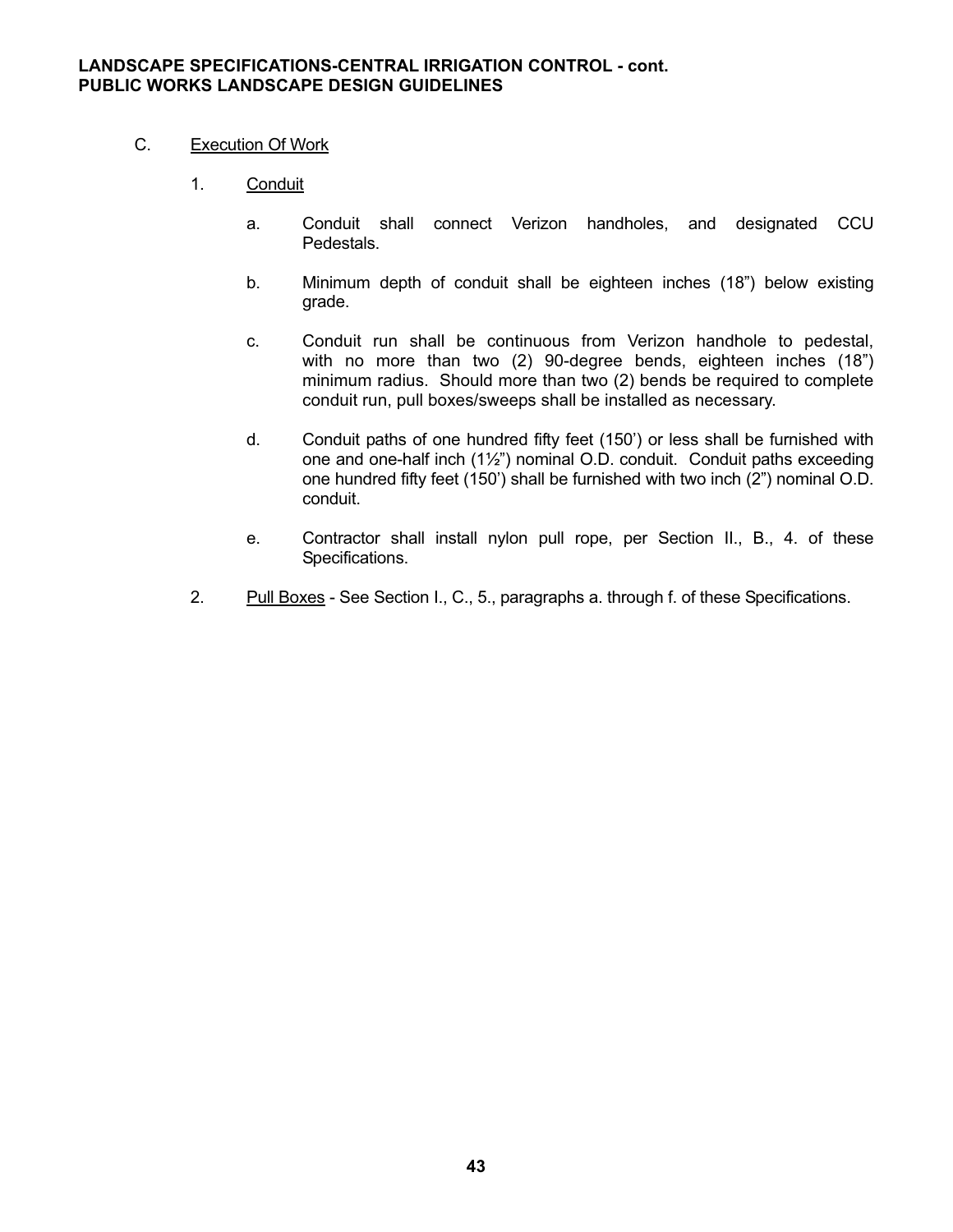C. Execution Of Work

1. Conduit

   a. Conduit shall connect Verizon handholes, and designated CCU Pedestals.

   b. Minimum depth of conduit shall be eighteen inches (18”) below existing grade.

   c. Conduit run shall be continuous from Verizon handhole to pedestal, with no more than two (2) 90-degree bends, eighteen inches (18”) minimum radius. Should more than two (2) bends be required to complete conduit run, pull boxes/sweeps shall be installed as necessary.

   d. Conduit paths of one hundred fifty feet (150’) or less shall be furnished with one and one-half inch (1½”) nominal O.D. conduit. Conduit paths exceeding one hundred fifty feet (150’) shall be furnished with two inch (2”) nominal O.D. conduit.

   e. Contractor shall install nylon pull rope, per Section II., B., 4. of these Specifications.

2. Pull Boxes - See Section I., C., 5., paragraphs a. through f. of these Specifications.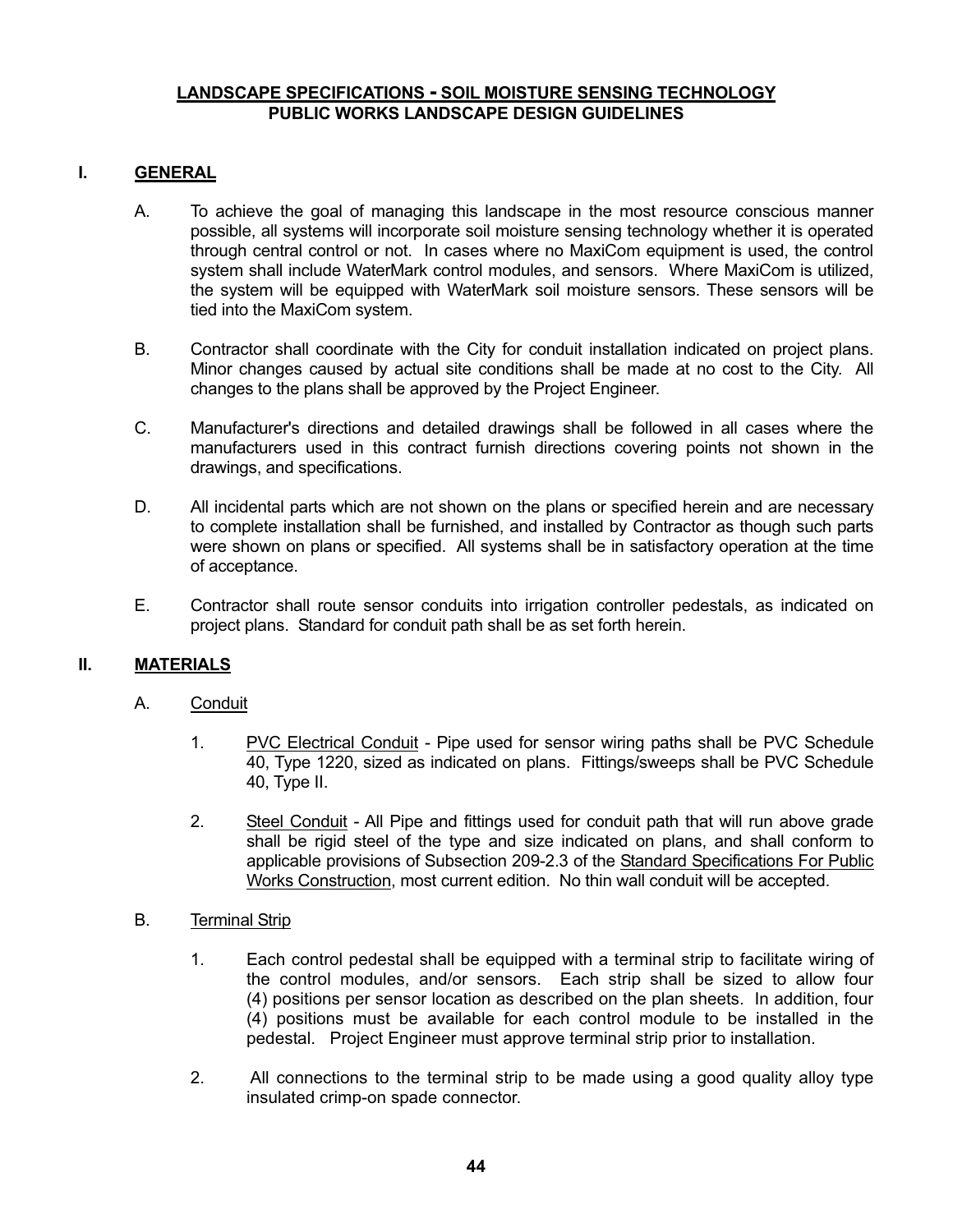**<u>LANDSCAPE SPECIFICATIONS - SOIL MOISTURE SENSING TECHNOLOGY</u>**
**<u>PUBLIC WORKS LANDSCAPE DESIGN GUIDELINES</u>**

## I. GENERAL

A. To achieve the goal of managing this landscape in the most resource conscious manner possible, all systems will incorporate soil moisture sensing technology whether it is operated through central control or not. In cases where no MaxiCom equipment is used, the control system shall include WaterMark control modules, and sensors. Where MaxiCom is utilized, the system will be equipped with WaterMark soil moisture sensors. These sensors will be tied into the MaxiCom system.

B. Contractor shall coordinate with the City for conduit installation indicated on project plans. Minor changes caused by actual site conditions shall be made at no cost to the City. All changes to the plans shall be approved by the Project Engineer.

C. Manufacturer's directions and detailed drawings shall be followed in all cases where the manufacturers used in this contract furnish directions covering points not shown in the drawings, and specifications.

D. All incidental parts which are not shown on the plans or specified herein and are necessary to complete installation shall be furnished, and installed by Contractor as though such parts were shown on plans or specified. All systems shall be in satisfactory operation at the time of acceptance.

E. Contractor shall route sensor conduits into irrigation controller pedestals, as indicated on project plans. Standard for conduit path shall be as set forth herein.

## II. MATERIALS

A. <u>Conduit</u>

1. <u>PVC Electrical Conduit</u> - Pipe used for sensor wiring paths shall be PVC Schedule 40, Type 1220, sized as indicated on plans. Fittings/sweeps shall be PVC Schedule 40, Type II.

2. <u>Steel Conduit</u> - All Pipe and fittings used for conduit path that will run above grade shall be rigid steel of the type and size indicated on plans, and shall conform to applicable provisions of Subsection 209-2.3 of the <u>Standard Specifications For Public Works Construction</u>, most current edition. No thin wall conduit will be accepted.

B. <u>Terminal Strip</u>

1. Each control pedestal shall be equipped with a terminal strip to facilitate wiring of the control modules, and/or sensors. Each strip shall be sized to allow four (4) positions per sensor location as described on the plan sheets. In addition, four (4) positions must be available for each control module to be installed in the pedestal. Project Engineer must approve terminal strip prior to installation.

2. All connections to the terminal strip to be made using a good quality alloy type insulated crimp-on spade connector.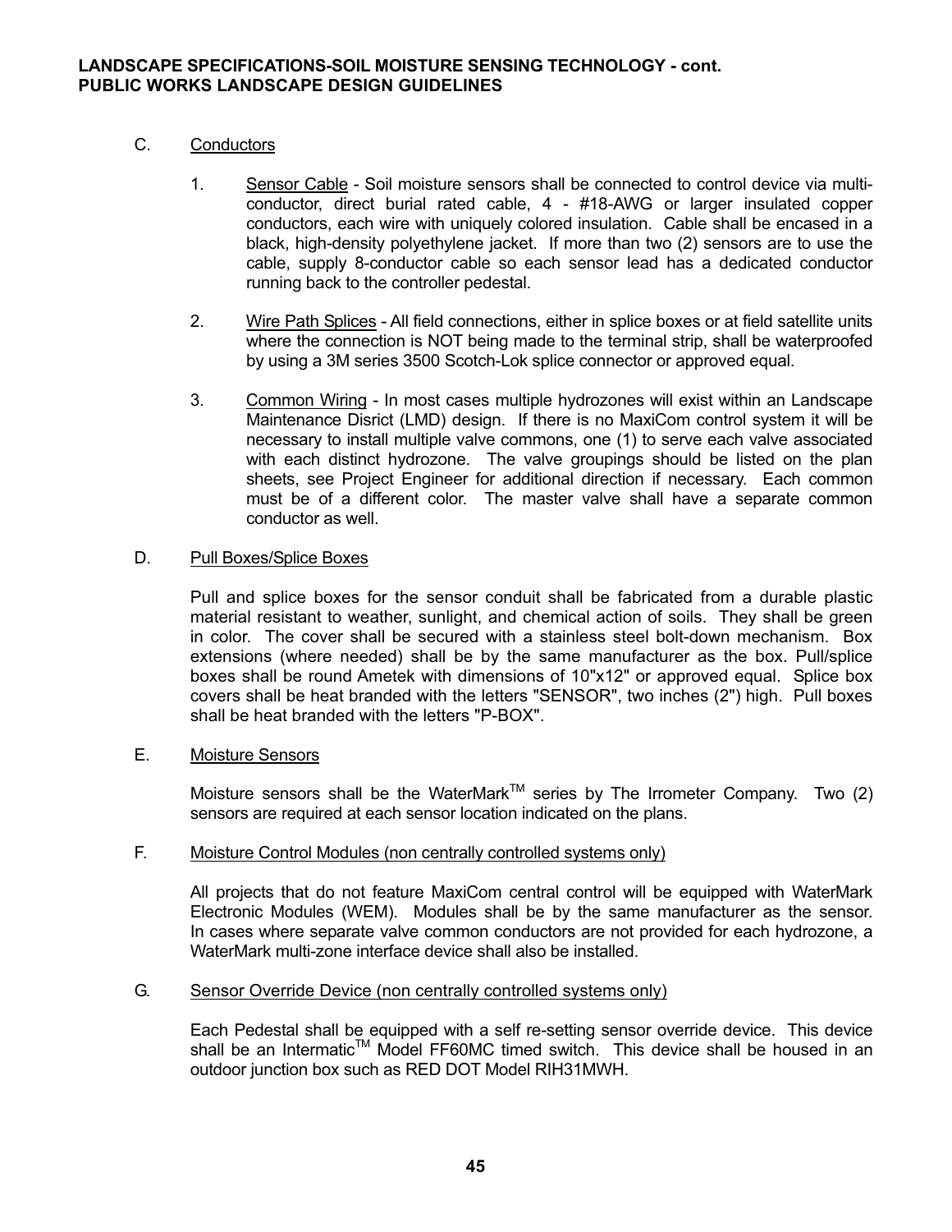C. Conductors

1. Sensor Cable - Soil moisture sensors shall be connected to control device via multi-conductor, direct burial rated cable, 4 - #18-AWG or larger insulated copper conductors, each wire with uniquely colored insulation. Cable shall be encased in a black, high-density polyethylene jacket. If more than two (2) sensors are to use the cable, supply 8-conductor cable so each sensor lead has a dedicated conductor running back to the controller pedestal.

2. Wire Path Splices - All field connections, either in splice boxes or at field satellite units where the connection is NOT being made to the terminal strip, shall be waterproofed by using a 3M series 3500 Scotch-Lok splice connector or approved equal.

3. Common Wiring - In most cases multiple hydrozones will exist within an Landscape Maintenance Disrict (LMD) design. If there is no MaxiCom control system it will be necessary to install multiple valve commons, one (1) to serve each valve associated with each distinct hydrozone. The valve groupings should be listed on the plan sheets, see Project Engineer for additional direction if necessary. Each common must be of a different color. The master valve shall have a separate common conductor as well.

D. Pull Boxes/Splice Boxes

Pull and splice boxes for the sensor conduit shall be fabricated from a durable plastic material resistant to weather, sunlight, and chemical action of soils. They shall be green in color. The cover shall be secured with a stainless steel bolt-down mechanism. Box extensions (where needed) shall be by the same manufacturer as the box. Pull/splice boxes shall be round Ametek with dimensions of 10"x12" or approved equal. Splice box covers shall be heat branded with the letters "SENSOR", two inches (2") high. Pull boxes shall be heat branded with the letters "P-BOX".

E. Moisture Sensors

Moisture sensors shall be the WaterMark™ series by The Irrometer Company. Two (2) sensors are required at each sensor location indicated on the plans.

F. Moisture Control Modules (non centrally controlled systems only)

All projects that do not feature MaxiCom central control will be equipped with WaterMark Electronic Modules (WEM). Modules shall be by the same manufacturer as the sensor. In cases where separate valve common conductors are not provided for each hydrozone, a WaterMark multi-zone interface device shall also be installed.

G. Sensor Override Device (non centrally controlled systems only)

Each Pedestal shall be equipped with a self re-setting sensor override device. This device shall be an Intermatic™ Model FF60MC timed switch. This device shall be housed in an outdoor junction box such as RED DOT Model RIH31MWH.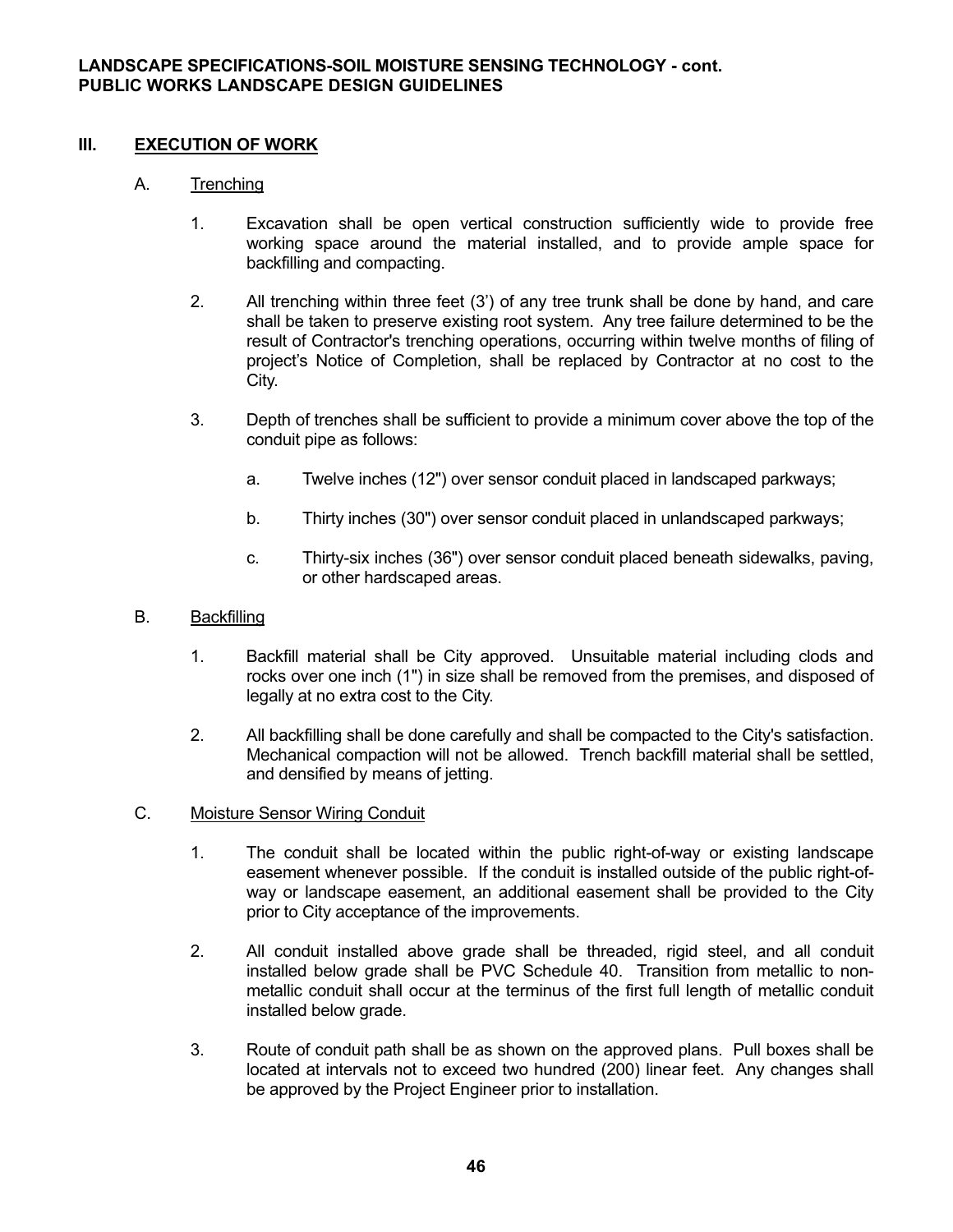## III. EXECUTION OF WORK

### A. Trenching

1. Excavation shall be open vertical construction sufficiently wide to provide free working space around the material installed, and to provide ample space for backfilling and compacting.

2. All trenching within three feet (3') of any tree trunk shall be done by hand, and care shall be taken to preserve existing root system. Any tree failure determined to be the result of Contractor's trenching operations, occurring within twelve months of filing of project's Notice of Completion, shall be replaced by Contractor at no cost to the City.

3. Depth of trenches shall be sufficient to provide a minimum cover above the top of the conduit pipe as follows:

   a. Twelve inches (12") over sensor conduit placed in landscaped parkways;

   b. Thirty inches (30") over sensor conduit placed in unlandscaped parkways;

   c. Thirty-six inches (36") over sensor conduit placed beneath sidewalks, paving, or other hardscaped areas.

### B. Backfilling

1. Backfill material shall be City approved. Unsuitable material including clods and rocks over one inch (1") in size shall be removed from the premises, and disposed of legally at no extra cost to the City.

2. All backfilling shall be done carefully and shall be compacted to the City's satisfaction. Mechanical compaction will not be allowed. Trench backfill material shall be settled, and densified by means of jetting.

### C. Moisture Sensor Wiring Conduit

1. The conduit shall be located within the public right-of-way or existing landscape easement whenever possible. If the conduit is installed outside of the public right-of-way or landscape easement, an additional easement shall be provided to the City prior to City acceptance of the improvements.

2. All conduit installed above grade shall be threaded, rigid steel, and all conduit installed below grade shall be PVC Schedule 40. Transition from metallic to non-metallic conduit shall occur at the terminus of the first full length of metallic conduit installed below grade.

3. Route of conduit path shall be as shown on the approved plans. Pull boxes shall be located at intervals not to exceed two hundred (200) linear feet. Any changes shall be approved by the Project Engineer prior to installation.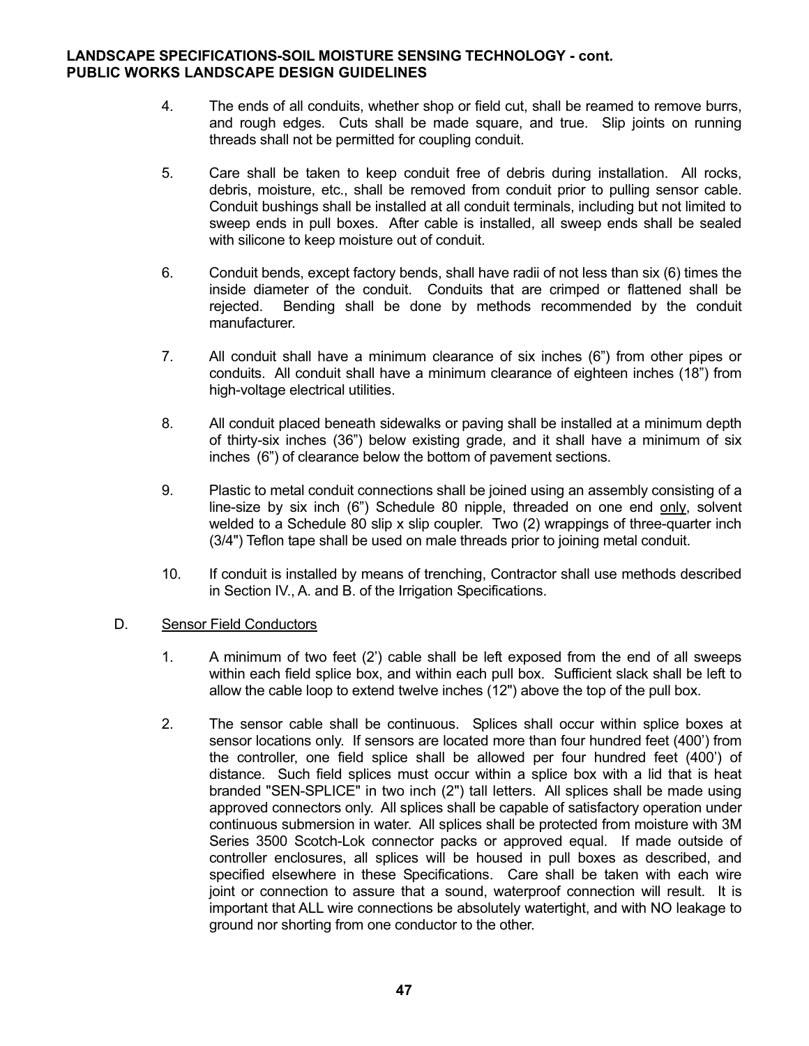4. The ends of all conduits, whether shop or field cut, shall be reamed to remove burrs, and rough edges. Cuts shall be made square, and true. Slip joints on running threads shall not be permitted for coupling conduit.

5. Care shall be taken to keep conduit free of debris during installation. All rocks, debris, moisture, etc., shall be removed from conduit prior to pulling sensor cable. Conduit bushings shall be installed at all conduit terminals, including but not limited to sweep ends in pull boxes. After cable is installed, all sweep ends shall be sealed with silicone to keep moisture out of conduit.

6. Conduit bends, except factory bends, shall have radii of not less than six (6) times the inside diameter of the conduit. Conduits that are crimped or flattened shall be rejected. Bending shall be done by methods recommended by the conduit manufacturer.

7. All conduit shall have a minimum clearance of six inches (6”) from other pipes or conduits. All conduit shall have a minimum clearance of eighteen inches (18”) from high-voltage electrical utilities.

8. All conduit placed beneath sidewalks or paving shall be installed at a minimum depth of thirty-six inches (36”) below existing grade, and it shall have a minimum of six inches (6”) of clearance below the bottom of pavement sections.

9. Plastic to metal conduit connections shall be joined using an assembly consisting of a line-size by six inch (6”) Schedule 80 nipple, threaded on one end <u>only</u>, solvent welded to a Schedule 80 slip x slip coupler. Two (2) wrappings of three-quarter inch (3/4") Teflon tape shall be used on male threads prior to joining metal conduit.

10. If conduit is installed by means of trenching, Contractor shall use methods described in Section IV., A. and B. of the Irrigation Specifications.

D. <u>Sensor Field Conductors</u>

1. A minimum of two feet (2’) cable shall be left exposed from the end of all sweeps within each field splice box, and within each pull box. Sufficient slack shall be left to allow the cable loop to extend twelve inches (12") above the top of the pull box.

2. The sensor cable shall be continuous. Splices shall occur within splice boxes at sensor locations only. If sensors are located more than four hundred feet (400’) from the controller, one field splice shall be allowed per four hundred feet (400’) of distance. Such field splices must occur within a splice box with a lid that is heat branded "SEN-SPLICE" in two inch (2") tall letters. All splices shall be made using approved connectors only. All splices shall be capable of satisfactory operation under continuous submersion in water. All splices shall be protected from moisture with 3M Series 3500 Scotch-Lok connector packs or approved equal. If made outside of controller enclosures, all splices will be housed in pull boxes as described, and specified elsewhere in these Specifications. Care shall be taken with each wire joint or connection to assure that a sound, waterproof connection will result. It is important that ALL wire connections be absolutely watertight, and with NO leakage to ground nor shorting from one conductor to the other.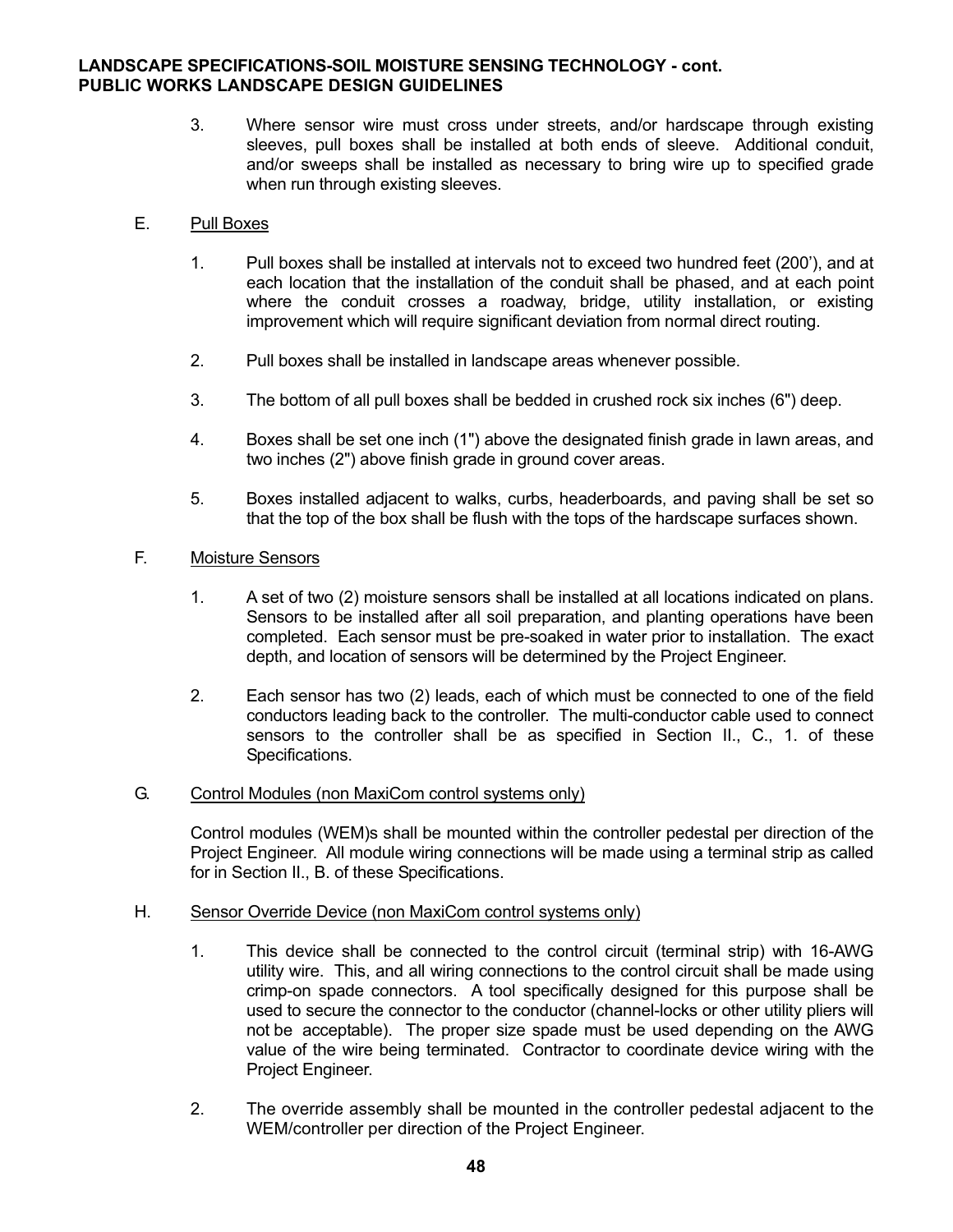3. Where sensor wire must cross under streets, and/or hardscape through existing sleeves, pull boxes shall be installed at both ends of sleeve. Additional conduit, and/or sweeps shall be installed as necessary to bring wire up to specified grade when run through existing sleeves.

E. Pull Boxes

1. Pull boxes shall be installed at intervals not to exceed two hundred feet (200'), and at each location that the installation of the conduit shall be phased, and at each point where the conduit crosses a roadway, bridge, utility installation, or existing improvement which will require significant deviation from normal direct routing.

2. Pull boxes shall be installed in landscape areas whenever possible.

3. The bottom of all pull boxes shall be bedded in crushed rock six inches (6") deep.

4. Boxes shall be set one inch (1") above the designated finish grade in lawn areas, and two inches (2") above finish grade in ground cover areas.

5. Boxes installed adjacent to walks, curbs, headerboards, and paving shall be set so that the top of the box shall be flush with the tops of the hardscape surfaces shown.

F. Moisture Sensors

1. A set of two (2) moisture sensors shall be installed at all locations indicated on plans. Sensors to be installed after all soil preparation, and planting operations have been completed. Each sensor must be pre-soaked in water prior to installation. The exact depth, and location of sensors will be determined by the Project Engineer.

2. Each sensor has two (2) leads, each of which must be connected to one of the field conductors leading back to the controller. The multi-conductor cable used to connect sensors to the controller shall be as specified in Section II., C., 1. of these Specifications.

G. Control Modules (non MaxiCom control systems only)

Control modules (WEM)s shall be mounted within the controller pedestal per direction of the Project Engineer. All module wiring connections will be made using a terminal strip as called for in Section II., B. of these Specifications.

H. Sensor Override Device (non MaxiCom control systems only)

1. This device shall be connected to the control circuit (terminal strip) with 16-AWG utility wire. This, and all wiring connections to the control circuit shall be made using crimp-on spade connectors. A tool specifically designed for this purpose shall be used to secure the connector to the conductor (channel-locks or other utility pliers will not be acceptable). The proper size spade must be used depending on the AWG value of the wire being terminated. Contractor to coordinate device wiring with the Project Engineer.

2. The override assembly shall be mounted in the controller pedestal adjacent to the WEM/controller per direction of the Project Engineer.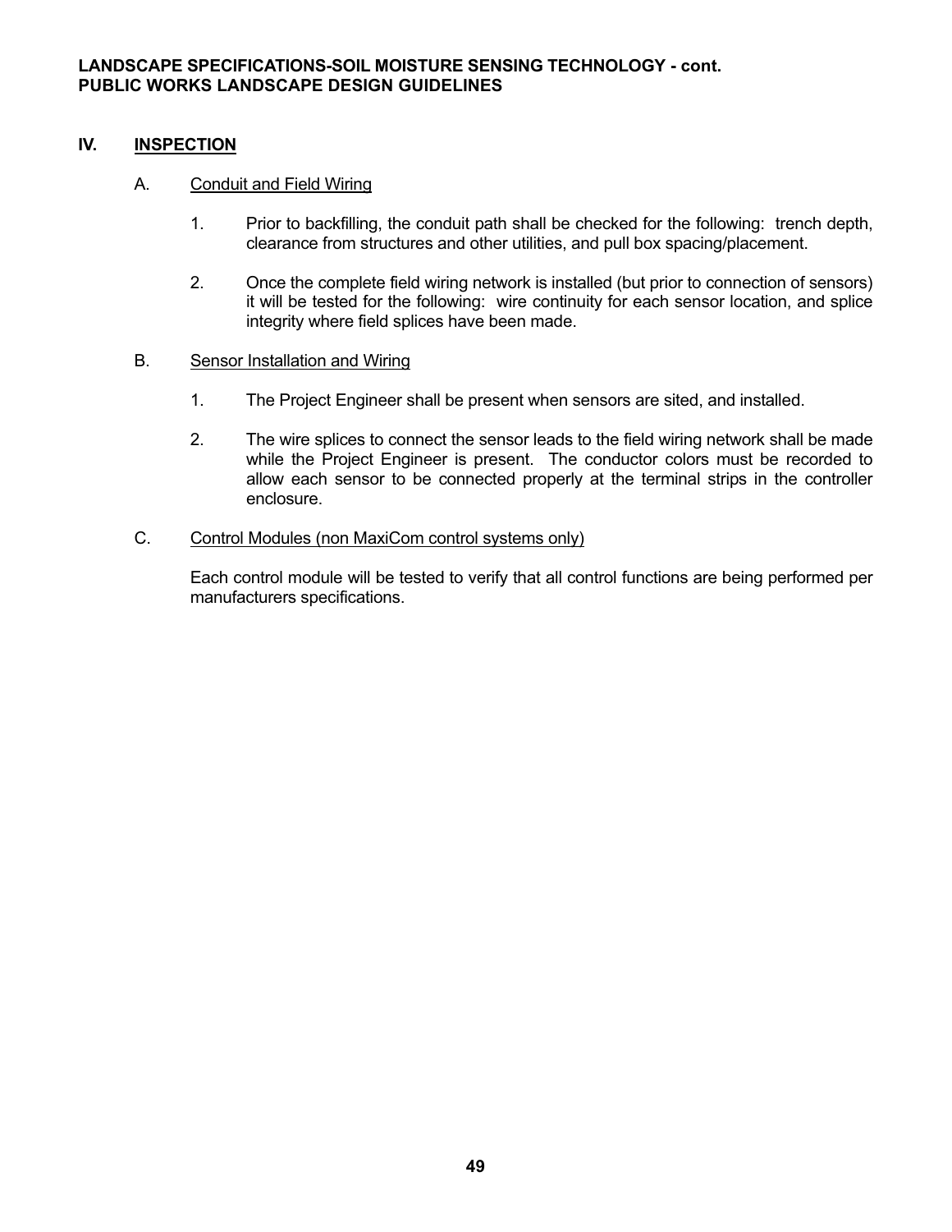## IV. INSPECTION

### A. Conduit and Field Wiring

1. Prior to backfilling, the conduit path shall be checked for the following: trench depth, clearance from structures and other utilities, and pull box spacing/placement.

2. Once the complete field wiring network is installed (but prior to connection of sensors) it will be tested for the following: wire continuity for each sensor location, and splice integrity where field splices have been made.

### B. Sensor Installation and Wiring

1. The Project Engineer shall be present when sensors are sited, and installed.

2. The wire splices to connect the sensor leads to the field wiring network shall be made while the Project Engineer is present. The conductor colors must be recorded to allow each sensor to be connected properly at the terminal strips in the controller enclosure.

### C. Control Modules (non MaxiCom control systems only)

Each control module will be tested to verify that all control functions are being performed per manufacturers specifications.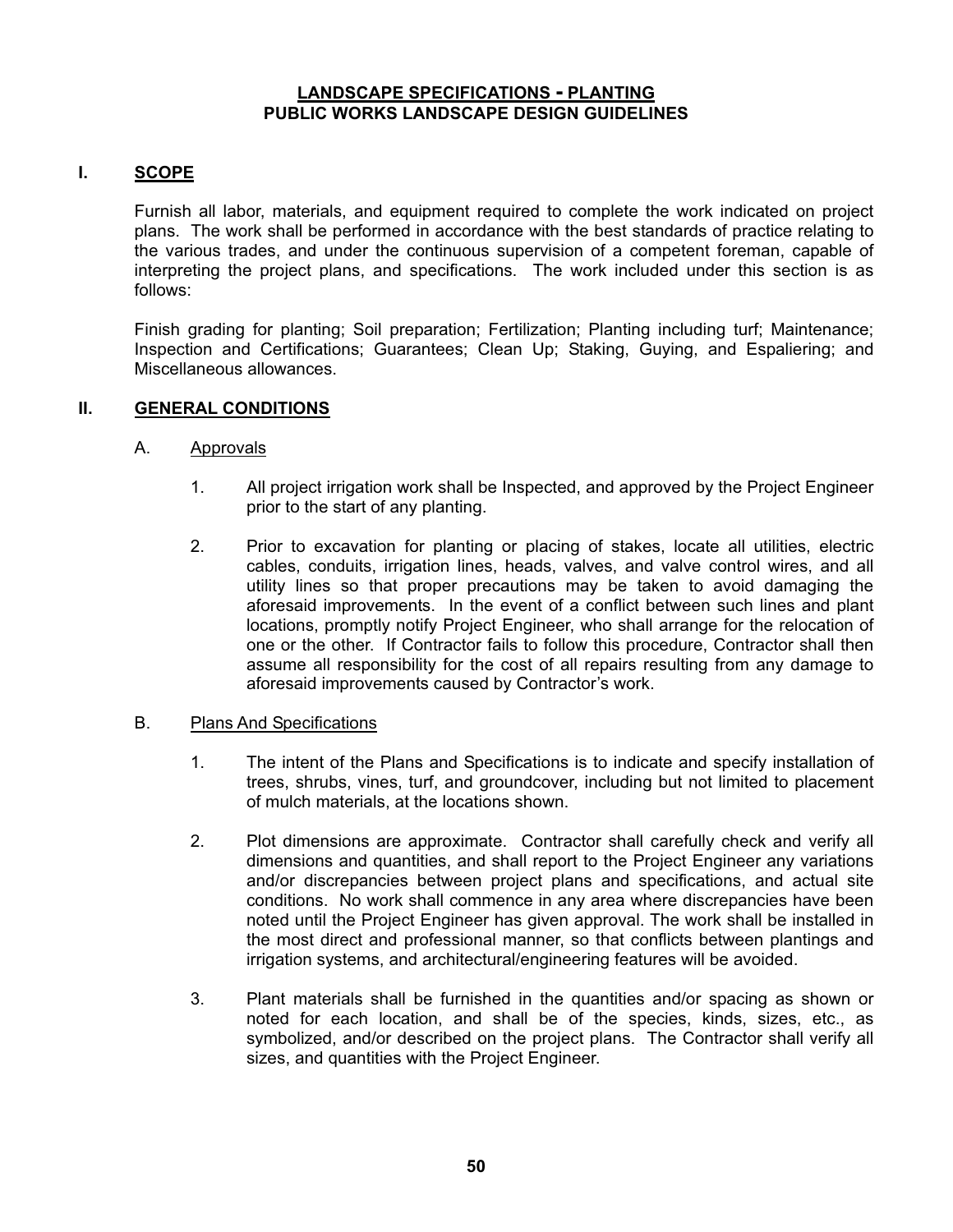**LANDSCAPE SPECIFICATIONS - PLANTING**
**PUBLIC WORKS LANDSCAPE DESIGN GUIDELINES**

## I. SCOPE

Furnish all labor, materials, and equipment required to complete the work indicated on project plans. The work shall be performed in accordance with the best standards of practice relating to the various trades, and under the continuous supervision of a competent foreman, capable of interpreting the project plans, and specifications. The work included under this section is as follows:

Finish grading for planting; Soil preparation; Fertilization; Planting including turf; Maintenance; Inspection and Certifications; Guarantees; Clean Up; Staking, Guying, and Espaliering; and Miscellaneous allowances.

## II. GENERAL CONDITIONS

### A. Approvals

1. All project irrigation work shall be Inspected, and approved by the Project Engineer prior to the start of any planting.

2. Prior to excavation for planting or placing of stakes, locate all utilities, electric cables, conduits, irrigation lines, heads, valves, and valve control wires, and all utility lines so that proper precautions may be taken to avoid damaging the aforesaid improvements. In the event of a conflict between such lines and plant locations, promptly notify Project Engineer, who shall arrange for the relocation of one or the other. If Contractor fails to follow this procedure, Contractor shall then assume all responsibility for the cost of all repairs resulting from any damage to aforesaid improvements caused by Contractor's work.

### B. Plans And Specifications

1. The intent of the Plans and Specifications is to indicate and specify installation of trees, shrubs, vines, turf, and groundcover, including but not limited to placement of mulch materials, at the locations shown.

2. Plot dimensions are approximate. Contractor shall carefully check and verify all dimensions and quantities, and shall report to the Project Engineer any variations and/or discrepancies between project plans and specifications, and actual site conditions. No work shall commence in any area where discrepancies have been noted until the Project Engineer has given approval. The work shall be installed in the most direct and professional manner, so that conflicts between plantings and irrigation systems, and architectural/engineering features will be avoided.

3. Plant materials shall be furnished in the quantities and/or spacing as shown or noted for each location, and shall be of the species, kinds, sizes, etc., as symbolized, and/or described on the project plans. The Contractor shall verify all sizes, and quantities with the Project Engineer.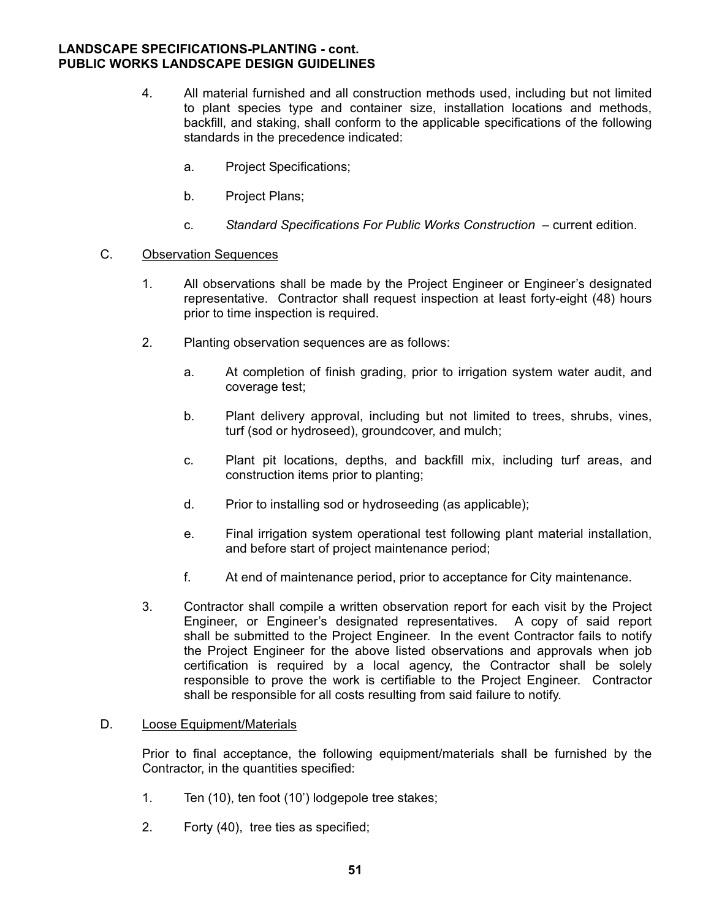4. All material furnished and all construction methods used, including but not limited to plant species type and container size, installation locations and methods, backfill, and staking, shall conform to the applicable specifications of the following standards in the precedence indicated:

   a. Project Specifications;

   b. Project Plans;

   c. *Standard Specifications For Public Works Construction* – current edition.

C. Observation Sequences

1. All observations shall be made by the Project Engineer or Engineer's designated representative. Contractor shall request inspection at least forty-eight (48) hours prior to time inspection is required.

2. Planting observation sequences are as follows:

   a. At completion of finish grading, prior to irrigation system water audit, and coverage test;

   b. Plant delivery approval, including but not limited to trees, shrubs, vines, turf (sod or hydroseed), groundcover, and mulch;

   c. Plant pit locations, depths, and backfill mix, including turf areas, and construction items prior to planting;

   d. Prior to installing sod or hydroseeding (as applicable);

   e. Final irrigation system operational test following plant material installation, and before start of project maintenance period;

   f. At end of maintenance period, prior to acceptance for City maintenance.

3. Contractor shall compile a written observation report for each visit by the Project Engineer, or Engineer's designated representatives. A copy of said report shall be submitted to the Project Engineer. In the event Contractor fails to notify the Project Engineer for the above listed observations and approvals when job certification is required by a local agency, the Contractor shall be solely responsible to prove the work is certifiable to the Project Engineer. Contractor shall be responsible for all costs resulting from said failure to notify.

D. Loose Equipment/Materials

Prior to final acceptance, the following equipment/materials shall be furnished by the Contractor, in the quantities specified:

1. Ten (10), ten foot (10') lodgepole tree stakes;

2. Forty (40), tree ties as specified;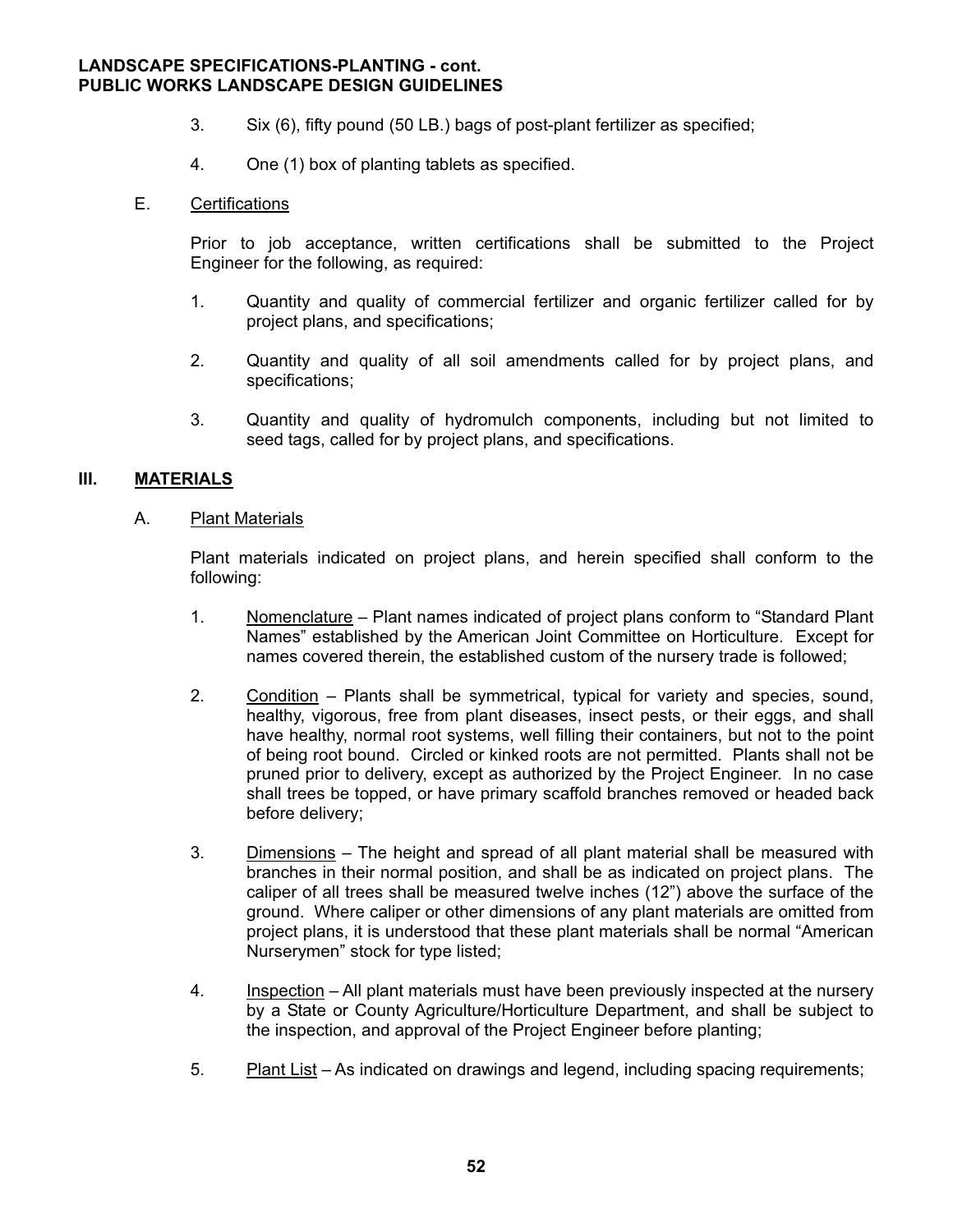3. Six (6), fifty pound (50 LB.) bags of post-plant fertilizer as specified;

4. One (1) box of planting tablets as specified.

E. Certifications

Prior to job acceptance, written certifications shall be submitted to the Project Engineer for the following, as required:

1. Quantity and quality of commercial fertilizer and organic fertilizer called for by project plans, and specifications;

2. Quantity and quality of all soil amendments called for by project plans, and specifications;

3. Quantity and quality of hydromulch components, including but not limited to seed tags, called for by project plans, and specifications.

## III. MATERIALS

A. Plant Materials

Plant materials indicated on project plans, and herein specified shall conform to the following:

1. Nomenclature – Plant names indicated of project plans conform to "Standard Plant Names" established by the American Joint Committee on Horticulture. Except for names covered therein, the established custom of the nursery trade is followed;

2. Condition – Plants shall be symmetrical, typical for variety and species, sound, healthy, vigorous, free from plant diseases, insect pests, or their eggs, and shall have healthy, normal root systems, well filling their containers, but not to the point of being root bound. Circled or kinked roots are not permitted. Plants shall not be pruned prior to delivery, except as authorized by the Project Engineer. In no case shall trees be topped, or have primary scaffold branches removed or headed back before delivery;

3. Dimensions – The height and spread of all plant material shall be measured with branches in their normal position, and shall be as indicated on project plans. The caliper of all trees shall be measured twelve inches (12") above the surface of the ground. Where caliper or other dimensions of any plant materials are omitted from project plans, it is understood that these plant materials shall be normal "American Nurserymen" stock for type listed;

4. Inspection – All plant materials must have been previously inspected at the nursery by a State or County Agriculture/Horticulture Department, and shall be subject to the inspection, and approval of the Project Engineer before planting;

5. Plant List – As indicated on drawings and legend, including spacing requirements;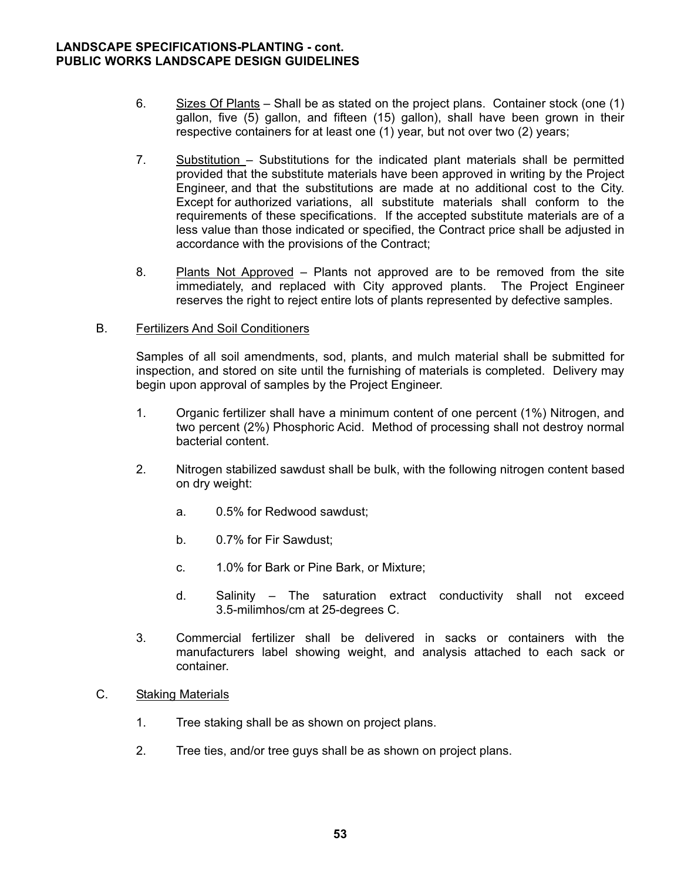6. Sizes Of Plants – Shall be as stated on the project plans. Container stock (one (1) gallon, five (5) gallon, and fifteen (15) gallon), shall have been grown in their respective containers for at least one (1) year, but not over two (2) years;

7. Substitution – Substitutions for the indicated plant materials shall be permitted provided that the substitute materials have been approved in writing by the Project Engineer, and that the substitutions are made at no additional cost to the City. Except for authorized variations, all substitute materials shall conform to the requirements of these specifications. If the accepted substitute materials are of a less value than those indicated or specified, the Contract price shall be adjusted in accordance with the provisions of the Contract;

8. Plants Not Approved – Plants not approved are to be removed from the site immediately, and replaced with City approved plants. The Project Engineer reserves the right to reject entire lots of plants represented by defective samples.

B. Fertilizers And Soil Conditioners

Samples of all soil amendments, sod, plants, and mulch material shall be submitted for inspection, and stored on site until the furnishing of materials is completed. Delivery may begin upon approval of samples by the Project Engineer.

1. Organic fertilizer shall have a minimum content of one percent (1%) Nitrogen, and two percent (2%) Phosphoric Acid. Method of processing shall not destroy normal bacterial content.

2. Nitrogen stabilized sawdust shall be bulk, with the following nitrogen content based on dry weight:

   a. 0.5% for Redwood sawdust;

   b. 0.7% for Fir Sawdust;

   c. 1.0% for Bark or Pine Bark, or Mixture;

   d. Salinity – The saturation extract conductivity shall not exceed 3.5-milimhos/cm at 25-degrees C.

3. Commercial fertilizer shall be delivered in sacks or containers with the manufacturers label showing weight, and analysis attached to each sack or container.

C. Staking Materials

1. Tree staking shall be as shown on project plans.

2. Tree ties, and/or tree guys shall be as shown on project plans.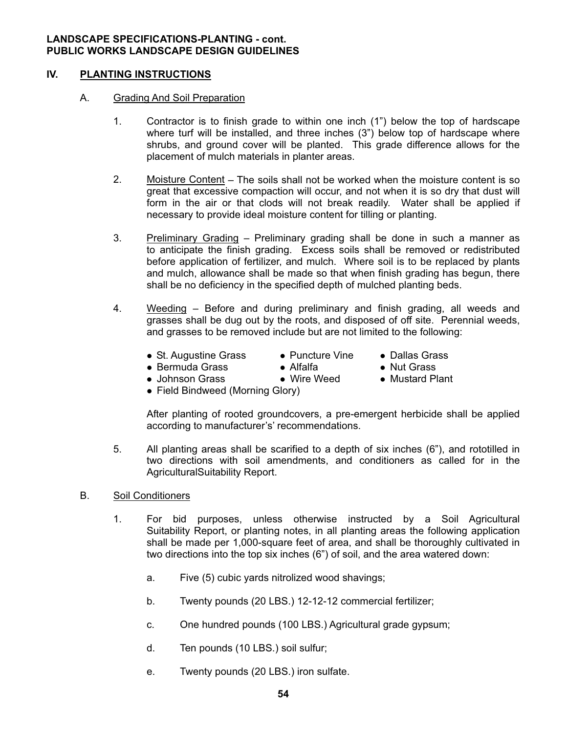**LANDSCAPE SPECIFICATIONS-PLANTING - cont.**
**PUBLIC WORKS LANDSCAPE DESIGN GUIDELINES**

## IV. PLANTING INSTRUCTIONS

### A. Grading And Soil Preparation

1. Contractor is to finish grade to within one inch (1") below the top of hardscape where turf will be installed, and three inches (3") below top of hardscape where shrubs, and ground cover will be planted. This grade difference allows for the placement of mulch materials in planter areas.

2. Moisture Content – The soils shall not be worked when the moisture content is so great that excessive compaction will occur, and not when it is so dry that dust will form in the air or that clods will not break readily. Water shall be applied if necessary to provide ideal moisture content for tilling or planting.

3. Preliminary Grading – Preliminary grading shall be done in such a manner as to anticipate the finish grading. Excess soils shall be removed or redistributed before application of fertilizer, and mulch. Where soil is to be replaced by plants and mulch, allowance shall be made so that when finish grading has begun, there shall be no deficiency in the specified depth of mulched planting beds.

4. Weeding – Before and during preliminary and finish grading, all weeds and grasses shall be dug out by the roots, and disposed of off site. Perennial weeds, and grasses to be removed include but are not limited to the following:

   - St. Augustine Grass
   - Puncture Vine
   - Dallas Grass
   - Bermuda Grass
   - Alfalfa
   - Nut Grass
   - Johnson Grass
   - Wire Weed
   - Mustard Plant
   - Field Bindweed (Morning Glory)

   After planting of rooted groundcovers, a pre-emergent herbicide shall be applied according to manufacturer's' recommendations.

5. All planting areas shall be scarified to a depth of six inches (6"), and rototilled in two directions with soil amendments, and conditioners as called for in the AgriculturalSuitability Report.

### B. Soil Conditioners

1. For bid purposes, unless otherwise instructed by a Soil Agricultural Suitability Report, or planting notes, in all planting areas the following application shall be made per 1,000-square feet of area, and shall be thoroughly cultivated in two directions into the top six inches (6") of soil, and the area watered down:

   a. Five (5) cubic yards nitrolized wood shavings;

   b. Twenty pounds (20 LBS.) 12-12-12 commercial fertilizer;

   c. One hundred pounds (100 LBS.) Agricultural grade gypsum;

   d. Ten pounds (10 LBS.) soil sulfur;

   e. Twenty pounds (20 LBS.) iron sulfate.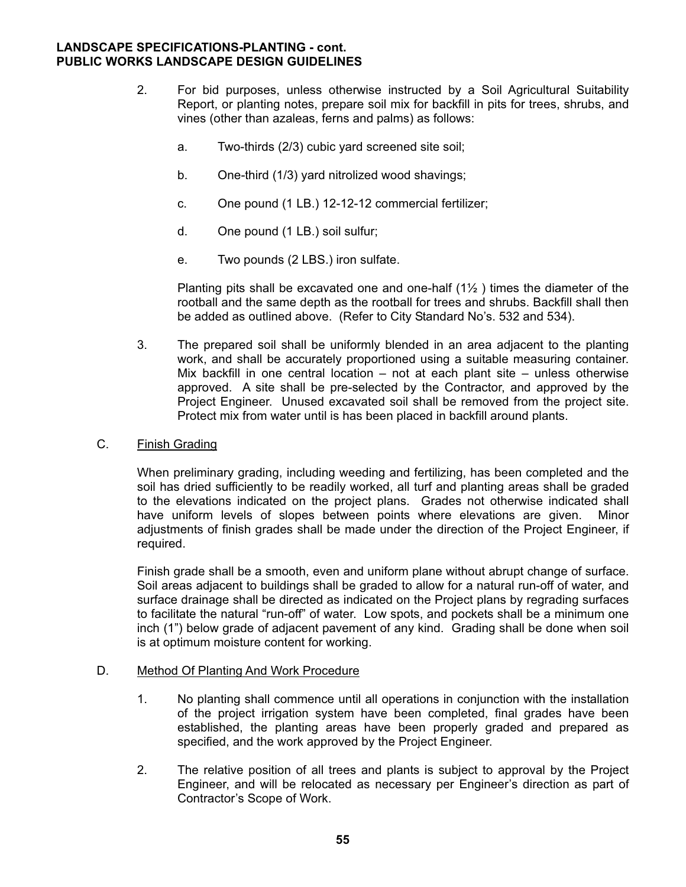2. For bid purposes, unless otherwise instructed by a Soil Agricultural Suitability Report, or planting notes, prepare soil mix for backfill in pits for trees, shrubs, and vines (other than azaleas, ferns and palms) as follows:

   a. Two-thirds (2/3) cubic yard screened site soil;

   b. One-third (1/3) yard nitrolized wood shavings;

   c. One pound (1 LB.) 12-12-12 commercial fertilizer;

   d. One pound (1 LB.) soil sulfur;

   e. Two pounds (2 LBS.) iron sulfate.

   Planting pits shall be excavated one and one-half (1½ ) times the diameter of the rootball and the same depth as the rootball for trees and shrubs. Backfill shall then be added as outlined above. (Refer to City Standard No's. 532 and 534).

3. The prepared soil shall be uniformly blended in an area adjacent to the planting work, and shall be accurately proportioned using a suitable measuring container. Mix backfill in one central location – not at each plant site – unless otherwise approved. A site shall be pre-selected by the Contractor, and approved by the Project Engineer. Unused excavated soil shall be removed from the project site. Protect mix from water until is has been placed in backfill around plants.

C. Finish Grading

When preliminary grading, including weeding and fertilizing, has been completed and the soil has dried sufficiently to be readily worked, all turf and planting areas shall be graded to the elevations indicated on the project plans. Grades not otherwise indicated shall have uniform levels of slopes between points where elevations are given. Minor adjustments of finish grades shall be made under the direction of the Project Engineer, if required.

Finish grade shall be a smooth, even and uniform plane without abrupt change of surface. Soil areas adjacent to buildings shall be graded to allow for a natural run-off of water, and surface drainage shall be directed as indicated on the Project plans by regrading surfaces to facilitate the natural "run-off" of water. Low spots, and pockets shall be a minimum one inch (1") below grade of adjacent pavement of any kind. Grading shall be done when soil is at optimum moisture content for working.

D. Method Of Planting And Work Procedure

1. No planting shall commence until all operations in conjunction with the installation of the project irrigation system have been completed, final grades have been established, the planting areas have been properly graded and prepared as specified, and the work approved by the Project Engineer.

2. The relative position of all trees and plants is subject to approval by the Project Engineer, and will be relocated as necessary per Engineer's direction as part of Contractor's Scope of Work.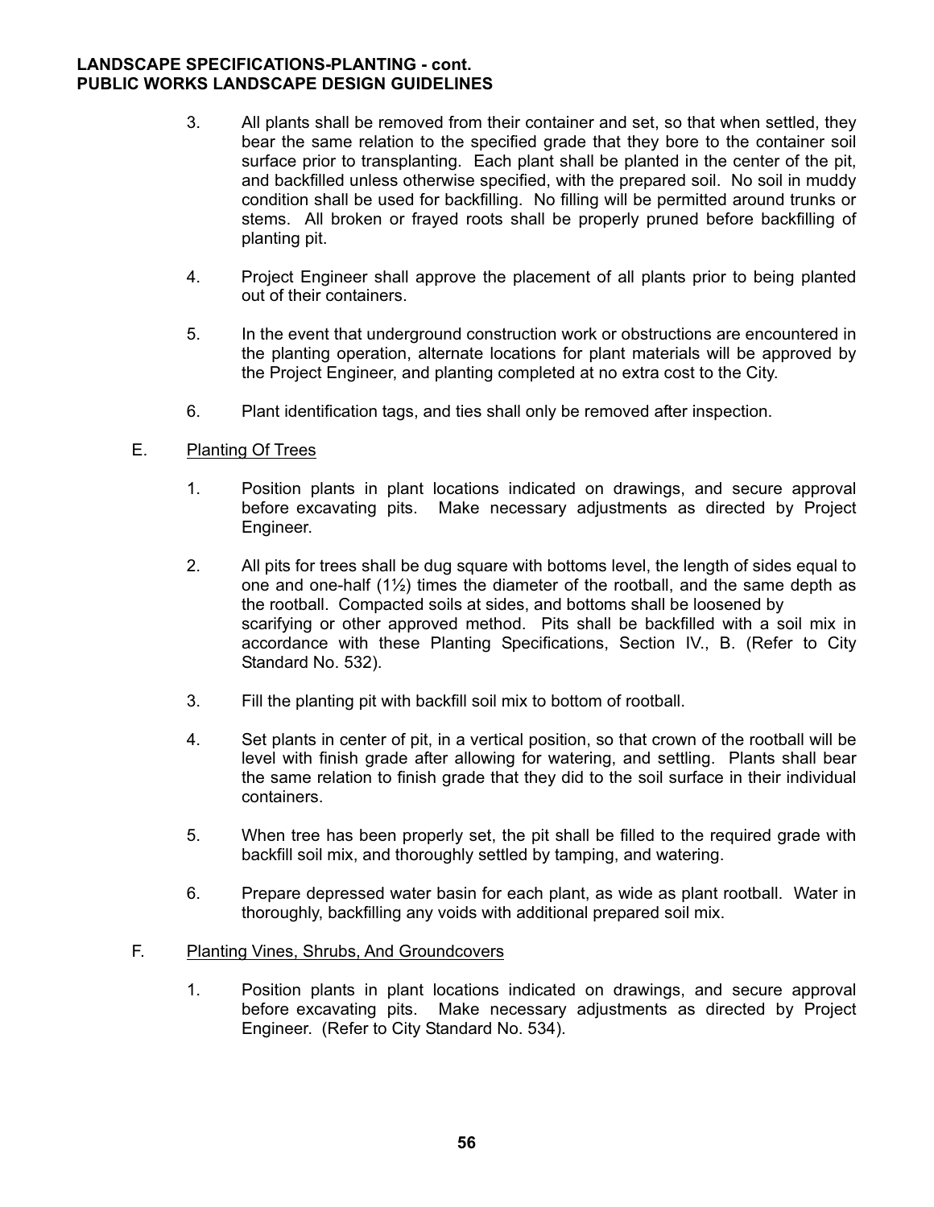3. All plants shall be removed from their container and set, so that when settled, they bear the same relation to the specified grade that they bore to the container soil surface prior to transplanting. Each plant shall be planted in the center of the pit, and backfilled unless otherwise specified, with the prepared soil. No soil in muddy condition shall be used for backfilling. No filling will be permitted around trunks or stems. All broken or frayed roots shall be properly pruned before backfilling of planting pit.

4. Project Engineer shall approve the placement of all plants prior to being planted out of their containers.

5. In the event that underground construction work or obstructions are encountered in the planting operation, alternate locations for plant materials will be approved by the Project Engineer, and planting completed at no extra cost to the City.

6. Plant identification tags, and ties shall only be removed after inspection.

E. <u>Planting Of Trees</u>

1. Position plants in plant locations indicated on drawings, and secure approval before excavating pits. Make necessary adjustments as directed by Project Engineer.

2. All pits for trees shall be dug square with bottoms level, the length of sides equal to one and one-half (1½) times the diameter of the rootball, and the same depth as the rootball. Compacted soils at sides, and bottoms shall be loosened by scarifying or other approved method. Pits shall be backfilled with a soil mix in accordance with these Planting Specifications, Section IV., B. (Refer to City Standard No. 532).

3. Fill the planting pit with backfill soil mix to bottom of rootball.

4. Set plants in center of pit, in a vertical position, so that crown of the rootball will be level with finish grade after allowing for watering, and settling. Plants shall bear the same relation to finish grade that they did to the soil surface in their individual containers.

5. When tree has been properly set, the pit shall be filled to the required grade with backfill soil mix, and thoroughly settled by tamping, and watering.

6. Prepare depressed water basin for each plant, as wide as plant rootball. Water in thoroughly, backfilling any voids with additional prepared soil mix.

F. <u>Planting Vines, Shrubs, And Groundcovers</u>

1. Position plants in plant locations indicated on drawings, and secure approval before excavating pits. Make necessary adjustments as directed by Project Engineer. (Refer to City Standard No. 534).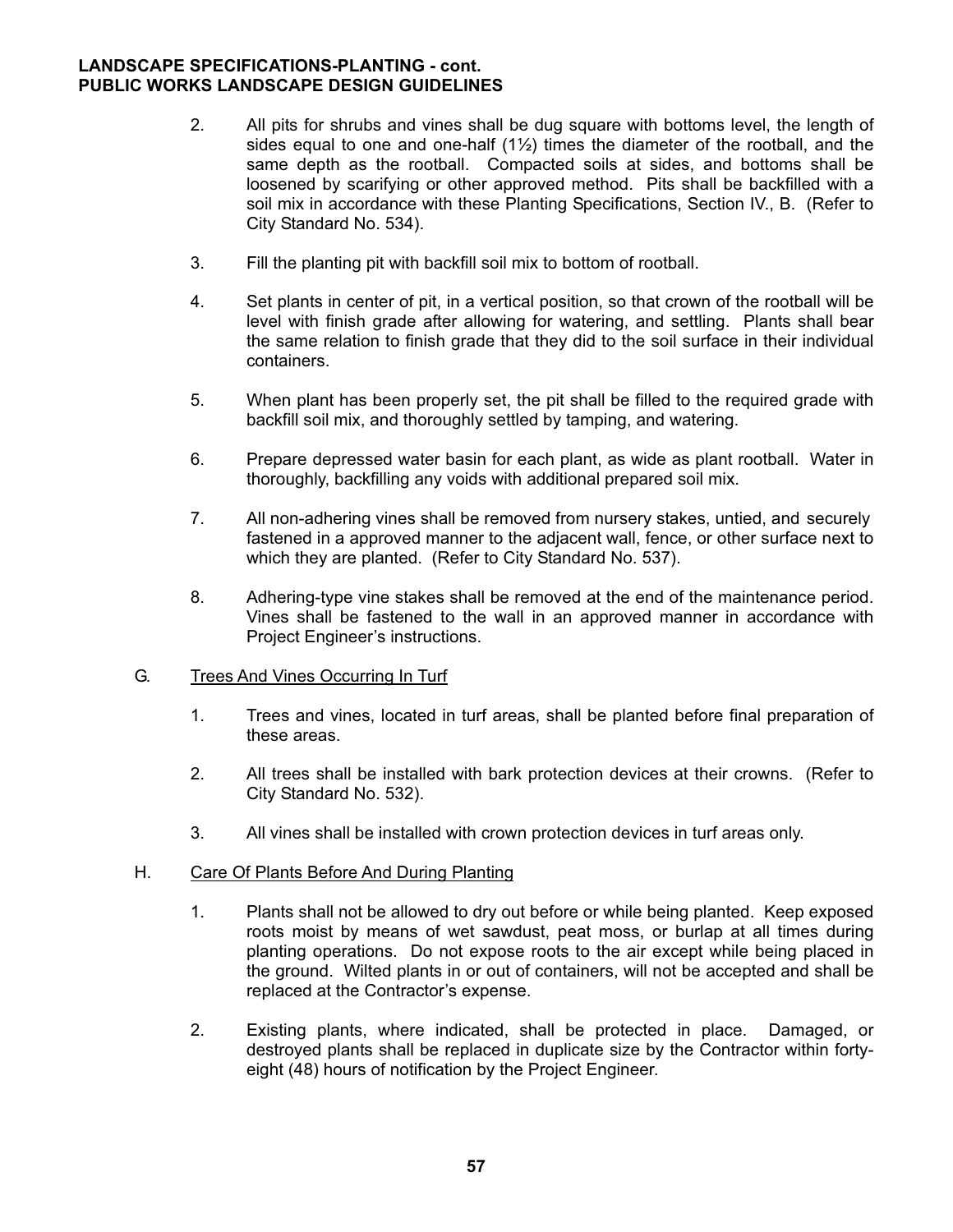2. All pits for shrubs and vines shall be dug square with bottoms level, the length of sides equal to one and one-half (1½) times the diameter of the rootball, and the same depth as the rootball. Compacted soils at sides, and bottoms shall be loosened by scarifying or other approved method. Pits shall be backfilled with a soil mix in accordance with these Planting Specifications, Section IV., B. (Refer to City Standard No. 534).

3. Fill the planting pit with backfill soil mix to bottom of rootball.

4. Set plants in center of pit, in a vertical position, so that crown of the rootball will be level with finish grade after allowing for watering, and settling. Plants shall bear the same relation to finish grade that they did to the soil surface in their individual containers.

5. When plant has been properly set, the pit shall be filled to the required grade with backfill soil mix, and thoroughly settled by tamping, and watering.

6. Prepare depressed water basin for each plant, as wide as plant rootball. Water in thoroughly, backfilling any voids with additional prepared soil mix.

7. All non-adhering vines shall be removed from nursery stakes, untied, and securely fastened in a approved manner to the adjacent wall, fence, or other surface next to which they are planted. (Refer to City Standard No. 537).

8. Adhering-type vine stakes shall be removed at the end of the maintenance period. Vines shall be fastened to the wall in an approved manner in accordance with Project Engineer's instructions.

G. Trees And Vines Occurring In Turf

1. Trees and vines, located in turf areas, shall be planted before final preparation of these areas.

2. All trees shall be installed with bark protection devices at their crowns. (Refer to City Standard No. 532).

3. All vines shall be installed with crown protection devices in turf areas only.

H. Care Of Plants Before And During Planting

1. Plants shall not be allowed to dry out before or while being planted. Keep exposed roots moist by means of wet sawdust, peat moss, or burlap at all times during planting operations. Do not expose roots to the air except while being placed in the ground. Wilted plants in or out of containers, will not be accepted and shall be replaced at the Contractor's expense.

2. Existing plants, where indicated, shall be protected in place. Damaged, or destroyed plants shall be replaced in duplicate size by the Contractor within forty-eight (48) hours of notification by the Project Engineer.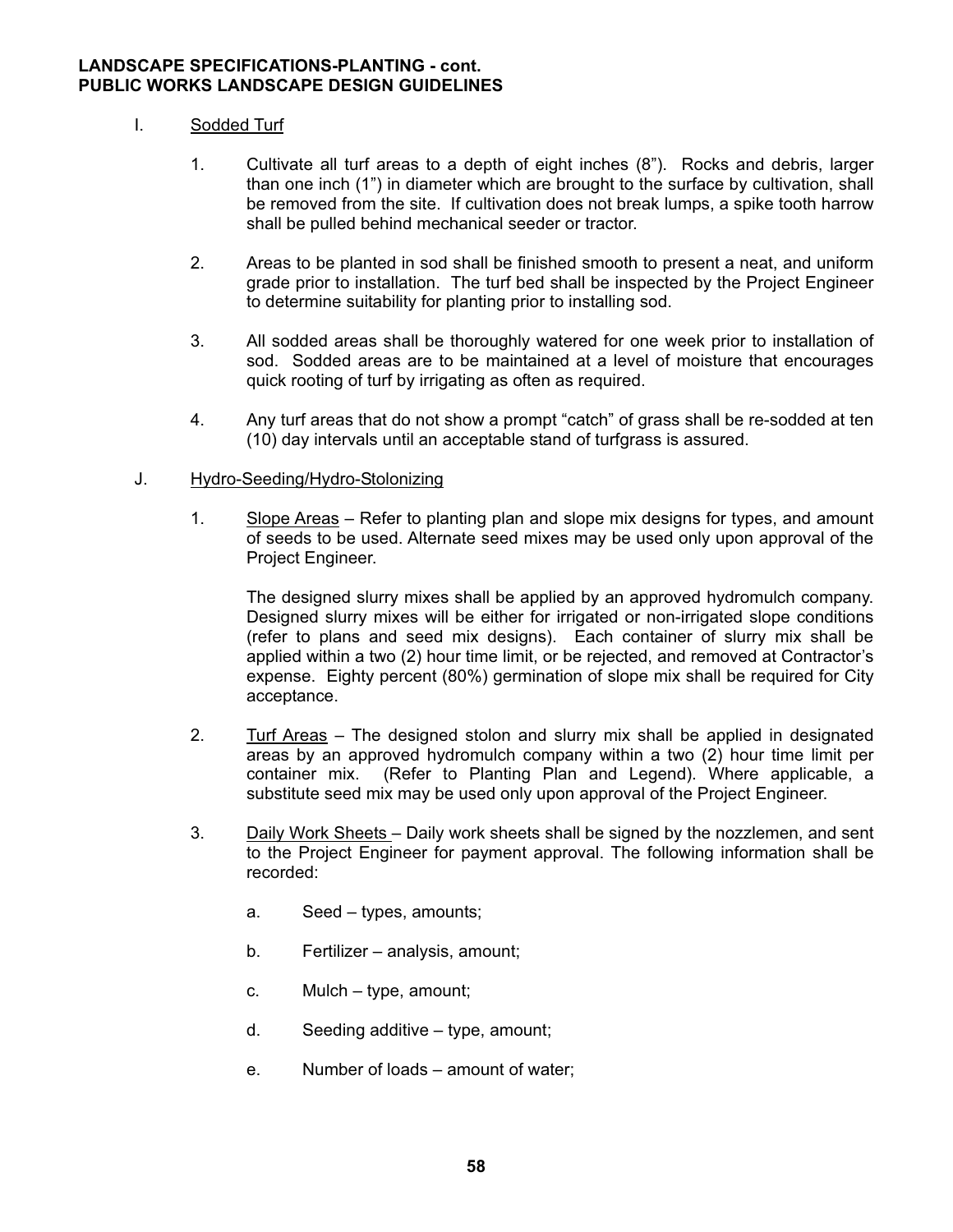**LANDSCAPE SPECIFICATIONS-PLANTING - cont.**
**PUBLIC WORKS LANDSCAPE DESIGN GUIDELINES**

I. Sodded Turf

1. Cultivate all turf areas to a depth of eight inches (8"). Rocks and debris, larger than one inch (1") in diameter which are brought to the surface by cultivation, shall be removed from the site. If cultivation does not break lumps, a spike tooth harrow shall be pulled behind mechanical seeder or tractor.

2. Areas to be planted in sod shall be finished smooth to present a neat, and uniform grade prior to installation. The turf bed shall be inspected by the Project Engineer to determine suitability for planting prior to installing sod.

3. All sodded areas shall be thoroughly watered for one week prior to installation of sod. Sodded areas are to be maintained at a level of moisture that encourages quick rooting of turf by irrigating as often as required.

4. Any turf areas that do not show a prompt "catch" of grass shall be re-sodded at ten (10) day intervals until an acceptable stand of turfgrass is assured.

J. Hydro-Seeding/Hydro-Stolonizing

1. Slope Areas – Refer to planting plan and slope mix designs for types, and amount of seeds to be used. Alternate seed mixes may be used only upon approval of the Project Engineer.

   The designed slurry mixes shall be applied by an approved hydromulch company. Designed slurry mixes will be either for irrigated or non-irrigated slope conditions (refer to plans and seed mix designs). Each container of slurry mix shall be applied within a two (2) hour time limit, or be rejected, and removed at Contractor's expense. Eighty percent (80%) germination of slope mix shall be required for City acceptance.

2. Turf Areas – The designed stolon and slurry mix shall be applied in designated areas by an approved hydromulch company within a two (2) hour time limit per container mix. (Refer to Planting Plan and Legend). Where applicable, a substitute seed mix may be used only upon approval of the Project Engineer.

3. Daily Work Sheets – Daily work sheets shall be signed by the nozzlemen, and sent to the Project Engineer for payment approval. The following information shall be recorded:

   a. Seed – types, amounts;

   b. Fertilizer – analysis, amount;

   c. Mulch – type, amount;

   d. Seeding additive – type, amount;

   e. Number of loads – amount of water;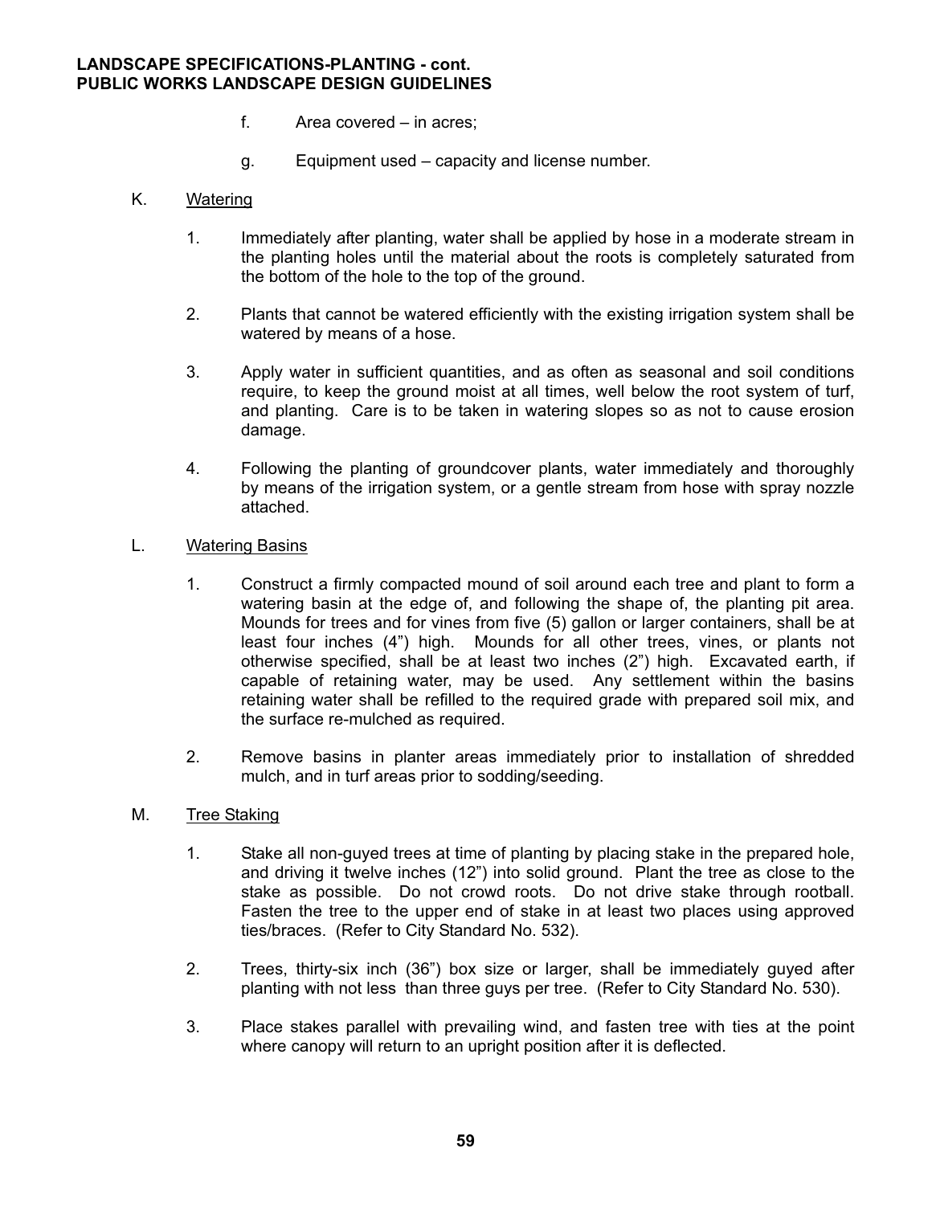f. Area covered – in acres;

g. Equipment used – capacity and license number.

K. Watering

1. Immediately after planting, water shall be applied by hose in a moderate stream in the planting holes until the material about the roots is completely saturated from the bottom of the hole to the top of the ground.

2. Plants that cannot be watered efficiently with the existing irrigation system shall be watered by means of a hose.

3. Apply water in sufficient quantities, and as often as seasonal and soil conditions require, to keep the ground moist at all times, well below the root system of turf, and planting. Care is to be taken in watering slopes so as not to cause erosion damage.

4. Following the planting of groundcover plants, water immediately and thoroughly by means of the irrigation system, or a gentle stream from hose with spray nozzle attached.

L. Watering Basins

1. Construct a firmly compacted mound of soil around each tree and plant to form a watering basin at the edge of, and following the shape of, the planting pit area. Mounds for trees and for vines from five (5) gallon or larger containers, shall be at least four inches (4") high. Mounds for all other trees, vines, or plants not otherwise specified, shall be at least two inches (2") high. Excavated earth, if capable of retaining water, may be used. Any settlement within the basins retaining water shall be refilled to the required grade with prepared soil mix, and the surface re-mulched as required.

2. Remove basins in planter areas immediately prior to installation of shredded mulch, and in turf areas prior to sodding/seeding.

M. Tree Staking

1. Stake all non-guyed trees at time of planting by placing stake in the prepared hole, and driving it twelve inches (12") into solid ground. Plant the tree as close to the stake as possible. Do not crowd roots. Do not drive stake through rootball. Fasten the tree to the upper end of stake in at least two places using approved ties/braces. (Refer to City Standard No. 532).

2. Trees, thirty-six inch (36") box size or larger, shall be immediately guyed after planting with not less than three guys per tree. (Refer to City Standard No. 530).

3. Place stakes parallel with prevailing wind, and fasten tree with ties at the point where canopy will return to an upright position after it is deflected.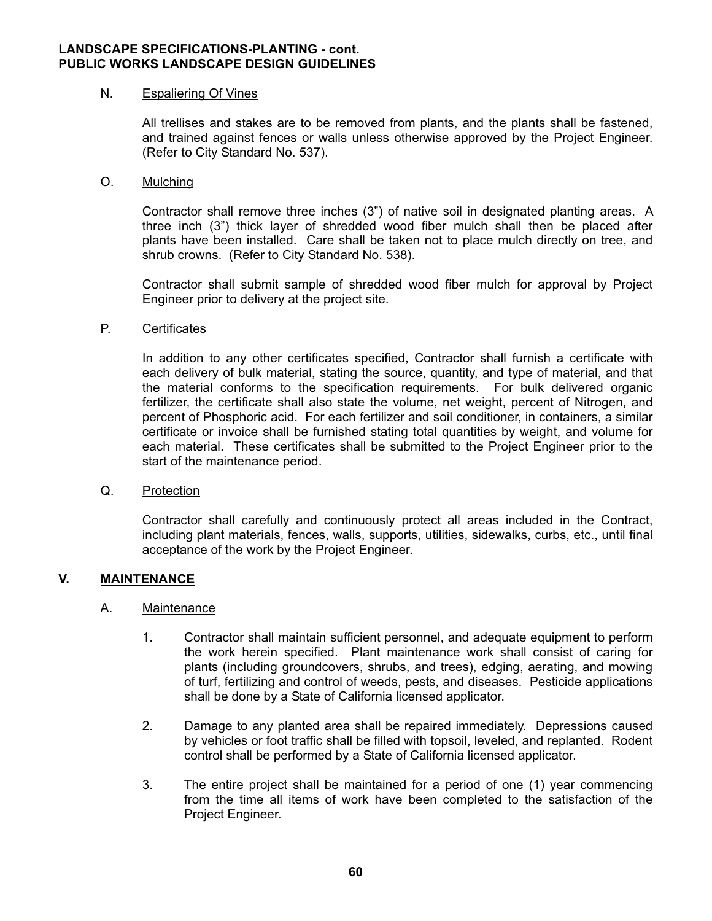N. Espaliering Of Vines

All trellises and stakes are to be removed from plants, and the plants shall be fastened, and trained against fences or walls unless otherwise approved by the Project Engineer. (Refer to City Standard No. 537).

O. Mulching

Contractor shall remove three inches (3") of native soil in designated planting areas. A three inch (3") thick layer of shredded wood fiber mulch shall then be placed after plants have been installed. Care shall be taken not to place mulch directly on tree, and shrub crowns. (Refer to City Standard No. 538).

Contractor shall submit sample of shredded wood fiber mulch for approval by Project Engineer prior to delivery at the project site.

P. Certificates

In addition to any other certificates specified, Contractor shall furnish a certificate with each delivery of bulk material, stating the source, quantity, and type of material, and that the material conforms to the specification requirements. For bulk delivered organic fertilizer, the certificate shall also state the volume, net weight, percent of Nitrogen, and percent of Phosphoric acid. For each fertilizer and soil conditioner, in containers, a similar certificate or invoice shall be furnished stating total quantities by weight, and volume for each material. These certificates shall be submitted to the Project Engineer prior to the start of the maintenance period.

Q. Protection

Contractor shall carefully and continuously protect all areas included in the Contract, including plant materials, fences, walls, supports, utilities, sidewalks, curbs, etc., until final acceptance of the work by the Project Engineer.

## V. MAINTENANCE

A. Maintenance

1. Contractor shall maintain sufficient personnel, and adequate equipment to perform the work herein specified. Plant maintenance work shall consist of caring for plants (including groundcovers, shrubs, and trees), edging, aerating, and mowing of turf, fertilizing and control of weeds, pests, and diseases. Pesticide applications shall be done by a State of California licensed applicator.

2. Damage to any planted area shall be repaired immediately. Depressions caused by vehicles or foot traffic shall be filled with topsoil, leveled, and replanted. Rodent control shall be performed by a State of California licensed applicator.

3. The entire project shall be maintained for a period of one (1) year commencing from the time all items of work have been completed to the satisfaction of the Project Engineer.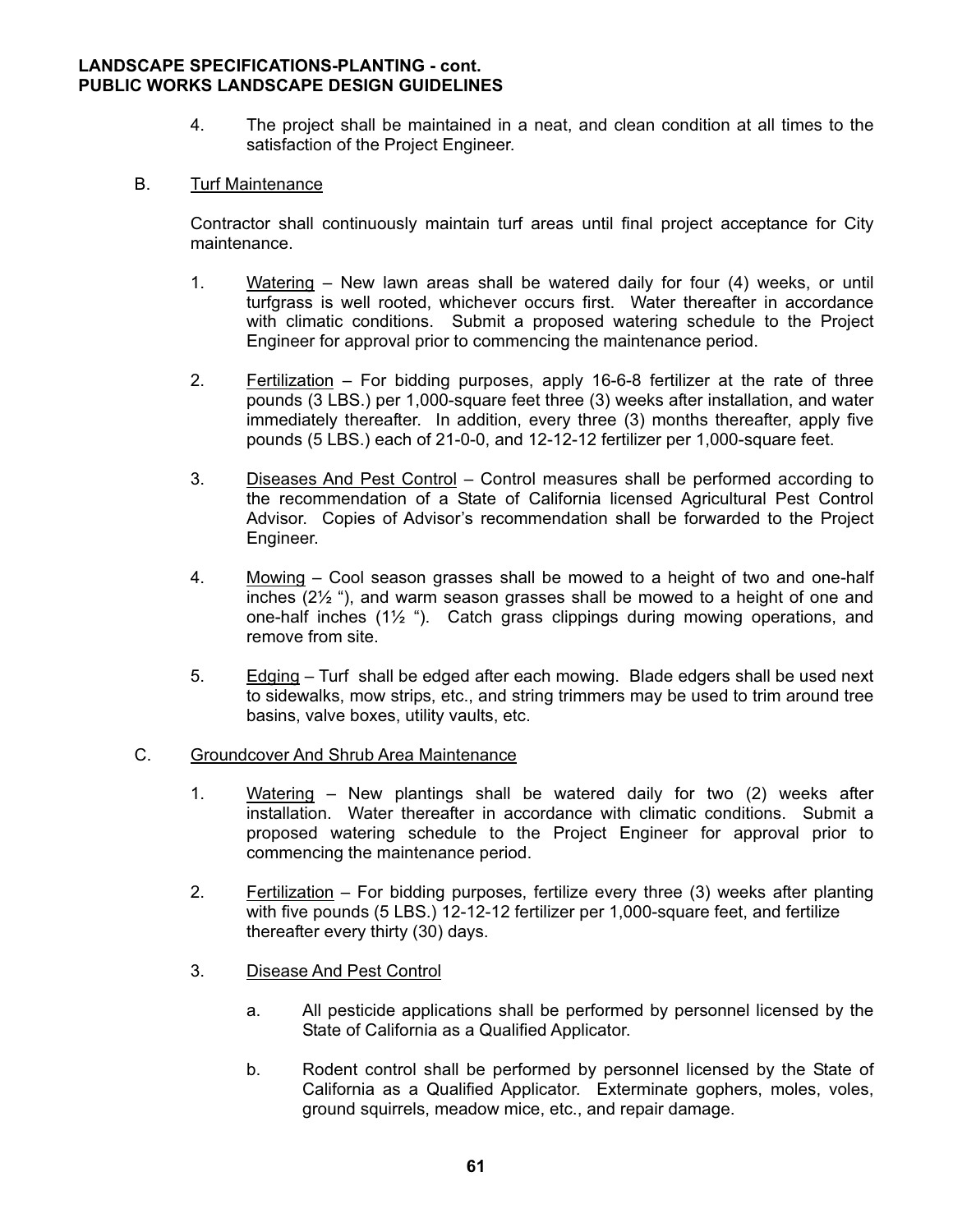4. The project shall be maintained in a neat, and clean condition at all times to the satisfaction of the Project Engineer.

B. Turf Maintenance

Contractor shall continuously maintain turf areas until final project acceptance for City maintenance.

1. Watering – New lawn areas shall be watered daily for four (4) weeks, or until turfgrass is well rooted, whichever occurs first. Water thereafter in accordance with climatic conditions. Submit a proposed watering schedule to the Project Engineer for approval prior to commencing the maintenance period.

2. Fertilization – For bidding purposes, apply 16-6-8 fertilizer at the rate of three pounds (3 LBS.) per 1,000-square feet three (3) weeks after installation, and water immediately thereafter. In addition, every three (3) months thereafter, apply five pounds (5 LBS.) each of 21-0-0, and 12-12-12 fertilizer per 1,000-square feet.

3. Diseases And Pest Control – Control measures shall be performed according to the recommendation of a State of California licensed Agricultural Pest Control Advisor. Copies of Advisor's recommendation shall be forwarded to the Project Engineer.

4. Mowing – Cool season grasses shall be mowed to a height of two and one-half inches (2½ "), and warm season grasses shall be mowed to a height of one and one-half inches (1½ "). Catch grass clippings during mowing operations, and remove from site.

5. Edging – Turf shall be edged after each mowing. Blade edgers shall be used next to sidewalks, mow strips, etc., and string trimmers may be used to trim around tree basins, valve boxes, utility vaults, etc.

C. Groundcover And Shrub Area Maintenance

1. Watering – New plantings shall be watered daily for two (2) weeks after installation. Water thereafter in accordance with climatic conditions. Submit a proposed watering schedule to the Project Engineer for approval prior to commencing the maintenance period.

2. Fertilization – For bidding purposes, fertilize every three (3) weeks after planting with five pounds (5 LBS.) 12-12-12 fertilizer per 1,000-square feet, and fertilize thereafter every thirty (30) days.

3. Disease And Pest Control

   a. All pesticide applications shall be performed by personnel licensed by the State of California as a Qualified Applicator.

   b. Rodent control shall be performed by personnel licensed by the State of California as a Qualified Applicator. Exterminate gophers, moles, voles, ground squirrels, meadow mice, etc., and repair damage.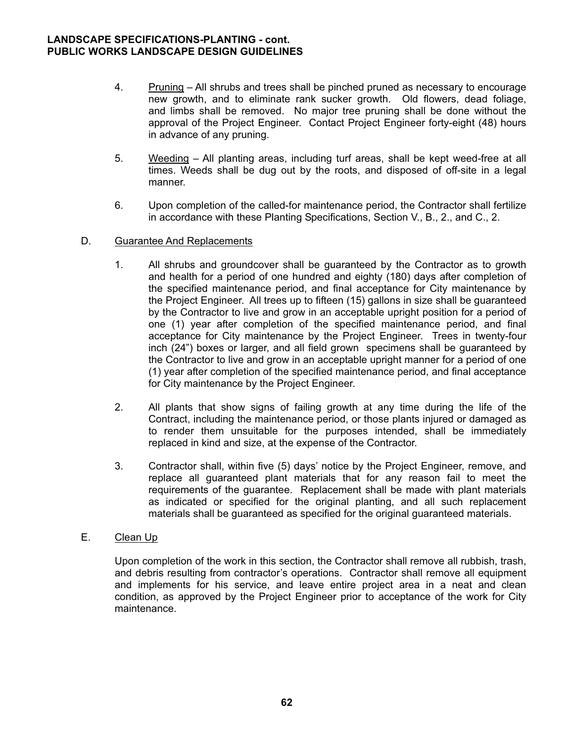4. Pruning – All shrubs and trees shall be pinched pruned as necessary to encourage new growth, and to eliminate rank sucker growth. Old flowers, dead foliage, and limbs shall be removed. No major tree pruning shall be done without the approval of the Project Engineer. Contact Project Engineer forty-eight (48) hours in advance of any pruning.

5. Weeding – All planting areas, including turf areas, shall be kept weed-free at all times. Weeds shall be dug out by the roots, and disposed of off-site in a legal manner.

6. Upon completion of the called-for maintenance period, the Contractor shall fertilize in accordance with these Planting Specifications, Section V., B., 2., and C., 2.

D. Guarantee And Replacements

1. All shrubs and groundcover shall be guaranteed by the Contractor as to growth and health for a period of one hundred and eighty (180) days after completion of the specified maintenance period, and final acceptance for City maintenance by the Project Engineer. All trees up to fifteen (15) gallons in size shall be guaranteed by the Contractor to live and grow in an acceptable upright position for a period of one (1) year after completion of the specified maintenance period, and final acceptance for City maintenance by the Project Engineer. Trees in twenty-four inch (24") boxes or larger, and all field grown specimens shall be guaranteed by the Contractor to live and grow in an acceptable upright manner for a period of one (1) year after completion of the specified maintenance period, and final acceptance for City maintenance by the Project Engineer.

2. All plants that show signs of failing growth at any time during the life of the Contract, including the maintenance period, or those plants injured or damaged as to render them unsuitable for the purposes intended, shall be immediately replaced in kind and size, at the expense of the Contractor.

3. Contractor shall, within five (5) days' notice by the Project Engineer, remove, and replace all guaranteed plant materials that for any reason fail to meet the requirements of the guarantee. Replacement shall be made with plant materials as indicated or specified for the original planting, and all such replacement materials shall be guaranteed as specified for the original guaranteed materials.

E. Clean Up

Upon completion of the work in this section, the Contractor shall remove all rubbish, trash, and debris resulting from contractor's operations. Contractor shall remove all equipment and implements for his service, and leave entire project area in a neat and clean condition, as approved by the Project Engineer prior to acceptance of the work for City maintenance.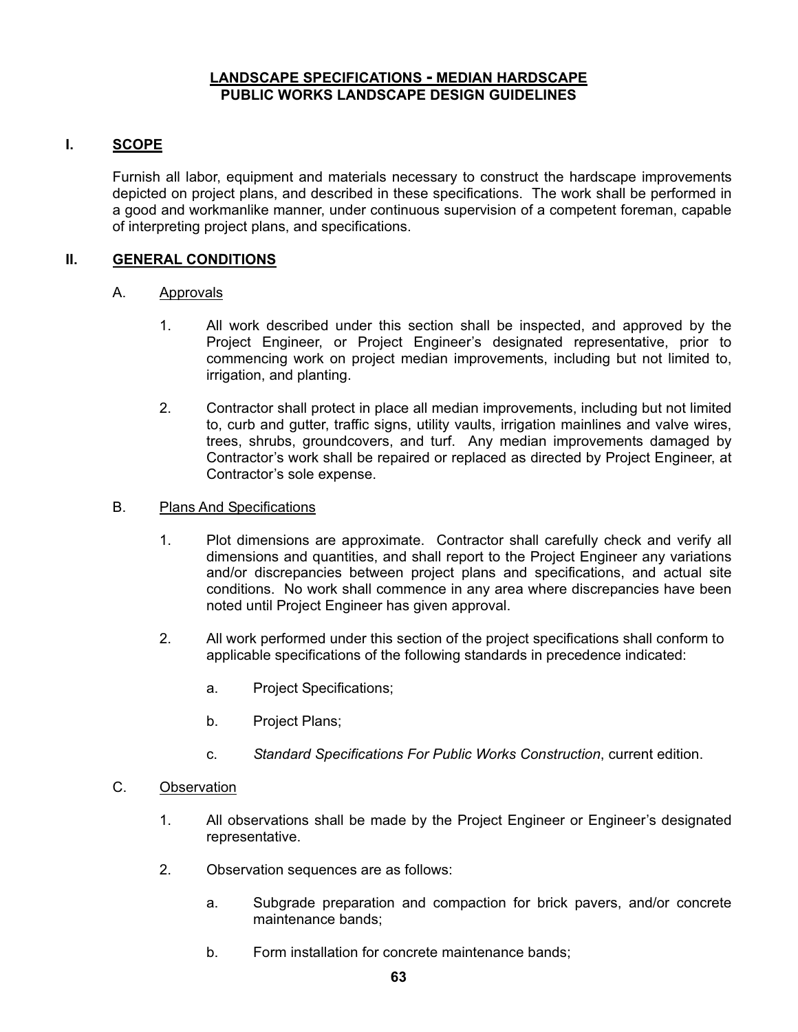# LANDSCAPE SPECIFICATIONS - MEDIAN HARDSCAPE
# PUBLIC WORKS LANDSCAPE DESIGN GUIDELINES

## I. SCOPE

Furnish all labor, equipment and materials necessary to construct the hardscape improvements depicted on project plans, and described in these specifications. The work shall be performed in a good and workmanlike manner, under continuous supervision of a competent foreman, capable of interpreting project plans, and specifications.

## II. GENERAL CONDITIONS

### A. Approvals

1. All work described under this section shall be inspected, and approved by the Project Engineer, or Project Engineer's designated representative, prior to commencing work on project median improvements, including but not limited to, irrigation, and planting.

2. Contractor shall protect in place all median improvements, including but not limited to, curb and gutter, traffic signs, utility vaults, irrigation mainlines and valve wires, trees, shrubs, groundcovers, and turf. Any median improvements damaged by Contractor's work shall be repaired or replaced as directed by Project Engineer, at Contractor's sole expense.

### B. Plans And Specifications

1. Plot dimensions are approximate. Contractor shall carefully check and verify all dimensions and quantities, and shall report to the Project Engineer any variations and/or discrepancies between project plans and specifications, and actual site conditions. No work shall commence in any area where discrepancies have been noted until Project Engineer has given approval.

2. All work performed under this section of the project specifications shall conform to applicable specifications of the following standards in precedence indicated:

   a. Project Specifications;

   b. Project Plans;

   c. *Standard Specifications For Public Works Construction*, current edition.

### C. Observation

1. All observations shall be made by the Project Engineer or Engineer's designated representative.

2. Observation sequences are as follows:

   a. Subgrade preparation and compaction for brick pavers, and/or concrete maintenance bands;

   b. Form installation for concrete maintenance bands;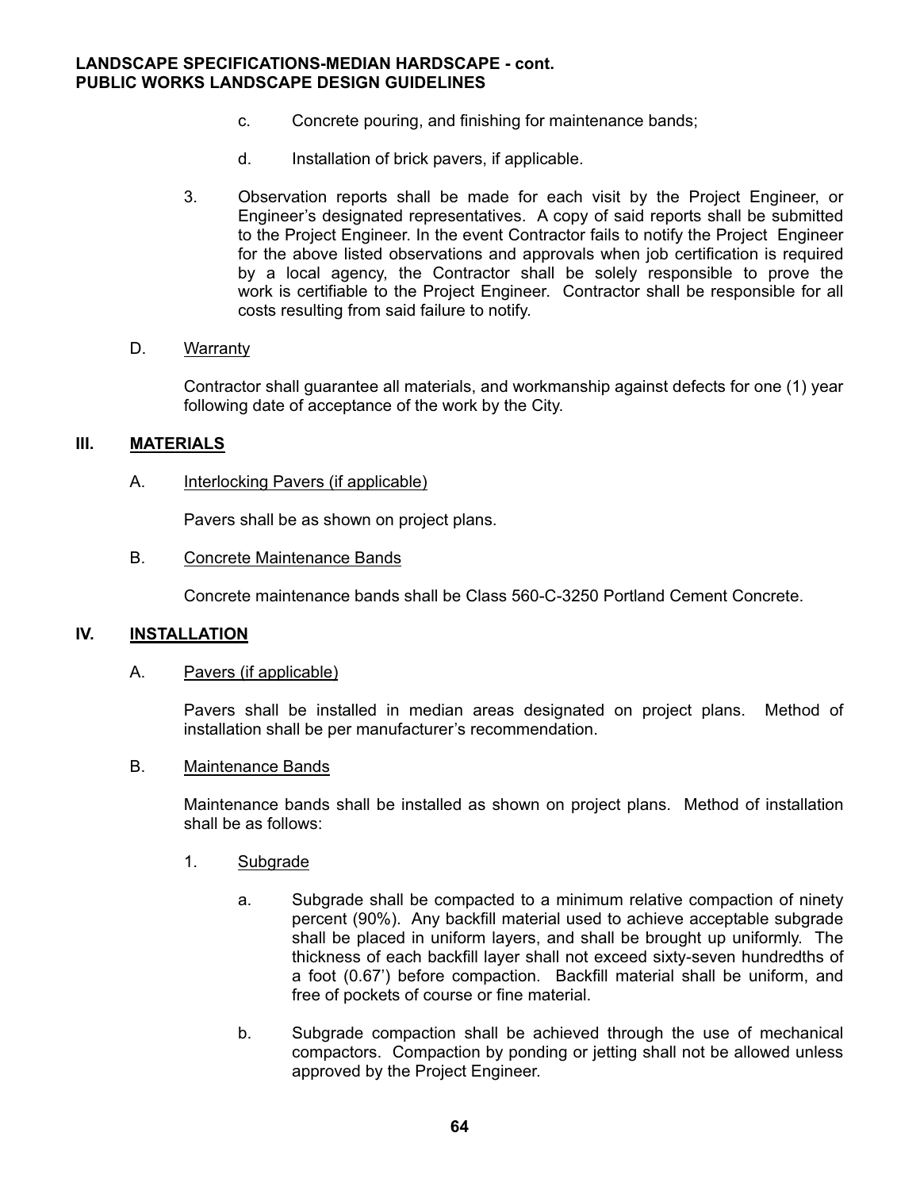c. Concrete pouring, and finishing for maintenance bands;

d. Installation of brick pavers, if applicable.

3. Observation reports shall be made for each visit by the Project Engineer, or Engineer's designated representatives. A copy of said reports shall be submitted to the Project Engineer. In the event Contractor fails to notify the Project Engineer for the above listed observations and approvals when job certification is required by a local agency, the Contractor shall be solely responsible to prove the work is certifiable to the Project Engineer. Contractor shall be responsible for all costs resulting from said failure to notify.

D. Warranty

Contractor shall guarantee all materials, and workmanship against defects for one (1) year following date of acceptance of the work by the City.

## III. MATERIALS

A. Interlocking Pavers (if applicable)

Pavers shall be as shown on project plans.

B. Concrete Maintenance Bands

Concrete maintenance bands shall be Class 560-C-3250 Portland Cement Concrete.

## IV. INSTALLATION

A. Pavers (if applicable)

Pavers shall be installed in median areas designated on project plans. Method of installation shall be per manufacturer's recommendation.

B. Maintenance Bands

Maintenance bands shall be installed as shown on project plans. Method of installation shall be as follows:

1. Subgrade

a. Subgrade shall be compacted to a minimum relative compaction of ninety percent (90%). Any backfill material used to achieve acceptable subgrade shall be placed in uniform layers, and shall be brought up uniformly. The thickness of each backfill layer shall not exceed sixty-seven hundredths of a foot (0.67') before compaction. Backfill material shall be uniform, and free of pockets of course or fine material.

b. Subgrade compaction shall be achieved through the use of mechanical compactors. Compaction by ponding or jetting shall not be allowed unless approved by the Project Engineer.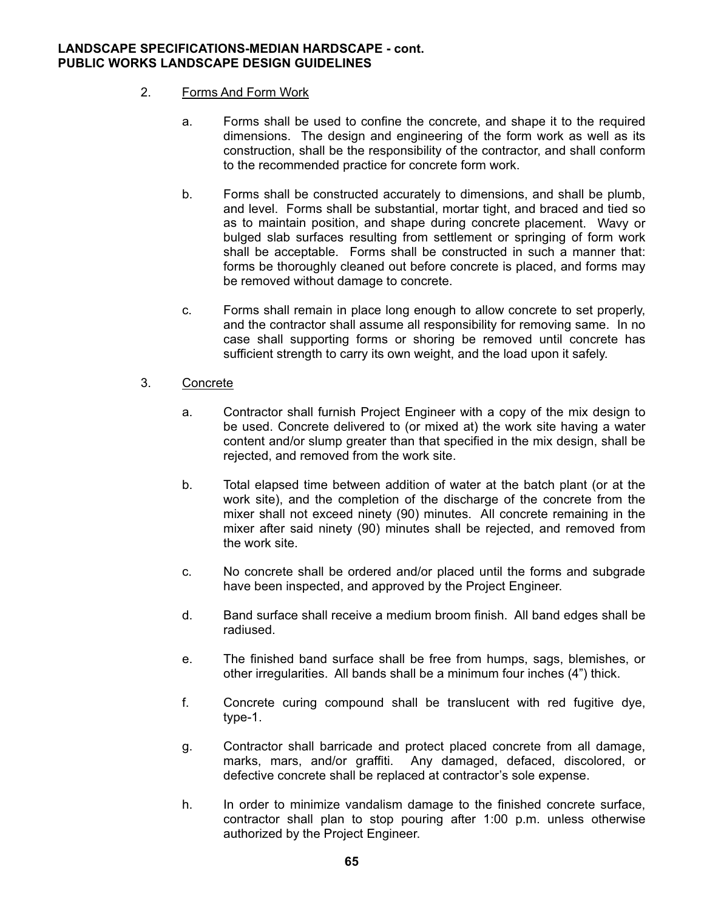**LANDSCAPE SPECIFICATIONS-MEDIAN HARDSCAPE - cont.**
**PUBLIC WORKS LANDSCAPE DESIGN GUIDELINES**

2. Forms And Form Work

   a. Forms shall be used to confine the concrete, and shape it to the required dimensions. The design and engineering of the form work as well as its construction, shall be the responsibility of the contractor, and shall conform to the recommended practice for concrete form work.

   b. Forms shall be constructed accurately to dimensions, and shall be plumb, and level. Forms shall be substantial, mortar tight, and braced and tied so as to maintain position, and shape during concrete placement. Wavy or bulged slab surfaces resulting from settlement or springing of form work shall be acceptable. Forms shall be constructed in such a manner that: forms be thoroughly cleaned out before concrete is placed, and forms may be removed without damage to concrete.

   c. Forms shall remain in place long enough to allow concrete to set properly, and the contractor shall assume all responsibility for removing same. In no case shall supporting forms or shoring be removed until concrete has sufficient strength to carry its own weight, and the load upon it safely.

3. Concrete

   a. Contractor shall furnish Project Engineer with a copy of the mix design to be used. Concrete delivered to (or mixed at) the work site having a water content and/or slump greater than that specified in the mix design, shall be rejected, and removed from the work site.

   b. Total elapsed time between addition of water at the batch plant (or at the work site), and the completion of the discharge of the concrete from the mixer shall not exceed ninety (90) minutes. All concrete remaining in the mixer after said ninety (90) minutes shall be rejected, and removed from the work site.

   c. No concrete shall be ordered and/or placed until the forms and subgrade have been inspected, and approved by the Project Engineer.

   d. Band surface shall receive a medium broom finish. All band edges shall be radiused.

   e. The finished band surface shall be free from humps, sags, blemishes, or other irregularities. All bands shall be a minimum four inches (4") thick.

   f. Concrete curing compound shall be translucent with red fugitive dye, type-1.

   g. Contractor shall barricade and protect placed concrete from all damage, marks, mars, and/or graffiti. Any damaged, defaced, discolored, or defective concrete shall be replaced at contractor's sole expense.

   h. In order to minimize vandalism damage to the finished concrete surface, contractor shall plan to stop pouring after 1:00 p.m. unless otherwise authorized by the Project Engineer.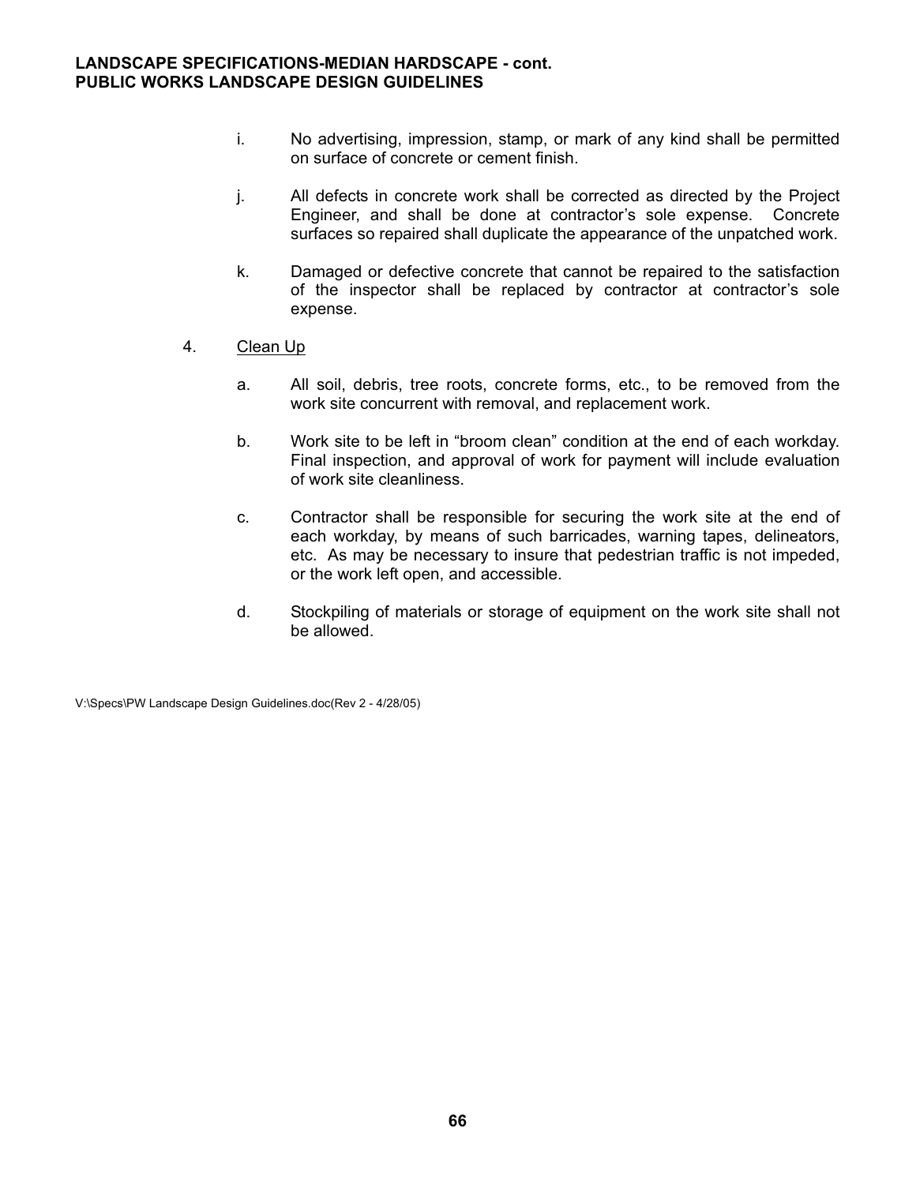i. No advertising, impression, stamp, or mark of any kind shall be permitted on surface of concrete or cement finish.

j. All defects in concrete work shall be corrected as directed by the Project Engineer, and shall be done at contractor's sole expense. Concrete surfaces so repaired shall duplicate the appearance of the unpatched work.

k. Damaged or defective concrete that cannot be repaired to the satisfaction of the inspector shall be replaced by contractor at contractor's sole expense.

4. Clean Up

a. All soil, debris, tree roots, concrete forms, etc., to be removed from the work site concurrent with removal, and replacement work.

b. Work site to be left in "broom clean" condition at the end of each workday. Final inspection, and approval of work for payment will include evaluation of work site cleanliness.

c. Contractor shall be responsible for securing the work site at the end of each workday, by means of such barricades, warning tapes, delineators, etc. As may be necessary to insure that pedestrian traffic is not impeded, or the work left open, and accessible.

d. Stockpiling of materials or storage of equipment on the work site shall not be allowed.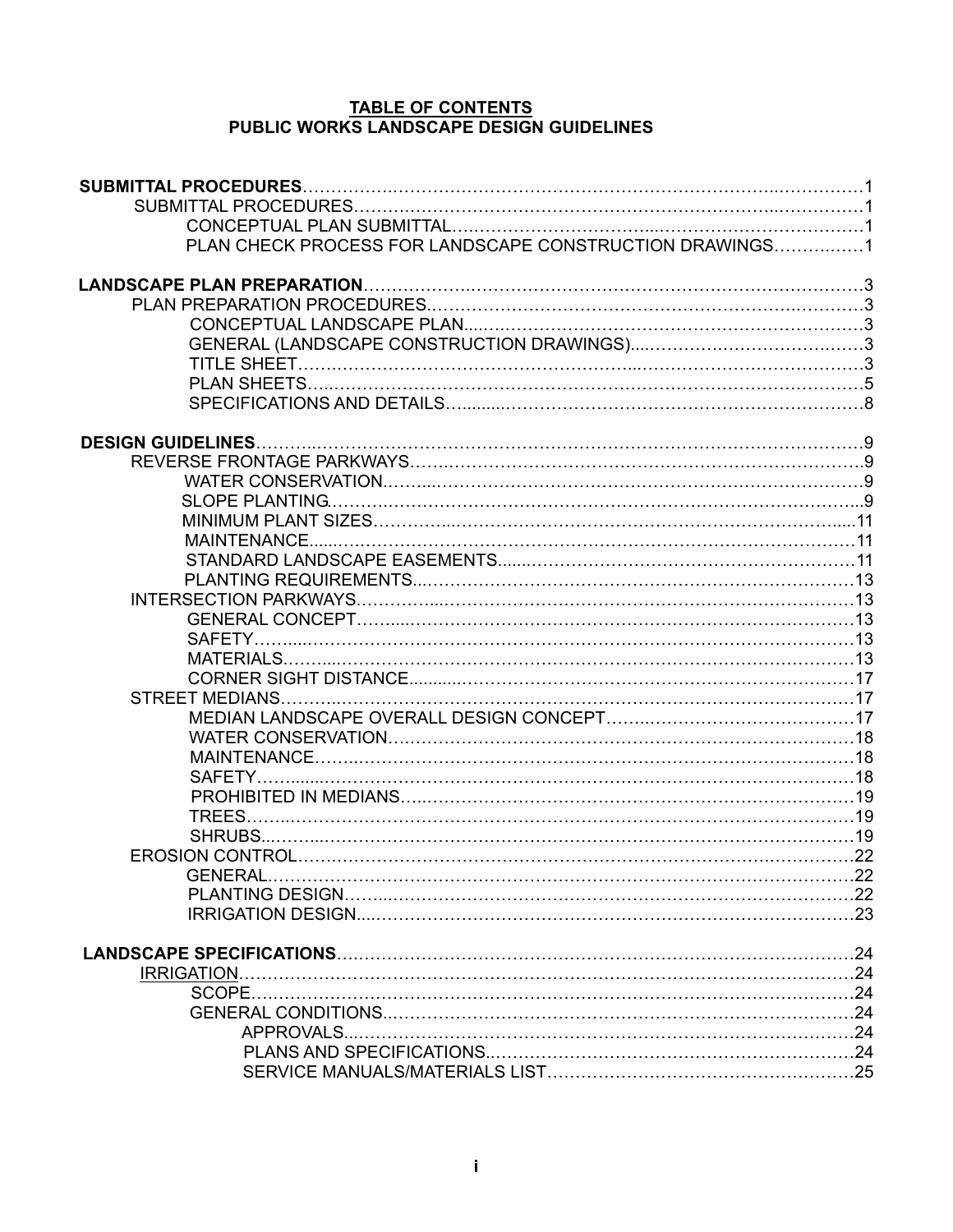# TABLE OF CONTENTS
## PUBLIC WORKS LANDSCAPE DESIGN GUIDELINES

**SUBMITTAL PROCEDURES** .......... 1
- SUBMITTAL PROCEDURES .......... 1
  - CONCEPTUAL PLAN SUBMITTAL .......... 1
  - PLAN CHECK PROCESS FOR LANDSCAPE CONSTRUCTION DRAWINGS .......... 1

**LANDSCAPE PLAN PREPARATION** .......... 3
- PLAN PREPARATION PROCEDURES .......... 3
  - CONCEPTUAL LANDSCAPE PLAN .......... 3
  - GENERAL (LANDSCAPE CONSTRUCTION DRAWINGS) .......... 3
  - TITLE SHEET .......... 3
  - PLAN SHEETS .......... 5
  - SPECIFICATIONS AND DETAILS .......... 8

**DESIGN GUIDELINES** .......... 9
- REVERSE FRONTAGE PARKWAYS .......... 9
  - WATER CONSERVATION .......... 9
  - SLOPE PLANTING .......... 9
  - MINIMUM PLANT SIZES .......... 11
  - MAINTENANCE .......... 11
  - STANDARD LANDSCAPE EASEMENTS .......... 11
  - PLANTING REQUIREMENTS .......... 13
- INTERSECTION PARKWAYS .......... 13
  - GENERAL CONCEPT .......... 13
  - SAFETY .......... 13
  - MATERIALS .......... 13
  - CORNER SIGHT DISTANCE .......... 17
- STREET MEDIANS .......... 17
  - MEDIAN LANDSCAPE OVERALL DESIGN CONCEPT .......... 17
  - WATER CONSERVATION .......... 18
  - MAINTENANCE .......... 18
  - SAFETY .......... 18
  - PROHIBITED IN MEDIANS .......... 19
  - TREES .......... 19
  - SHRUBS .......... 19
- EROSION CONTROL .......... 22
  - GENERAL .......... 22
  - PLANTING DESIGN .......... 22
  - IRRIGATION DESIGN .......... 23

**LANDSCAPE SPECIFICATIONS** .......... 24
- IRRIGATION .......... 24
  - SCOPE .......... 24
  - GENERAL CONDITIONS .......... 24
    - APPROVALS .......... 24
    - PLANS AND SPECIFICATIONS .......... 24
    - SERVICE MANUALS/MATERIALS LIST .......... 25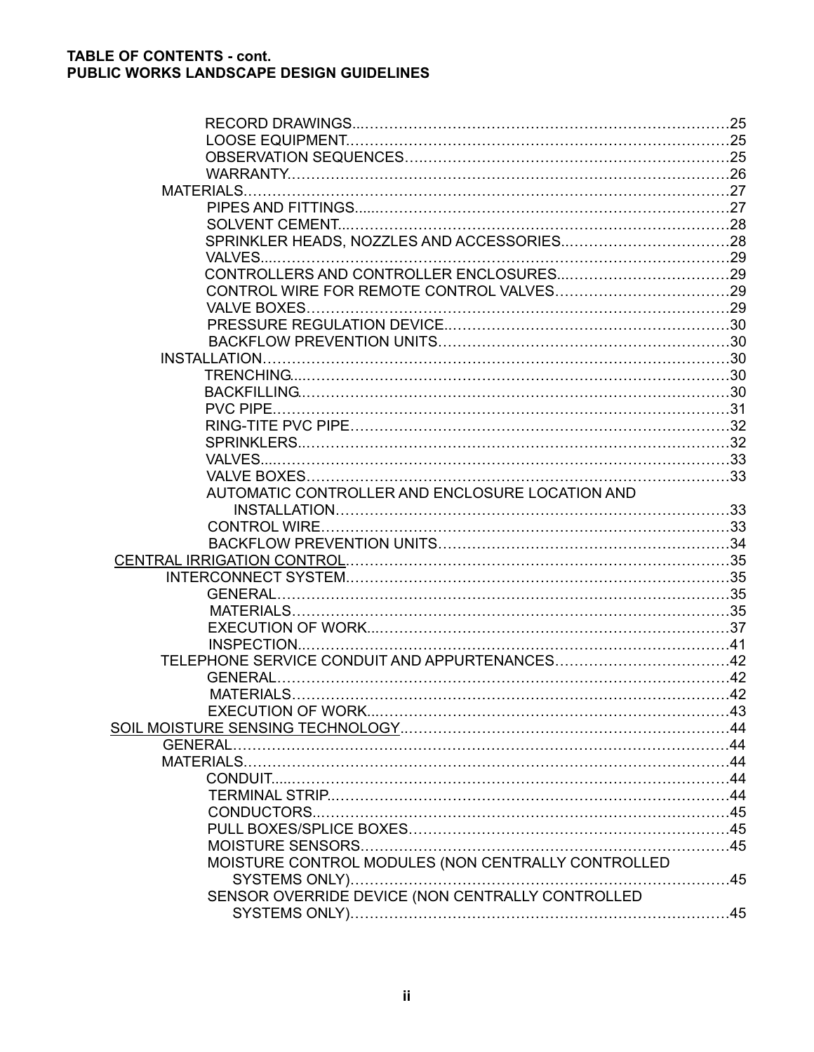**TABLE OF CONTENTS - cont.**
**PUBLIC WORKS LANDSCAPE DESIGN GUIDELINES**

- RECORD DRAWINGS....25
- LOOSE EQUIPMENT....25
- OBSERVATION SEQUENCES....25
- WARRANTY....26
- MATERIALS....27
  - PIPES AND FITTINGS....27
  - SOLVENT CEMENT....28
  - SPRINKLER HEADS, NOZZLES AND ACCESSORIES....28
  - VALVES....29
  - CONTROLLERS AND CONTROLLER ENCLOSURES....29
  - CONTROL WIRE FOR REMOTE CONTROL VALVES....29
  - VALVE BOXES....29
  - PRESSURE REGULATION DEVICE....30
  - BACKFLOW PREVENTION UNITS....30
- INSTALLATION....30
  - TRENCHING....30
  - BACKFILLING....30
  - PVC PIPE....31
  - RING-TITE PVC PIPE....32
  - SPRINKLERS....32
  - VALVES....33
  - VALVE BOXES....33
  - AUTOMATIC CONTROLLER AND ENCLOSURE LOCATION AND INSTALLATION....33
  - CONTROL WIRE....33
  - BACKFLOW PREVENTION UNITS....34

<u>CENTRAL IRRIGATION CONTROL</u>....35
- INTERCONNECT SYSTEM....35
  - GENERAL....35
  - MATERIALS....35
  - EXECUTION OF WORK....37
  - INSPECTION....41
- TELEPHONE SERVICE CONDUIT AND APPURTENANCES....42
  - GENERAL....42
  - MATERIALS....42
  - EXECUTION OF WORK....43

<u>SOIL MOISTURE SENSING TECHNOLOGY</u>....44
- GENERAL....44
- MATERIALS....44
  - CONDUIT....44
  - TERMINAL STRIP....44
  - CONDUCTORS....45
  - PULL BOXES/SPLICE BOXES....45
  - MOISTURE SENSORS....45
  - MOISTURE CONTROL MODULES (NON CENTRALLY CONTROLLED SYSTEMS ONLY)....45
  - SENSOR OVERRIDE DEVICE (NON CENTRALLY CONTROLLED SYSTEMS ONLY)....45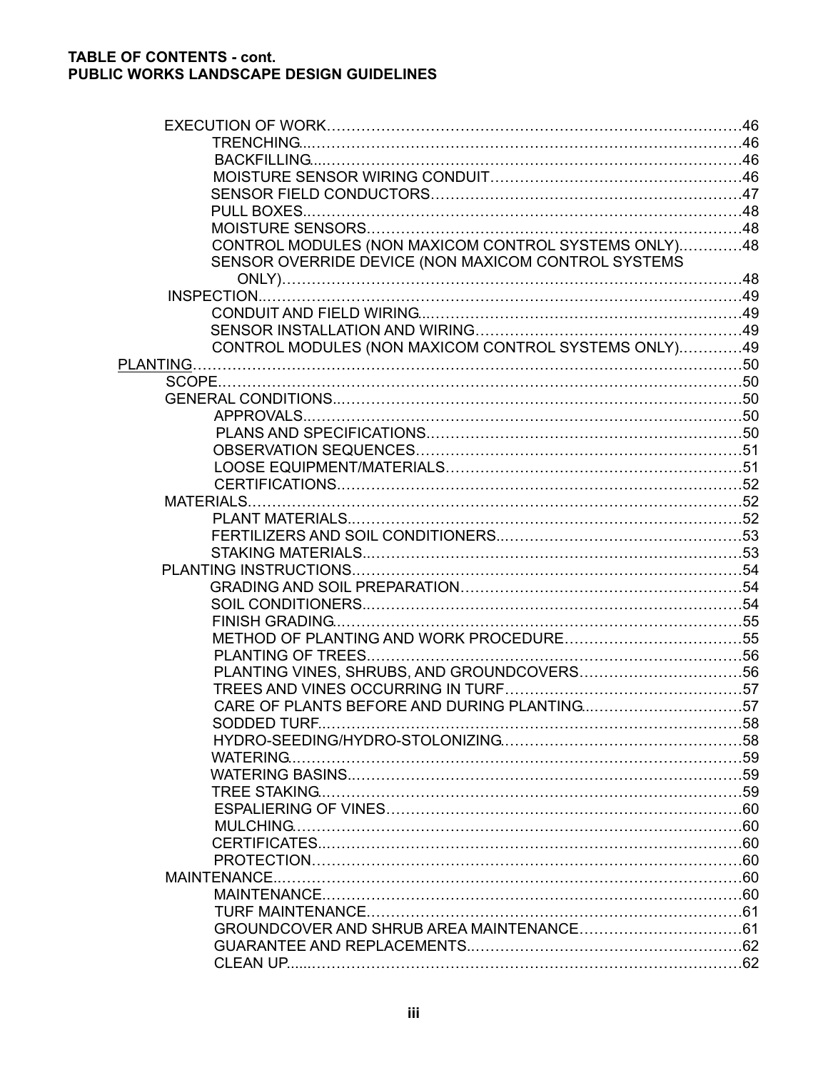**TABLE OF CONTENTS - cont.**
**PUBLIC WORKS LANDSCAPE DESIGN GUIDELINES**

- EXECUTION OF WORK……46
  - TRENCHING……46
  - BACKFILLING……46
  - MOISTURE SENSOR WIRING CONDUIT……46
  - SENSOR FIELD CONDUCTORS……47
  - PULL BOXES……48
  - MOISTURE SENSORS……48
  - CONTROL MODULES (NON MAXICOM CONTROL SYSTEMS ONLY)……48
  - SENSOR OVERRIDE DEVICE (NON MAXICOM CONTROL SYSTEMS ONLY)……48
- INSPECTION……49
  - CONDUIT AND FIELD WIRING……49
  - SENSOR INSTALLATION AND WIRING……49
  - CONTROL MODULES (NON MAXICOM CONTROL SYSTEMS ONLY)……49

<u>PLANTING</u>……50

- SCOPE……50
- GENERAL CONDITIONS……50
  - APPROVALS……50
  - PLANS AND SPECIFICATIONS……50
  - OBSERVATION SEQUENCES……51
  - LOOSE EQUIPMENT/MATERIALS……51
  - CERTIFICATIONS……52
- MATERIALS……52
  - PLANT MATERIALS……52
  - FERTILIZERS AND SOIL CONDITIONERS……53
  - STAKING MATERIALS……53
- PLANTING INSTRUCTIONS……54
  - GRADING AND SOIL PREPARATION……54
  - SOIL CONDITIONERS……54
  - FINISH GRADING……55
  - METHOD OF PLANTING AND WORK PROCEDURE……55
  - PLANTING OF TREES……56
  - PLANTING VINES, SHRUBS, AND GROUNDCOVERS……56
  - TREES AND VINES OCCURRING IN TURF……57
  - CARE OF PLANTS BEFORE AND DURING PLANTING……57
  - SODDED TURF……58
  - HYDRO-SEEDING/HYDRO-STOLONIZING……58
  - WATERING……59
  - WATERING BASINS……59
  - TREE STAKING……59
  - ESPALIERING OF VINES……60
  - MULCHING……60
  - CERTIFICATES……60
  - PROTECTION……60
- MAINTENANCE……60
  - MAINTENANCE……60
  - TURF MAINTENANCE……61
  - GROUNDCOVER AND SHRUB AREA MAINTENANCE……61
  - GUARANTEE AND REPLACEMENTS……62
  - CLEAN UP……62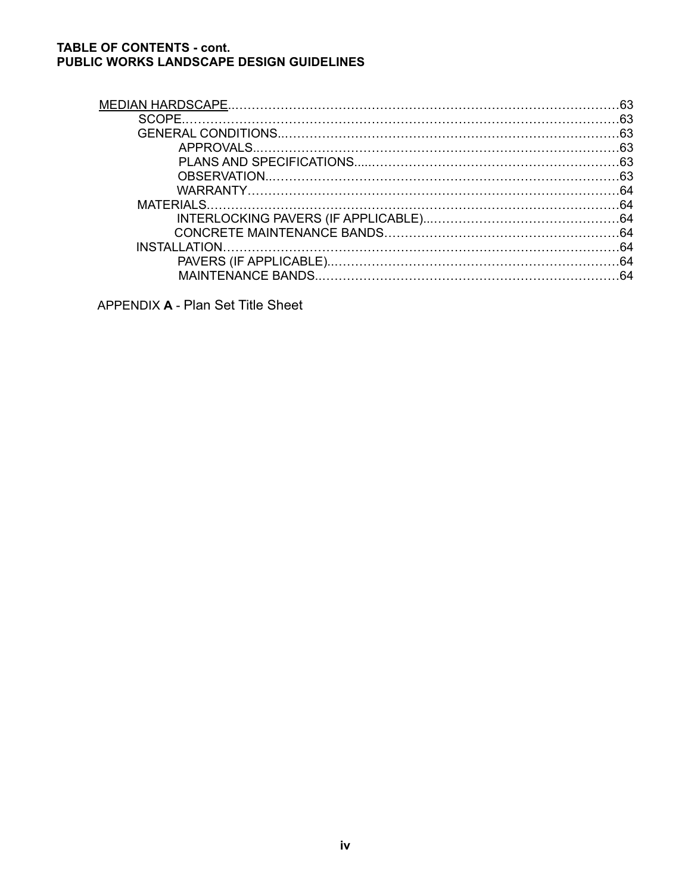**TABLE OF CONTENTS - cont.**
**PUBLIC WORKS LANDSCAPE DESIGN GUIDELINES**

MEDIAN HARDSCAPE……………………………………………………………………………63
- SCOPE……………………………………………………………………………………63
- GENERAL CONDITIONS…………………………………………………………………63
  - APPROVALS…………………………………………………………………………63
  - PLANS AND SPECIFICATIONS………………………………………………………63
  - OBSERVATION………………………………………………………………………63
  - WARRANTY…………………………………………………………………………64
- MATERIALS………………………………………………………………………………64
  - INTERLOCKING PAVERS (IF APPLICABLE)…………………………………………64
  - CONCRETE MAINTENANCE BANDS…………………………………………………64
- INSTALLATION……………………………………………………………………………64
  - PAVERS (IF APPLICABLE)……………………………………………………………64
  - MAINTENANCE BANDS………………………………………………………………64

APPENDIX **A** - Plan Set Title Sheet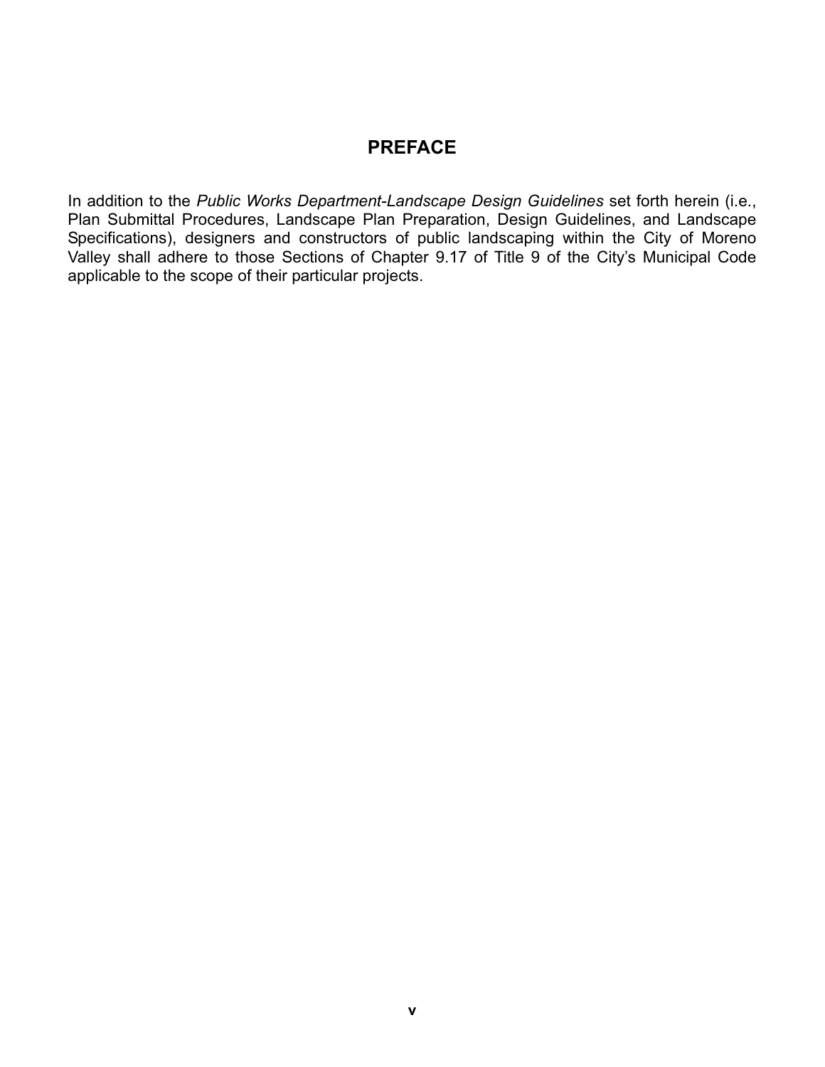# PREFACE

In addition to the *Public Works Department-Landscape Design Guidelines* set forth herein (i.e., Plan Submittal Procedures, Landscape Plan Preparation, Design Guidelines, and Landscape Specifications), designers and constructors of public landscaping within the City of Moreno Valley shall adhere to those Sections of Chapter 9.17 of Title 9 of the City's Municipal Code applicable to the scope of their particular projects.